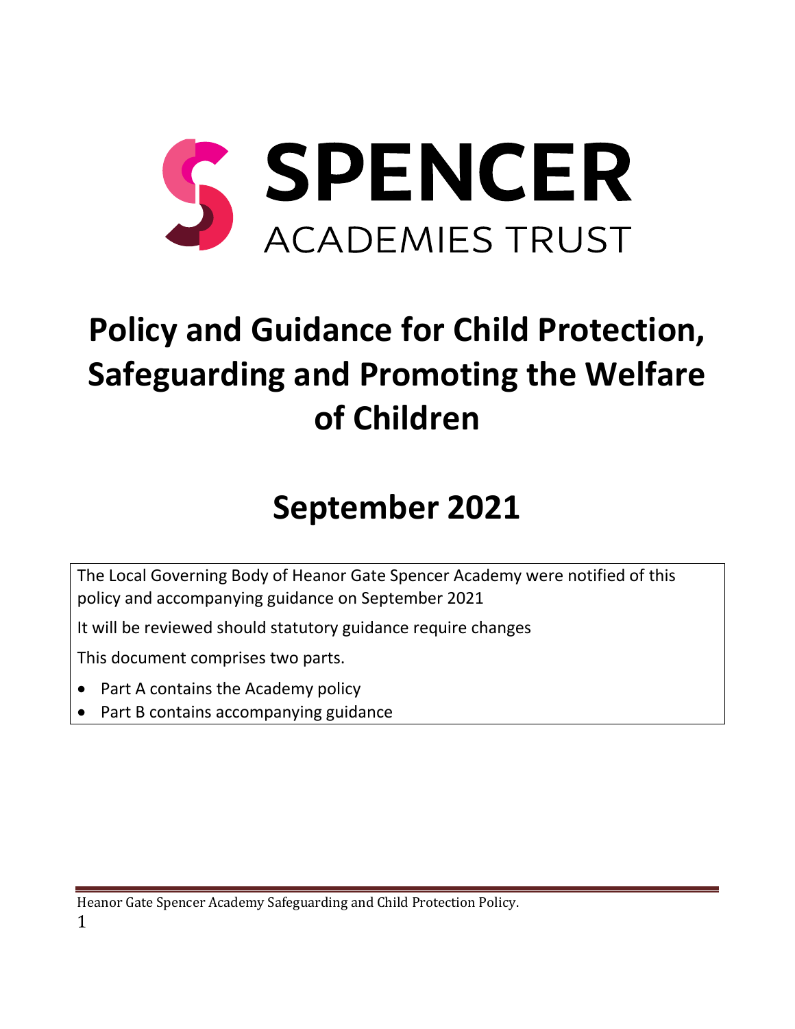SPENCER ACADEMIES TRUST

# Policy and Guidance for Child Protection, Safeguarding and Promoting the Welfare of Children

# September 2021

The Local Governing Body of Heanor Gate Spencer Academy were notified of this policy and accompanying guidance on September 2021

It will be reviewed should statutory guidance require changes

This document comprises two parts.

- Part A contains the Academy policy
- Part B contains accompanying guidance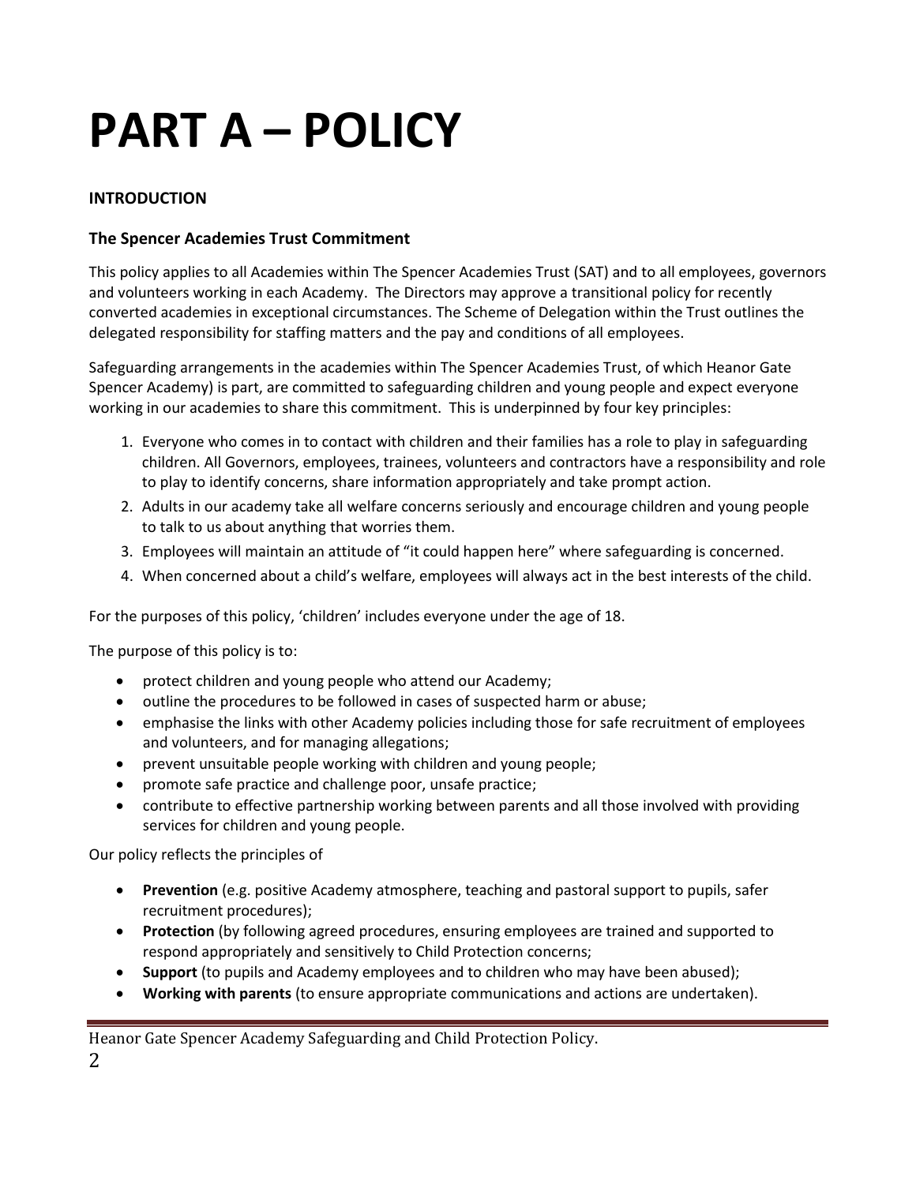# PART A – POLICY

**INTRODUCTION**

### The Spencer Academies Trust Commitment

This policy applies to all Academies within The Spencer Academies Trust (SAT) and to all employees, governors and volunteers working in each Academy. The Directors may approve a transitional policy for recently converted academies in exceptional circumstances. The Scheme of Delegation within the Trust outlines the delegated responsibility for staffing matters and the pay and conditions of all employees.

Safeguarding arrangements in the academies within The Spencer Academies Trust, of which Heanor Gate Spencer Academy) is part, are committed to safeguarding children and young people and expect everyone working in our academies to share this commitment. This is underpinned by four key principles:

1. Everyone who comes in to contact with children and their families has a role to play in safeguarding children. All Governors, employees, trainees, volunteers and contractors have a responsibility and role to play to identify concerns, share information appropriately and take prompt action.
2. Adults in our academy take all welfare concerns seriously and encourage children and young people to talk to us about anything that worries them.
3. Employees will maintain an attitude of "it could happen here" where safeguarding is concerned.
4. When concerned about a child's welfare, employees will always act in the best interests of the child.

For the purposes of this policy, 'children' includes everyone under the age of 18.

The purpose of this policy is to:

- protect children and young people who attend our Academy;
- outline the procedures to be followed in cases of suspected harm or abuse;
- emphasise the links with other Academy policies including those for safe recruitment of employees and volunteers, and for managing allegations;
- prevent unsuitable people working with children and young people;
- promote safe practice and challenge poor, unsafe practice;
- contribute to effective partnership working between parents and all those involved with providing services for children and young people.

Our policy reflects the principles of

- **Prevention** (e.g. positive Academy atmosphere, teaching and pastoral support to pupils, safer recruitment procedures);
- **Protection** (by following agreed procedures, ensuring employees are trained and supported to respond appropriately and sensitively to Child Protection concerns;
- **Support** (to pupils and Academy employees and to children who may have been abused);
- **Working with parents** (to ensure appropriate communications and actions are undertaken).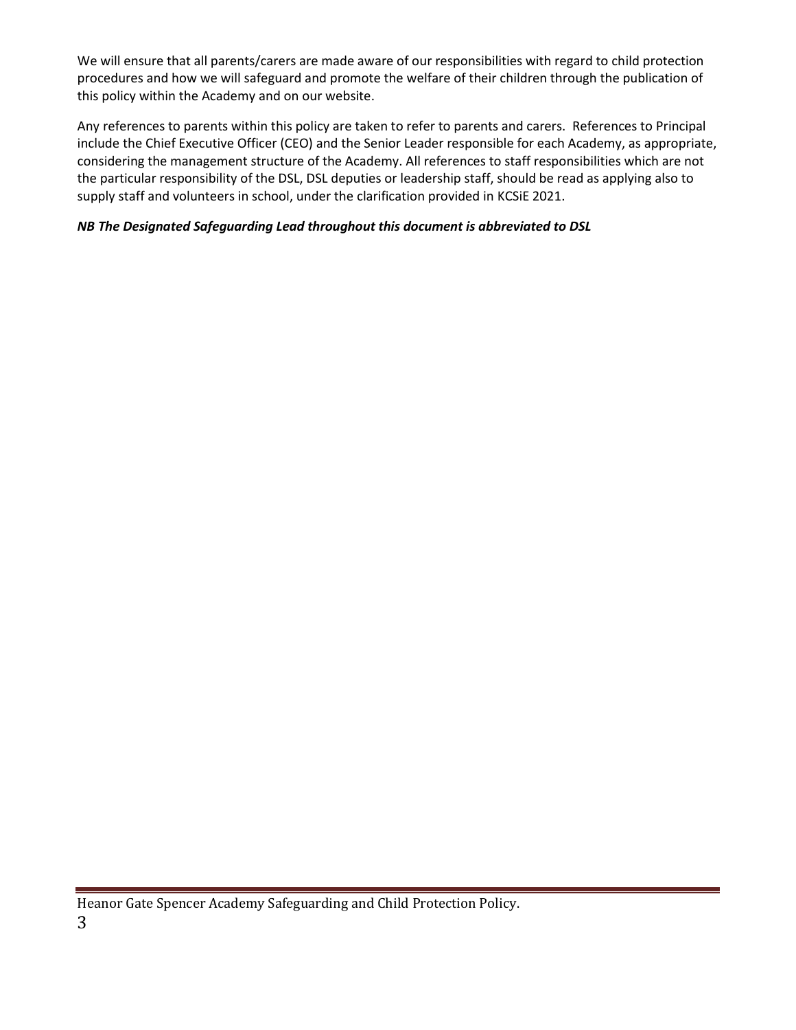We will ensure that all parents/carers are made aware of our responsibilities with regard to child protection procedures and how we will safeguard and promote the welfare of their children through the publication of this policy within the Academy and on our website.

Any references to parents within this policy are taken to refer to parents and carers. References to Principal include the Chief Executive Officer (CEO) and the Senior Leader responsible for each Academy, as appropriate, considering the management structure of the Academy. All references to staff responsibilities which are not the particular responsibility of the DSL, DSL deputies or leadership staff, should be read as applying also to supply staff and volunteers in school, under the clarification provided in KCSiE 2021.

***NB The Designated Safeguarding Lead throughout this document is abbreviated to DSL***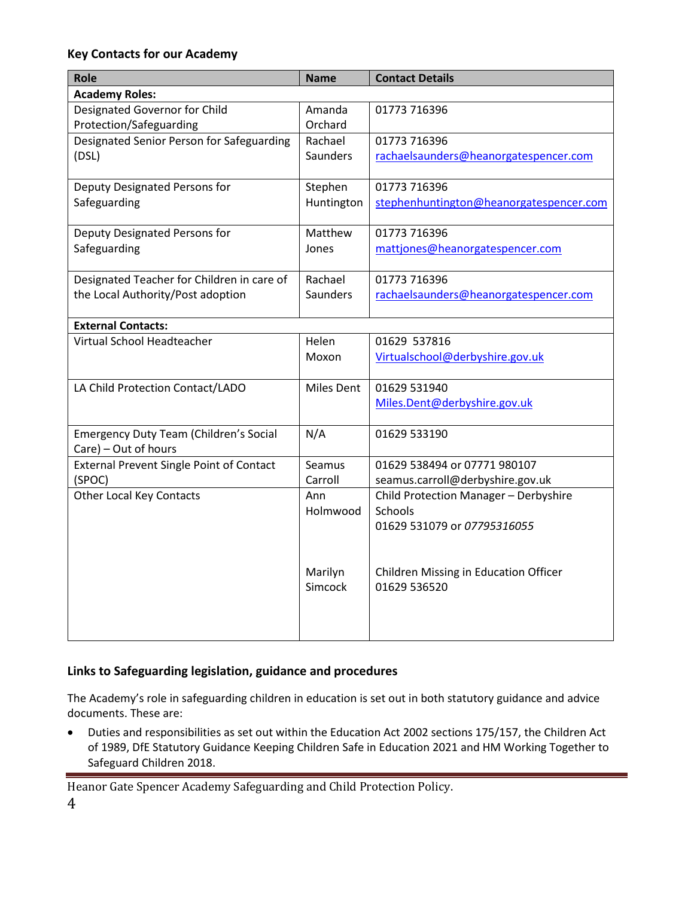**Key Contacts for our Academy**

| Role | Name | Contact Details |
|---|---|---|
| **Academy Roles:** | | |
| Designated Governor for Child Protection/Safeguarding | Amanda Orchard | 01773 716396 |
| Designated Senior Person for Safeguarding (DSL) | Rachael Saunders | 01773 716396 rachaelsaunders@heanorgatespencer.com |
| Deputy Designated Persons for Safeguarding | Stephen Huntington | 01773 716396 stephenhuntington@heanorgatespencer.com |
| Deputy Designated Persons for Safeguarding | Matthew Jones | 01773 716396 mattjones@heanorgatespencer.com |
| Designated Teacher for Children in care of the Local Authority/Post adoption | Rachael Saunders | 01773 716396 rachaelsaunders@heanorgatespencer.com |
| **External Contacts:** | | |
| Virtual School Headteacher | Helen Moxon | 01629 537816 Virtualschool@derbyshire.gov.uk |
| LA Child Protection Contact/LADO | Miles Dent | 01629 531940 Miles.Dent@derbyshire.gov.uk |
| Emergency Duty Team (Children's Social Care) – Out of hours | N/A | 01629 533190 |
| External Prevent Single Point of Contact (SPOC) | Seamus Carroll | 01629 538494 or 07771 980107 seamus.carroll@derbyshire.gov.uk |
| Other Local Key Contacts | Ann Holmwood | Child Protection Manager – Derbyshire Schools 01629 531079 or *07795316055* |
| | Marilyn Simcock | Children Missing in Education Officer 01629 536520 |

**Links to Safeguarding legislation, guidance and procedures**

The Academy's role in safeguarding children in education is set out in both statutory guidance and advice documents. These are:

- Duties and responsibilities as set out within the Education Act 2002 sections 175/157, the Children Act of 1989, DfE Statutory Guidance Keeping Children Safe in Education 2021 and HM Working Together to Safeguard Children 2018.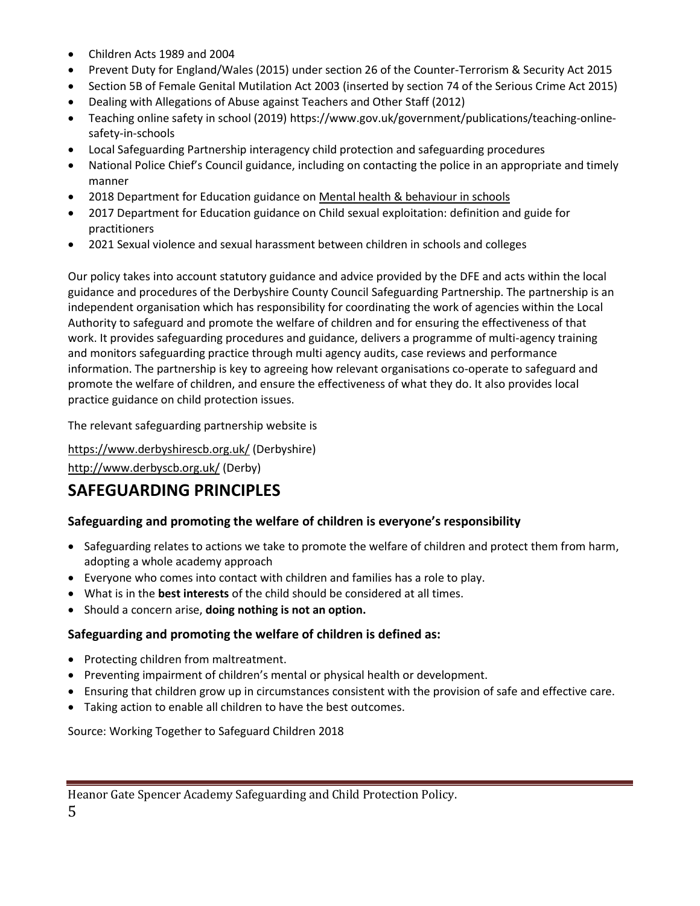- Children Acts 1989 and 2004
- Prevent Duty for England/Wales (2015) under section 26 of the Counter-Terrorism & Security Act 2015
- Section 5B of Female Genital Mutilation Act 2003 (inserted by section 74 of the Serious Crime Act 2015)
- Dealing with Allegations of Abuse against Teachers and Other Staff (2012)
- Teaching online safety in school (2019) https://www.gov.uk/government/publications/teaching-online-safety-in-schools
- Local Safeguarding Partnership interagency child protection and safeguarding procedures
- National Police Chief's Council guidance, including on contacting the police in an appropriate and timely manner
- 2018 Department for Education guidance on Mental health & behaviour in schools
- 2017 Department for Education guidance on Child sexual exploitation: definition and guide for practitioners
- 2021 Sexual violence and sexual harassment between children in schools and colleges

Our policy takes into account statutory guidance and advice provided by the DFE and acts within the local guidance and procedures of the Derbyshire County Council Safeguarding Partnership. The partnership is an independent organisation which has responsibility for coordinating the work of agencies within the Local Authority to safeguard and promote the welfare of children and for ensuring the effectiveness of that work. It provides safeguarding procedures and guidance, delivers a programme of multi-agency training and monitors safeguarding practice through multi agency audits, case reviews and performance information. The partnership is key to agreeing how relevant organisations co-operate to safeguard and promote the welfare of children, and ensure the effectiveness of what they do. It also provides local practice guidance on child protection issues.

The relevant safeguarding partnership website is

https://www.derbyshirescb.org.uk/ (Derbyshire)

http://www.derbyscb.org.uk/ (Derby)

## SAFEGUARDING PRINCIPLES

### Safeguarding and promoting the welfare of children is everyone's responsibility

- Safeguarding relates to actions we take to promote the welfare of children and protect them from harm, adopting a whole academy approach
- Everyone who comes into contact with children and families has a role to play.
- What is in the **best interests** of the child should be considered at all times.
- Should a concern arise, **doing nothing is not an option.**

### Safeguarding and promoting the welfare of children is defined as:

- Protecting children from maltreatment.
- Preventing impairment of children's mental or physical health or development.
- Ensuring that children grow up in circumstances consistent with the provision of safe and effective care.
- Taking action to enable all children to have the best outcomes.

Source: Working Together to Safeguard Children 2018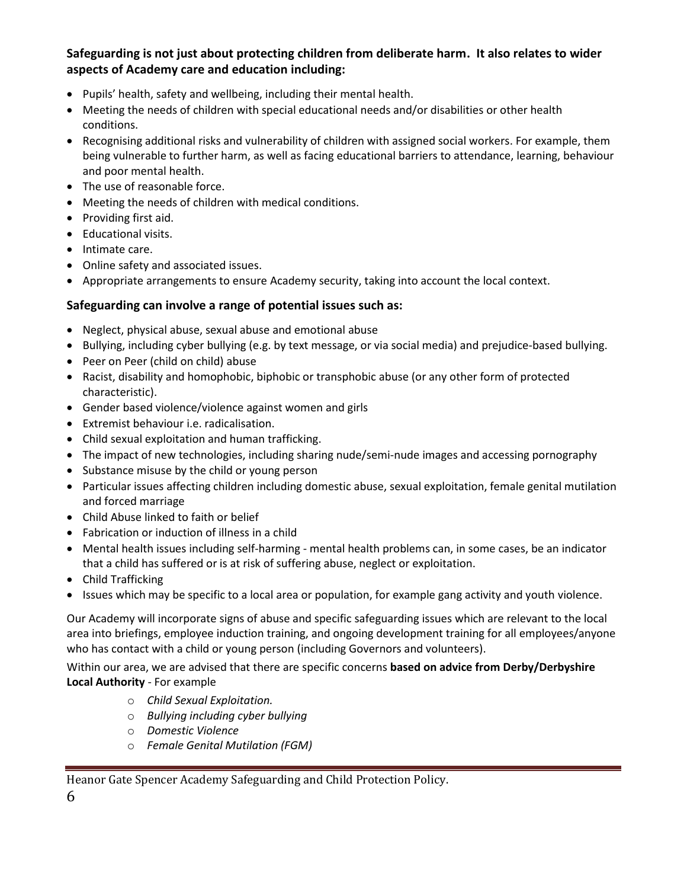**Safeguarding is not just about protecting children from deliberate harm. It also relates to wider aspects of Academy care and education including:**

- Pupils' health, safety and wellbeing, including their mental health.
- Meeting the needs of children with special educational needs and/or disabilities or other health conditions.
- Recognising additional risks and vulnerability of children with assigned social workers. For example, them being vulnerable to further harm, as well as facing educational barriers to attendance, learning, behaviour and poor mental health.
- The use of reasonable force.
- Meeting the needs of children with medical conditions.
- Providing first aid.
- Educational visits.
- Intimate care.
- Online safety and associated issues.
- Appropriate arrangements to ensure Academy security, taking into account the local context.

### Safeguarding can involve a range of potential issues such as:

- Neglect, physical abuse, sexual abuse and emotional abuse
- Bullying, including cyber bullying (e.g. by text message, or via social media) and prejudice-based bullying.
- Peer on Peer (child on child) abuse
- Racist, disability and homophobic, biphobic or transphobic abuse (or any other form of protected characteristic).
- Gender based violence/violence against women and girls
- Extremist behaviour i.e. radicalisation.
- Child sexual exploitation and human trafficking.
- The impact of new technologies, including sharing nude/semi-nude images and accessing pornography
- Substance misuse by the child or young person
- Particular issues affecting children including domestic abuse, sexual exploitation, female genital mutilation and forced marriage
- Child Abuse linked to faith or belief
- Fabrication or induction of illness in a child
- Mental health issues including self-harming - mental health problems can, in some cases, be an indicator that a child has suffered or is at risk of suffering abuse, neglect or exploitation.
- Child Trafficking
- Issues which may be specific to a local area or population, for example gang activity and youth violence.

Our Academy will incorporate signs of abuse and specific safeguarding issues which are relevant to the local area into briefings, employee induction training, and ongoing development training for all employees/anyone who has contact with a child or young person (including Governors and volunteers).

Within our area, we are advised that there are specific concerns **based on advice from Derby/Derbyshire Local Authority** - For example

- *Child Sexual Exploitation.*
- *Bullying including cyber bullying*
- *Domestic Violence*
- *Female Genital Mutilation (FGM)*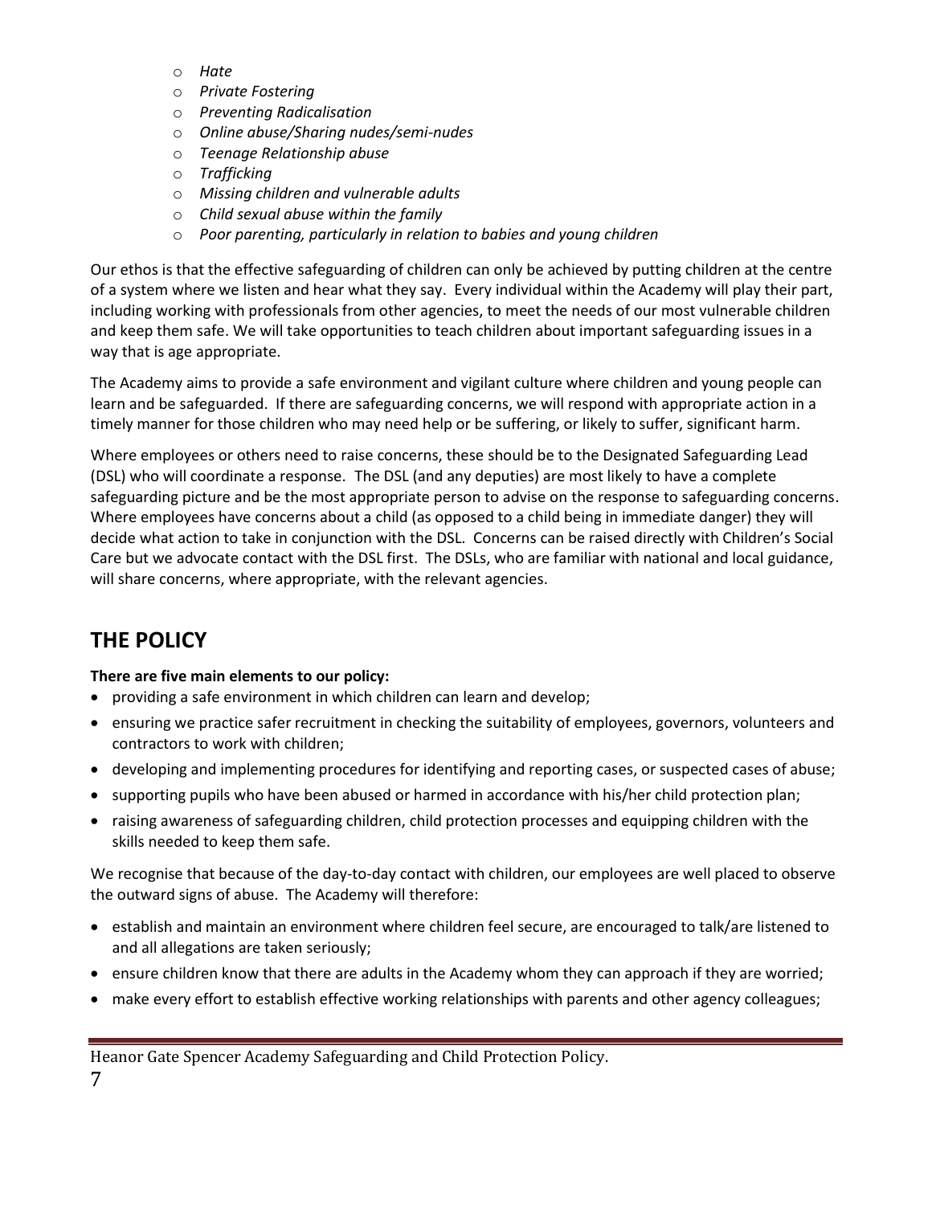- *Hate*
- *Private Fostering*
- *Preventing Radicalisation*
- *Online abuse/Sharing nudes/semi-nudes*
- *Teenage Relationship abuse*
- *Trafficking*
- *Missing children and vulnerable adults*
- *Child sexual abuse within the family*
- *Poor parenting, particularly in relation to babies and young children*

Our ethos is that the effective safeguarding of children can only be achieved by putting children at the centre of a system where we listen and hear what they say. Every individual within the Academy will play their part, including working with professionals from other agencies, to meet the needs of our most vulnerable children and keep them safe. We will take opportunities to teach children about important safeguarding issues in a way that is age appropriate.

The Academy aims to provide a safe environment and vigilant culture where children and young people can learn and be safeguarded. If there are safeguarding concerns, we will respond with appropriate action in a timely manner for those children who may need help or be suffering, or likely to suffer, significant harm.

Where employees or others need to raise concerns, these should be to the Designated Safeguarding Lead (DSL) who will coordinate a response. The DSL (and any deputies) are most likely to have a complete safeguarding picture and be the most appropriate person to advise on the response to safeguarding concerns. Where employees have concerns about a child (as opposed to a child being in immediate danger) they will decide what action to take in conjunction with the DSL. Concerns can be raised directly with Children's Social Care but we advocate contact with the DSL first. The DSLs, who are familiar with national and local guidance, will share concerns, where appropriate, with the relevant agencies.

## THE POLICY

**There are five main elements to our policy:**

- providing a safe environment in which children can learn and develop;
- ensuring we practice safer recruitment in checking the suitability of employees, governors, volunteers and contractors to work with children;
- developing and implementing procedures for identifying and reporting cases, or suspected cases of abuse;
- supporting pupils who have been abused or harmed in accordance with his/her child protection plan;
- raising awareness of safeguarding children, child protection processes and equipping children with the skills needed to keep them safe.

We recognise that because of the day-to-day contact with children, our employees are well placed to observe the outward signs of abuse. The Academy will therefore:

- establish and maintain an environment where children feel secure, are encouraged to talk/are listened to and all allegations are taken seriously;
- ensure children know that there are adults in the Academy whom they can approach if they are worried;
- make every effort to establish effective working relationships with parents and other agency colleagues;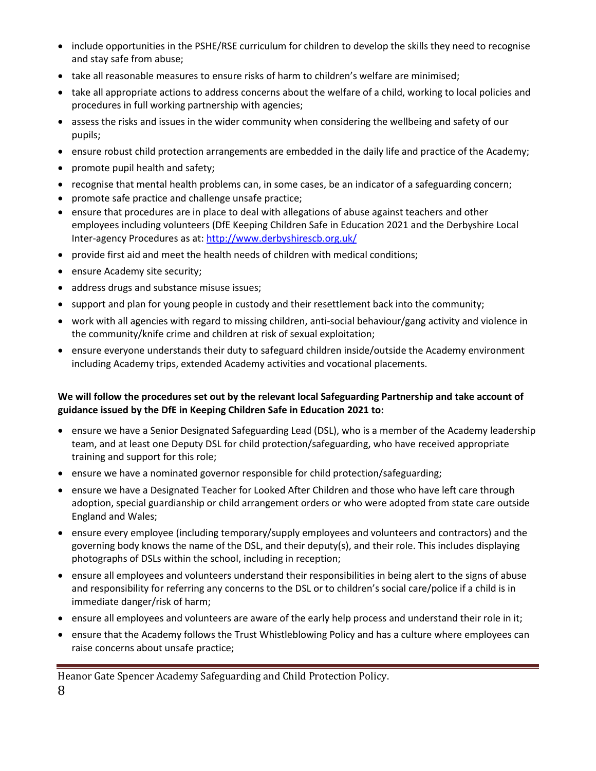- include opportunities in the PSHE/RSE curriculum for children to develop the skills they need to recognise and stay safe from abuse;
- take all reasonable measures to ensure risks of harm to children's welfare are minimised;
- take all appropriate actions to address concerns about the welfare of a child, working to local policies and procedures in full working partnership with agencies;
- assess the risks and issues in the wider community when considering the wellbeing and safety of our pupils;
- ensure robust child protection arrangements are embedded in the daily life and practice of the Academy;
- promote pupil health and safety;
- recognise that mental health problems can, in some cases, be an indicator of a safeguarding concern;
- promote safe practice and challenge unsafe practice;
- ensure that procedures are in place to deal with allegations of abuse against teachers and other employees including volunteers (DfE Keeping Children Safe in Education 2021 and the Derbyshire Local Inter-agency Procedures as at: [http://www.derbyshirescb.org.uk/](http://www.derbyshirescb.org.uk/)
- provide first aid and meet the health needs of children with medical conditions;
- ensure Academy site security;
- address drugs and substance misuse issues;
- support and plan for young people in custody and their resettlement back into the community;
- work with all agencies with regard to missing children, anti-social behaviour/gang activity and violence in the community/knife crime and children at risk of sexual exploitation;
- ensure everyone understands their duty to safeguard children inside/outside the Academy environment including Academy trips, extended Academy activities and vocational placements.

**We will follow the procedures set out by the relevant local Safeguarding Partnership and take account of guidance issued by the DfE in Keeping Children Safe in Education 2021 to:**

- ensure we have a Senior Designated Safeguarding Lead (DSL), who is a member of the Academy leadership team, and at least one Deputy DSL for child protection/safeguarding, who have received appropriate training and support for this role;
- ensure we have a nominated governor responsible for child protection/safeguarding;
- ensure we have a Designated Teacher for Looked After Children and those who have left care through adoption, special guardianship or child arrangement orders or who were adopted from state care outside England and Wales;
- ensure every employee (including temporary/supply employees and volunteers and contractors) and the governing body knows the name of the DSL, and their deputy(s), and their role. This includes displaying photographs of DSLs within the school, including in reception;
- ensure all employees and volunteers understand their responsibilities in being alert to the signs of abuse and responsibility for referring any concerns to the DSL or to children's social care/police if a child is in immediate danger/risk of harm;
- ensure all employees and volunteers are aware of the early help process and understand their role in it;
- ensure that the Academy follows the Trust Whistleblowing Policy and has a culture where employees can raise concerns about unsafe practice;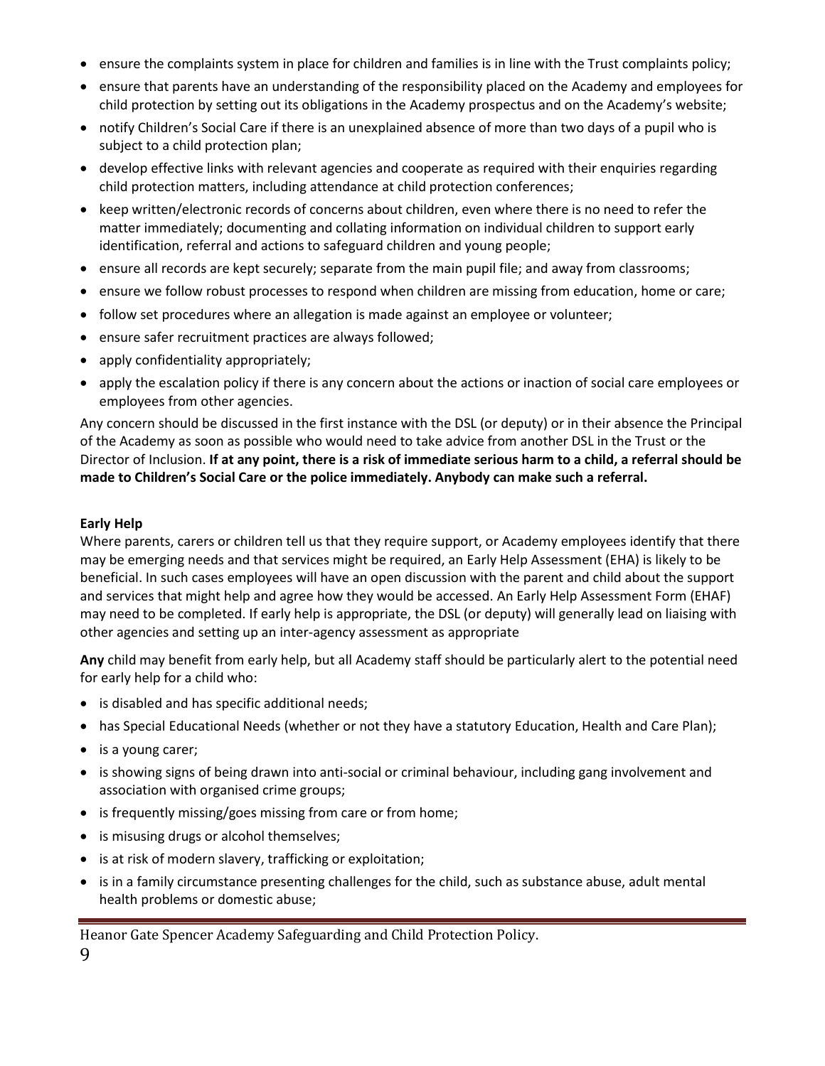- ensure the complaints system in place for children and families is in line with the Trust complaints policy;
- ensure that parents have an understanding of the responsibility placed on the Academy and employees for child protection by setting out its obligations in the Academy prospectus and on the Academy's website;
- notify Children's Social Care if there is an unexplained absence of more than two days of a pupil who is subject to a child protection plan;
- develop effective links with relevant agencies and cooperate as required with their enquiries regarding child protection matters, including attendance at child protection conferences;
- keep written/electronic records of concerns about children, even where there is no need to refer the matter immediately; documenting and collating information on individual children to support early identification, referral and actions to safeguard children and young people;
- ensure all records are kept securely; separate from the main pupil file; and away from classrooms;
- ensure we follow robust processes to respond when children are missing from education, home or care;
- follow set procedures where an allegation is made against an employee or volunteer;
- ensure safer recruitment practices are always followed;
- apply confidentiality appropriately;
- apply the escalation policy if there is any concern about the actions or inaction of social care employees or employees from other agencies.

Any concern should be discussed in the first instance with the DSL (or deputy) or in their absence the Principal of the Academy as soon as possible who would need to take advice from another DSL in the Trust or the Director of Inclusion. **If at any point, there is a risk of immediate serious harm to a child, a referral should be made to Children's Social Care or the police immediately. Anybody can make such a referral.**

**Early Help**

Where parents, carers or children tell us that they require support, or Academy employees identify that there may be emerging needs and that services might be required, an Early Help Assessment (EHA) is likely to be beneficial. In such cases employees will have an open discussion with the parent and child about the support and services that might help and agree how they would be accessed. An Early Help Assessment Form (EHAF) may need to be completed. If early help is appropriate, the DSL (or deputy) will generally lead on liaising with other agencies and setting up an inter-agency assessment as appropriate

**Any** child may benefit from early help, but all Academy staff should be particularly alert to the potential need for early help for a child who:

- is disabled and has specific additional needs;
- has Special Educational Needs (whether or not they have a statutory Education, Health and Care Plan);
- is a young carer;
- is showing signs of being drawn into anti-social or criminal behaviour, including gang involvement and association with organised crime groups;
- is frequently missing/goes missing from care or from home;
- is misusing drugs or alcohol themselves;
- is at risk of modern slavery, trafficking or exploitation;
- is in a family circumstance presenting challenges for the child, such as substance abuse, adult mental health problems or domestic abuse;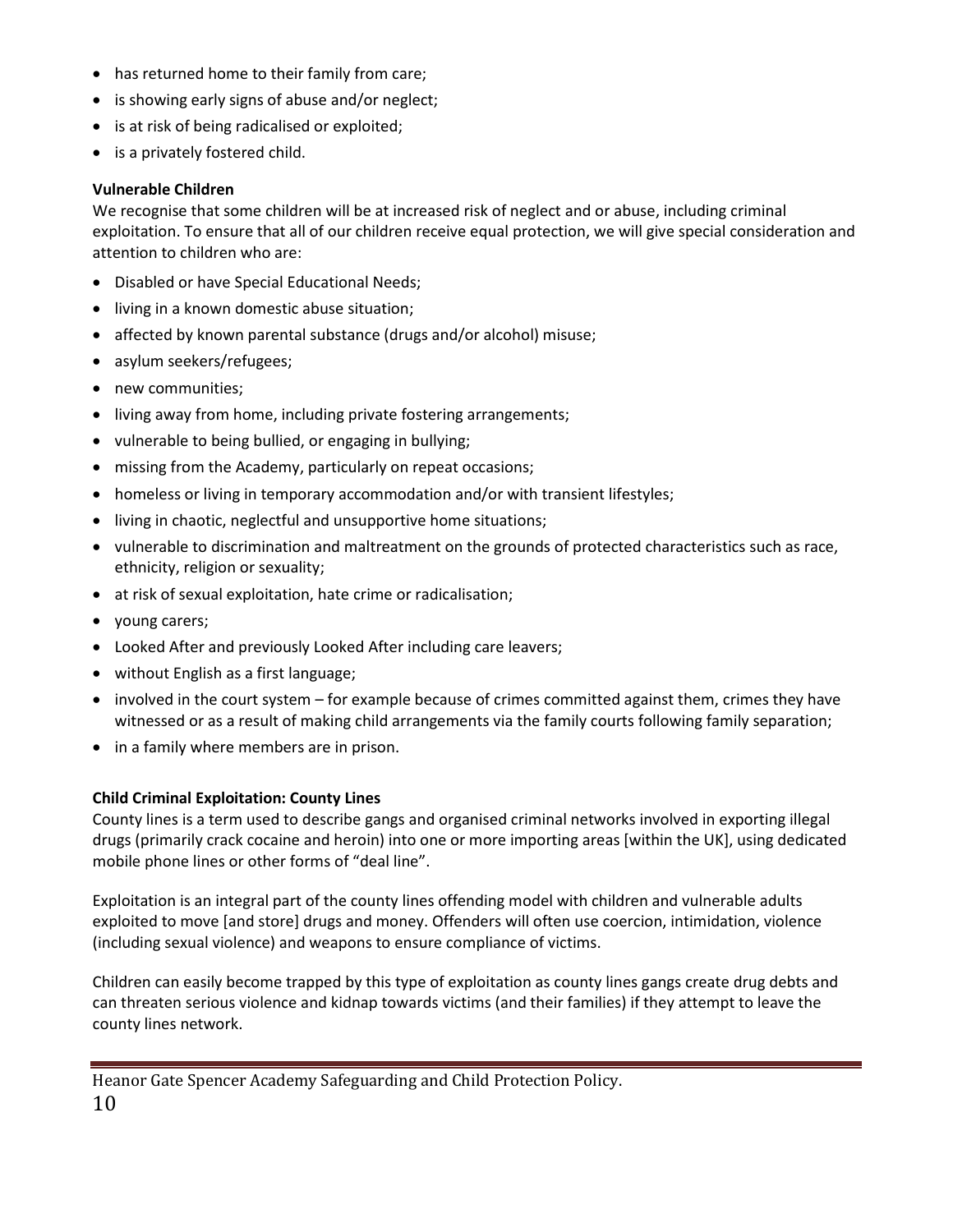- has returned home to their family from care;
- is showing early signs of abuse and/or neglect;
- is at risk of being radicalised or exploited;
- is a privately fostered child.

**Vulnerable Children**

We recognise that some children will be at increased risk of neglect and or abuse, including criminal exploitation. To ensure that all of our children receive equal protection, we will give special consideration and attention to children who are:

- Disabled or have Special Educational Needs;
- living in a known domestic abuse situation;
- affected by known parental substance (drugs and/or alcohol) misuse;
- asylum seekers/refugees;
- new communities;
- living away from home, including private fostering arrangements;
- vulnerable to being bullied, or engaging in bullying;
- missing from the Academy, particularly on repeat occasions;
- homeless or living in temporary accommodation and/or with transient lifestyles;
- living in chaotic, neglectful and unsupportive home situations;
- vulnerable to discrimination and maltreatment on the grounds of protected characteristics such as race, ethnicity, religion or sexuality;
- at risk of sexual exploitation, hate crime or radicalisation;
- young carers;
- Looked After and previously Looked After including care leavers;
- without English as a first language;
- involved in the court system – for example because of crimes committed against them, crimes they have witnessed or as a result of making child arrangements via the family courts following family separation;
- in a family where members are in prison.

**Child Criminal Exploitation: County Lines**

County lines is a term used to describe gangs and organised criminal networks involved in exporting illegal drugs (primarily crack cocaine and heroin) into one or more importing areas [within the UK], using dedicated mobile phone lines or other forms of "deal line".

Exploitation is an integral part of the county lines offending model with children and vulnerable adults exploited to move [and store] drugs and money. Offenders will often use coercion, intimidation, violence (including sexual violence) and weapons to ensure compliance of victims.

Children can easily become trapped by this type of exploitation as county lines gangs create drug debts and can threaten serious violence and kidnap towards victims (and their families) if they attempt to leave the county lines network.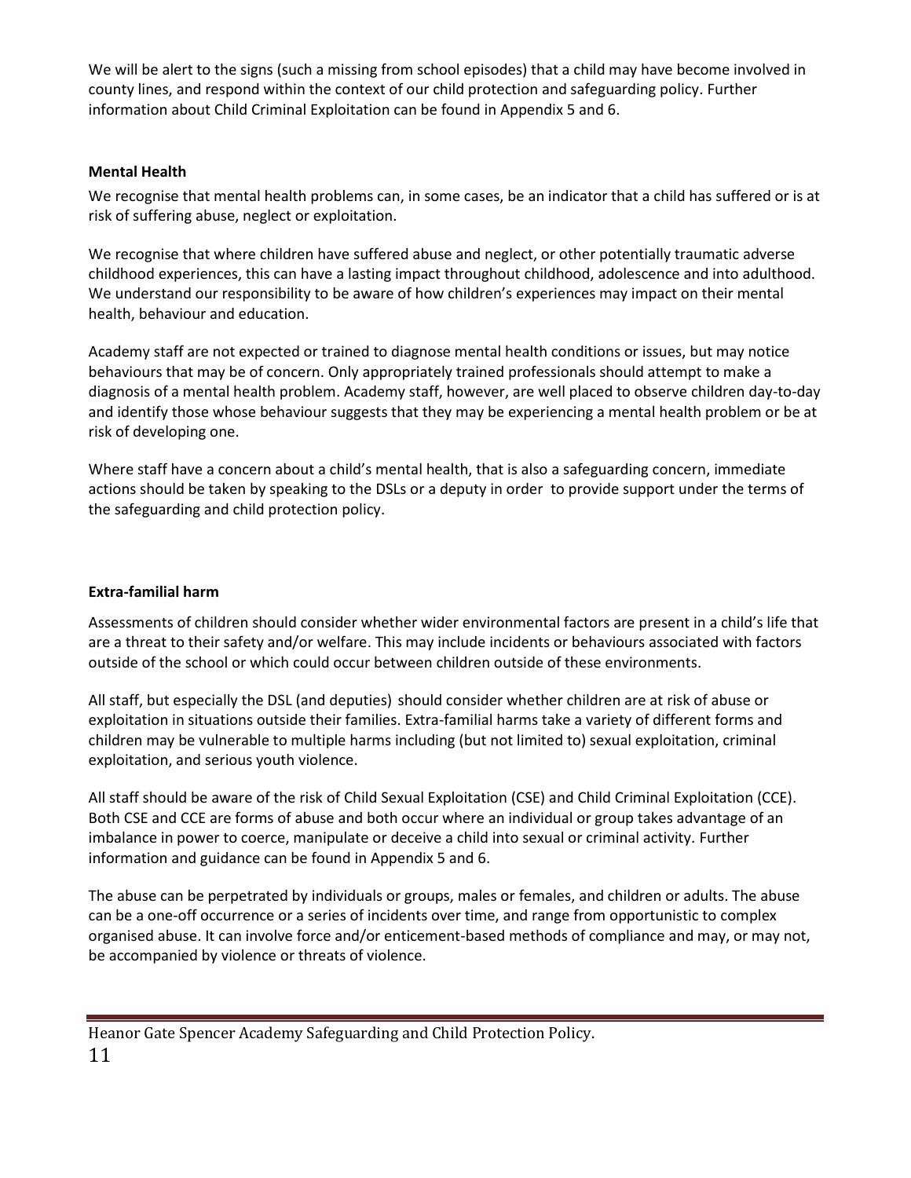We will be alert to the signs (such a missing from school episodes) that a child may have become involved in county lines, and respond within the context of our child protection and safeguarding policy. Further information about Child Criminal Exploitation can be found in Appendix 5 and 6.

**Mental Health**

We recognise that mental health problems can, in some cases, be an indicator that a child has suffered or is at risk of suffering abuse, neglect or exploitation.

We recognise that where children have suffered abuse and neglect, or other potentially traumatic adverse childhood experiences, this can have a lasting impact throughout childhood, adolescence and into adulthood. We understand our responsibility to be aware of how children's experiences may impact on their mental health, behaviour and education.

Academy staff are not expected or trained to diagnose mental health conditions or issues, but may notice behaviours that may be of concern. Only appropriately trained professionals should attempt to make a diagnosis of a mental health problem. Academy staff, however, are well placed to observe children day-to-day and identify those whose behaviour suggests that they may be experiencing a mental health problem or be at risk of developing one.

Where staff have a concern about a child's mental health, that is also a safeguarding concern, immediate actions should be taken by speaking to the DSLs or a deputy in order to provide support under the terms of the safeguarding and child protection policy.

**Extra-familial harm**

Assessments of children should consider whether wider environmental factors are present in a child's life that are a threat to their safety and/or welfare. This may include incidents or behaviours associated with factors outside of the school or which could occur between children outside of these environments.

All staff, but especially the DSL (and deputies) should consider whether children are at risk of abuse or exploitation in situations outside their families. Extra-familial harms take a variety of different forms and children may be vulnerable to multiple harms including (but not limited to) sexual exploitation, criminal exploitation, and serious youth violence.

All staff should be aware of the risk of Child Sexual Exploitation (CSE) and Child Criminal Exploitation (CCE). Both CSE and CCE are forms of abuse and both occur where an individual or group takes advantage of an imbalance in power to coerce, manipulate or deceive a child into sexual or criminal activity. Further information and guidance can be found in Appendix 5 and 6.

The abuse can be perpetrated by individuals or groups, males or females, and children or adults. The abuse can be a one-off occurrence or a series of incidents over time, and range from opportunistic to complex organised abuse. It can involve force and/or enticement-based methods of compliance and may, or may not, be accompanied by violence or threats of violence.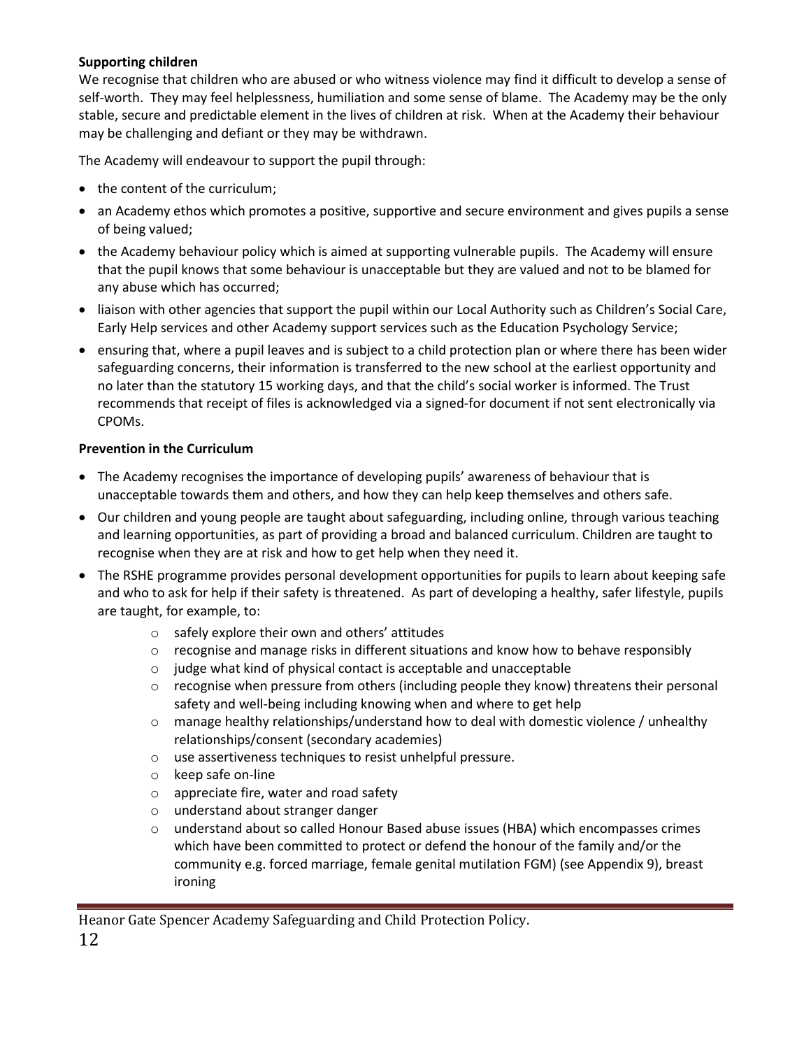**Supporting children**

We recognise that children who are abused or who witness violence may find it difficult to develop a sense of self-worth. They may feel helplessness, humiliation and some sense of blame. The Academy may be the only stable, secure and predictable element in the lives of children at risk. When at the Academy their behaviour may be challenging and defiant or they may be withdrawn.

The Academy will endeavour to support the pupil through:

- the content of the curriculum;
- an Academy ethos which promotes a positive, supportive and secure environment and gives pupils a sense of being valued;
- the Academy behaviour policy which is aimed at supporting vulnerable pupils. The Academy will ensure that the pupil knows that some behaviour is unacceptable but they are valued and not to be blamed for any abuse which has occurred;
- liaison with other agencies that support the pupil within our Local Authority such as Children's Social Care, Early Help services and other Academy support services such as the Education Psychology Service;
- ensuring that, where a pupil leaves and is subject to a child protection plan or where there has been wider safeguarding concerns, their information is transferred to the new school at the earliest opportunity and no later than the statutory 15 working days, and that the child's social worker is informed. The Trust recommends that receipt of files is acknowledged via a signed-for document if not sent electronically via CPOMs.

**Prevention in the Curriculum**

- The Academy recognises the importance of developing pupils' awareness of behaviour that is unacceptable towards them and others, and how they can help keep themselves and others safe.
- Our children and young people are taught about safeguarding, including online, through various teaching and learning opportunities, as part of providing a broad and balanced curriculum. Children are taught to recognise when they are at risk and how to get help when they need it.
- The RSHE programme provides personal development opportunities for pupils to learn about keeping safe and who to ask for help if their safety is threatened. As part of developing a healthy, safer lifestyle, pupils are taught, for example, to:
    - safely explore their own and others' attitudes
    - recognise and manage risks in different situations and know how to behave responsibly
    - judge what kind of physical contact is acceptable and unacceptable
    - recognise when pressure from others (including people they know) threatens their personal safety and well-being including knowing when and where to get help
    - manage healthy relationships/understand how to deal with domestic violence / unhealthy relationships/consent (secondary academies)
    - use assertiveness techniques to resist unhelpful pressure.
    - keep safe on-line
    - appreciate fire, water and road safety
    - understand about stranger danger
    - understand about so called Honour Based abuse issues (HBA) which encompasses crimes which have been committed to protect or defend the honour of the family and/or the community e.g. forced marriage, female genital mutilation FGM) (see Appendix 9), breast ironing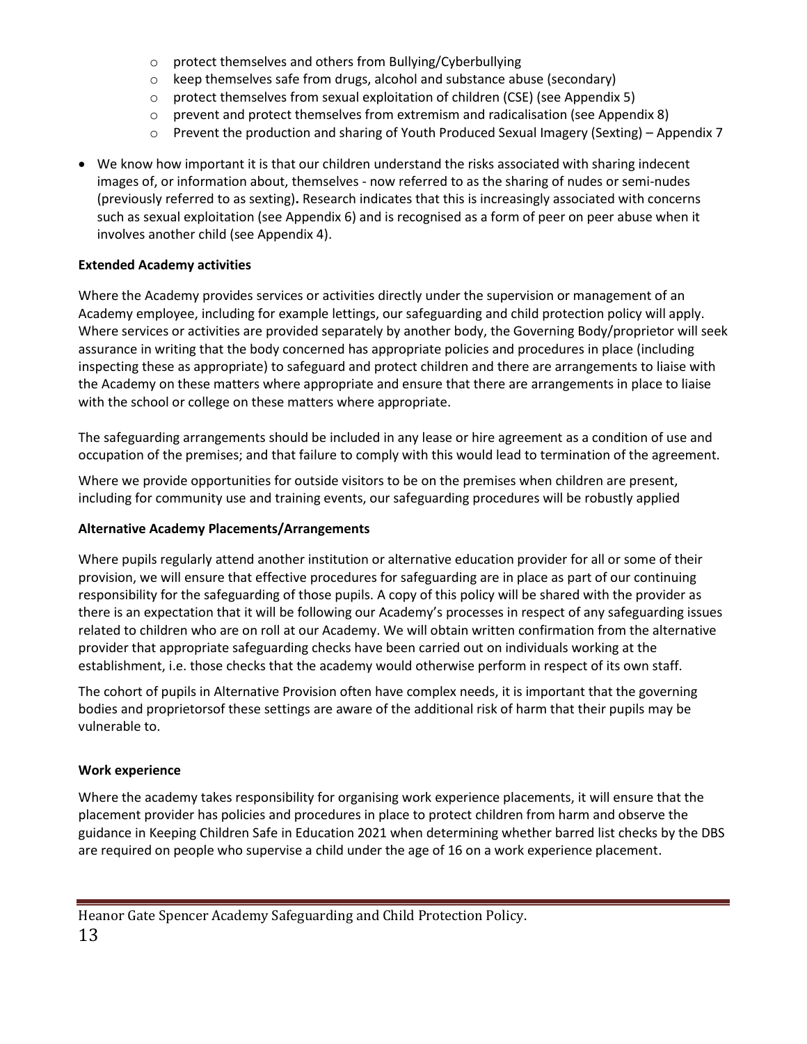- protect themselves and others from Bullying/Cyberbullying
  - keep themselves safe from drugs, alcohol and substance abuse (secondary)
  - protect themselves from sexual exploitation of children (CSE) (see Appendix 5)
  - prevent and protect themselves from extremism and radicalisation (see Appendix 8)
  - Prevent the production and sharing of Youth Produced Sexual Imagery (Sexting) – Appendix 7
- We know how important it is that our children understand the risks associated with sharing indecent images of, or information about, themselves - now referred to as the sharing of nudes or semi-nudes (previously referred to as sexting)**.** Research indicates that this is increasingly associated with concerns such as sexual exploitation (see Appendix 6) and is recognised as a form of peer on peer abuse when it involves another child (see Appendix 4).

**Extended Academy activities**

Where the Academy provides services or activities directly under the supervision or management of an Academy employee, including for example lettings, our safeguarding and child protection policy will apply. Where services or activities are provided separately by another body, the Governing Body/proprietor will seek assurance in writing that the body concerned has appropriate policies and procedures in place (including inspecting these as appropriate) to safeguard and protect children and there are arrangements to liaise with the Academy on these matters where appropriate and ensure that there are arrangements in place to liaise with the school or college on these matters where appropriate.

The safeguarding arrangements should be included in any lease or hire agreement as a condition of use and occupation of the premises; and that failure to comply with this would lead to termination of the agreement.

Where we provide opportunities for outside visitors to be on the premises when children are present, including for community use and training events, our safeguarding procedures will be robustly applied

**Alternative Academy Placements/Arrangements**

Where pupils regularly attend another institution or alternative education provider for all or some of their provision, we will ensure that effective procedures for safeguarding are in place as part of our continuing responsibility for the safeguarding of those pupils. A copy of this policy will be shared with the provider as there is an expectation that it will be following our Academy's processes in respect of any safeguarding issues related to children who are on roll at our Academy. We will obtain written confirmation from the alternative provider that appropriate safeguarding checks have been carried out on individuals working at the establishment, i.e. those checks that the academy would otherwise perform in respect of its own staff.

The cohort of pupils in Alternative Provision often have complex needs, it is important that the governing bodies and proprietorsof these settings are aware of the additional risk of harm that their pupils may be vulnerable to.

**Work experience**

Where the academy takes responsibility for organising work experience placements, it will ensure that the placement provider has policies and procedures in place to protect children from harm and observe the guidance in Keeping Children Safe in Education 2021 when determining whether barred list checks by the DBS are required on people who supervise a child under the age of 16 on a work experience placement.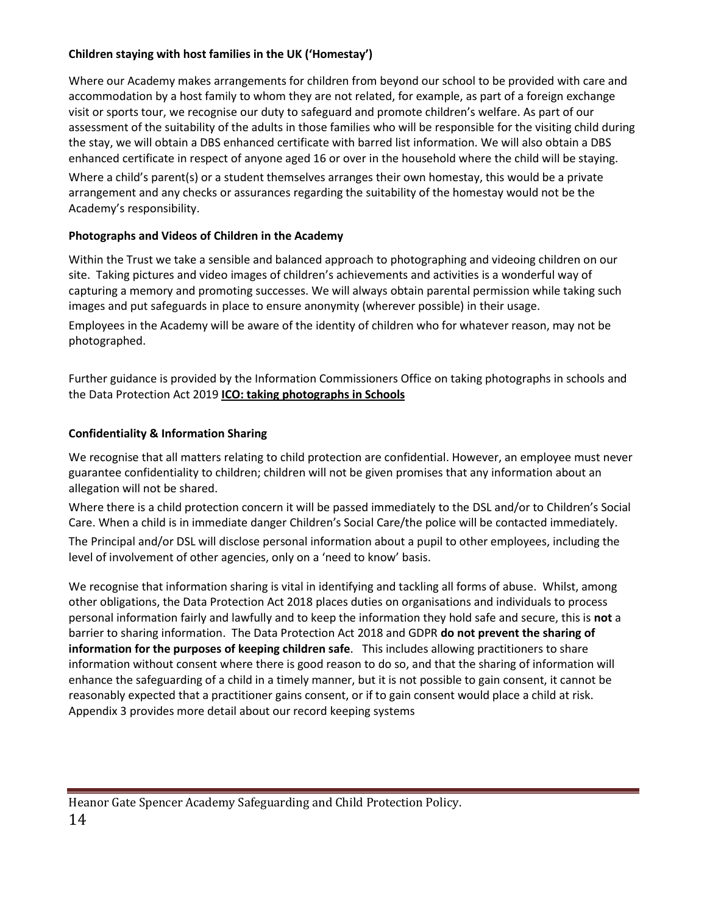**Children staying with host families in the UK ('Homestay')**

Where our Academy makes arrangements for children from beyond our school to be provided with care and accommodation by a host family to whom they are not related, for example, as part of a foreign exchange visit or sports tour, we recognise our duty to safeguard and promote children's welfare. As part of our assessment of the suitability of the adults in those families who will be responsible for the visiting child during the stay, we will obtain a DBS enhanced certificate with barred list information. We will also obtain a DBS enhanced certificate in respect of anyone aged 16 or over in the household where the child will be staying.

Where a child's parent(s) or a student themselves arranges their own homestay, this would be a private arrangement and any checks or assurances regarding the suitability of the homestay would not be the Academy's responsibility.

**Photographs and Videos of Children in the Academy**

Within the Trust we take a sensible and balanced approach to photographing and videoing children on our site. Taking pictures and video images of children's achievements and activities is a wonderful way of capturing a memory and promoting successes. We will always obtain parental permission while taking such images and put safeguards in place to ensure anonymity (wherever possible) in their usage.

Employees in the Academy will be aware of the identity of children who for whatever reason, may not be photographed.

Further guidance is provided by the Information Commissioners Office on taking photographs in schools and the Data Protection Act 2019 **ICO: taking photographs in Schools**

**Confidentiality & Information Sharing**

We recognise that all matters relating to child protection are confidential. However, an employee must never guarantee confidentiality to children; children will not be given promises that any information about an allegation will not be shared.

Where there is a child protection concern it will be passed immediately to the DSL and/or to Children's Social Care. When a child is in immediate danger Children's Social Care/the police will be contacted immediately.

The Principal and/or DSL will disclose personal information about a pupil to other employees, including the level of involvement of other agencies, only on a 'need to know' basis.

We recognise that information sharing is vital in identifying and tackling all forms of abuse. Whilst, among other obligations, the Data Protection Act 2018 places duties on organisations and individuals to process personal information fairly and lawfully and to keep the information they hold safe and secure, this is **not** a barrier to sharing information. The Data Protection Act 2018 and GDPR **do not prevent the sharing of information for the purposes of keeping children safe**. This includes allowing practitioners to share information without consent where there is good reason to do so, and that the sharing of information will enhance the safeguarding of a child in a timely manner, but it is not possible to gain consent, it cannot be reasonably expected that a practitioner gains consent, or if to gain consent would place a child at risk. Appendix 3 provides more detail about our record keeping systems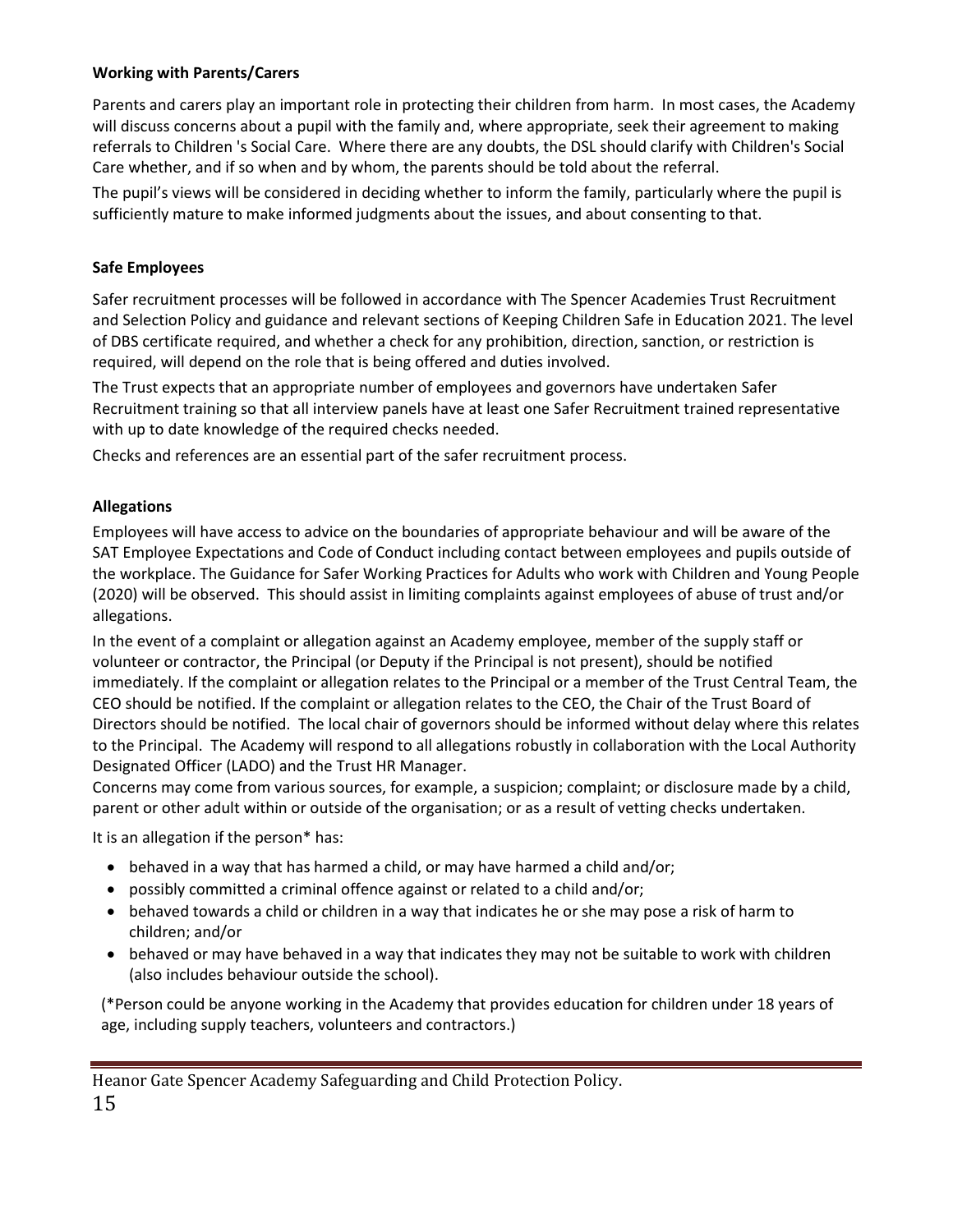**Working with Parents/Carers**

Parents and carers play an important role in protecting their children from harm. In most cases, the Academy will discuss concerns about a pupil with the family and, where appropriate, seek their agreement to making referrals to Children 's Social Care. Where there are any doubts, the DSL should clarify with Children's Social Care whether, and if so when and by whom, the parents should be told about the referral.

The pupil's views will be considered in deciding whether to inform the family, particularly where the pupil is sufficiently mature to make informed judgments about the issues, and about consenting to that.

**Safe Employees**

Safer recruitment processes will be followed in accordance with The Spencer Academies Trust Recruitment and Selection Policy and guidance and relevant sections of Keeping Children Safe in Education 2021. The level of DBS certificate required, and whether a check for any prohibition, direction, sanction, or restriction is required, will depend on the role that is being offered and duties involved.

The Trust expects that an appropriate number of employees and governors have undertaken Safer Recruitment training so that all interview panels have at least one Safer Recruitment trained representative with up to date knowledge of the required checks needed.

Checks and references are an essential part of the safer recruitment process.

**Allegations**

Employees will have access to advice on the boundaries of appropriate behaviour and will be aware of the SAT Employee Expectations and Code of Conduct including contact between employees and pupils outside of the workplace. The Guidance for Safer Working Practices for Adults who work with Children and Young People (2020) will be observed. This should assist in limiting complaints against employees of abuse of trust and/or allegations.

In the event of a complaint or allegation against an Academy employee, member of the supply staff or volunteer or contractor, the Principal (or Deputy if the Principal is not present), should be notified immediately. If the complaint or allegation relates to the Principal or a member of the Trust Central Team, the CEO should be notified. If the complaint or allegation relates to the CEO, the Chair of the Trust Board of Directors should be notified. The local chair of governors should be informed without delay where this relates to the Principal. The Academy will respond to all allegations robustly in collaboration with the Local Authority Designated Officer (LADO) and the Trust HR Manager.

Concerns may come from various sources, for example, a suspicion; complaint; or disclosure made by a child, parent or other adult within or outside of the organisation; or as a result of vetting checks undertaken.

It is an allegation if the person* has:

- behaved in a way that has harmed a child, or may have harmed a child and/or;
- possibly committed a criminal offence against or related to a child and/or;
- behaved towards a child or children in a way that indicates he or she may pose a risk of harm to children; and/or
- behaved or may have behaved in a way that indicates they may not be suitable to work with children (also includes behaviour outside the school).

(*Person could be anyone working in the Academy that provides education for children under 18 years of age, including supply teachers, volunteers and contractors.)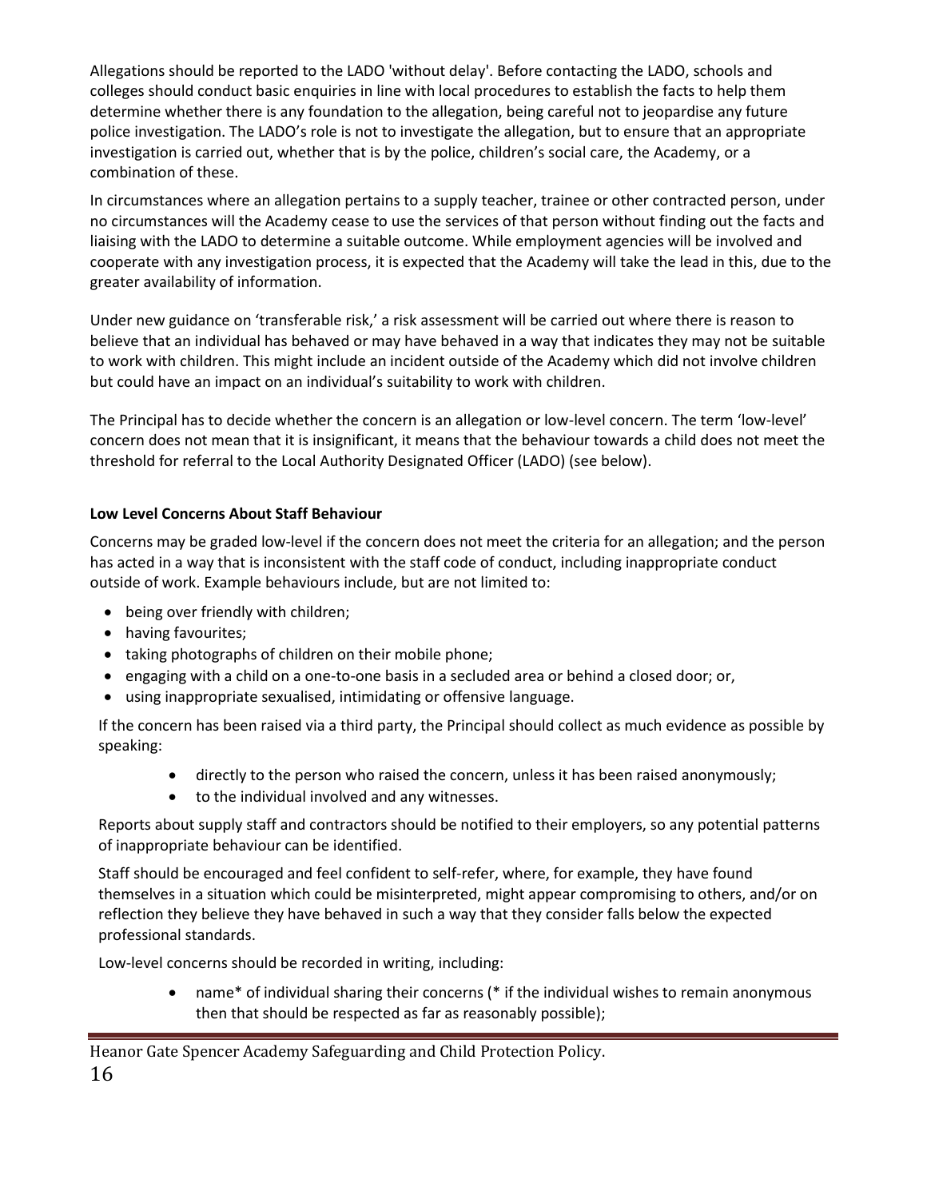Allegations should be reported to the LADO 'without delay'. Before contacting the LADO, schools and colleges should conduct basic enquiries in line with local procedures to establish the facts to help them determine whether there is any foundation to the allegation, being careful not to jeopardise any future police investigation. The LADO's role is not to investigate the allegation, but to ensure that an appropriate investigation is carried out, whether that is by the police, children's social care, the Academy, or a combination of these.

In circumstances where an allegation pertains to a supply teacher, trainee or other contracted person, under no circumstances will the Academy cease to use the services of that person without finding out the facts and liaising with the LADO to determine a suitable outcome. While employment agencies will be involved and cooperate with any investigation process, it is expected that the Academy will take the lead in this, due to the greater availability of information.

Under new guidance on 'transferable risk,' a risk assessment will be carried out where there is reason to believe that an individual has behaved or may have behaved in a way that indicates they may not be suitable to work with children. This might include an incident outside of the Academy which did not involve children but could have an impact on an individual's suitability to work with children.

The Principal has to decide whether the concern is an allegation or low-level concern. The term 'low-level' concern does not mean that it is insignificant, it means that the behaviour towards a child does not meet the threshold for referral to the Local Authority Designated Officer (LADO) (see below).

**Low Level Concerns About Staff Behaviour**

Concerns may be graded low-level if the concern does not meet the criteria for an allegation; and the person has acted in a way that is inconsistent with the staff code of conduct, including inappropriate conduct outside of work. Example behaviours include, but are not limited to:

- being over friendly with children;
- having favourites;
- taking photographs of children on their mobile phone;
- engaging with a child on a one-to-one basis in a secluded area or behind a closed door; or,
- using inappropriate sexualised, intimidating or offensive language.

If the concern has been raised via a third party, the Principal should collect as much evidence as possible by speaking:

- directly to the person who raised the concern, unless it has been raised anonymously;
- to the individual involved and any witnesses.

Reports about supply staff and contractors should be notified to their employers, so any potential patterns of inappropriate behaviour can be identified.

Staff should be encouraged and feel confident to self-refer, where, for example, they have found themselves in a situation which could be misinterpreted, might appear compromising to others, and/or on reflection they believe they have behaved in such a way that they consider falls below the expected professional standards.

Low-level concerns should be recorded in writing, including:

- name* of individual sharing their concerns (* if the individual wishes to remain anonymous then that should be respected as far as reasonably possible);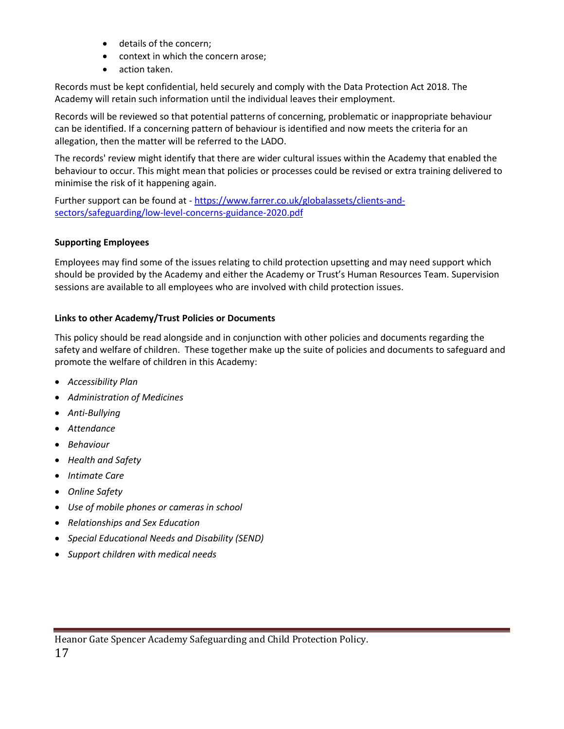- details of the concern;
- context in which the concern arose;
- action taken.

Records must be kept confidential, held securely and comply with the Data Protection Act 2018. The Academy will retain such information until the individual leaves their employment.

Records will be reviewed so that potential patterns of concerning, problematic or inappropriate behaviour can be identified. If a concerning pattern of behaviour is identified and now meets the criteria for an allegation, then the matter will be referred to the LADO.

The records' review might identify that there are wider cultural issues within the Academy that enabled the behaviour to occur. This might mean that policies or processes could be revised or extra training delivered to minimise the risk of it happening again.

Further support can be found at - [https://www.farrer.co.uk/globalassets/clients-and-sectors/safeguarding/low-level-concerns-guidance-2020.pdf](https://www.farrer.co.uk/globalassets/clients-and-sectors/safeguarding/low-level-concerns-guidance-2020.pdf)

**Supporting Employees**

Employees may find some of the issues relating to child protection upsetting and may need support which should be provided by the Academy and either the Academy or Trust's Human Resources Team. Supervision sessions are available to all employees who are involved with child protection issues.

**Links to other Academy/Trust Policies or Documents**

This policy should be read alongside and in conjunction with other policies and documents regarding the safety and welfare of children. These together make up the suite of policies and documents to safeguard and promote the welfare of children in this Academy:

- *Accessibility Plan*
- *Administration of Medicines*
- *Anti-Bullying*
- *Attendance*
- *Behaviour*
- *Health and Safety*
- *Intimate Care*
- *Online Safety*
- *Use of mobile phones or cameras in school*
- *Relationships and Sex Education*
- *Special Educational Needs and Disability (SEND)*
- *Support children with medical needs*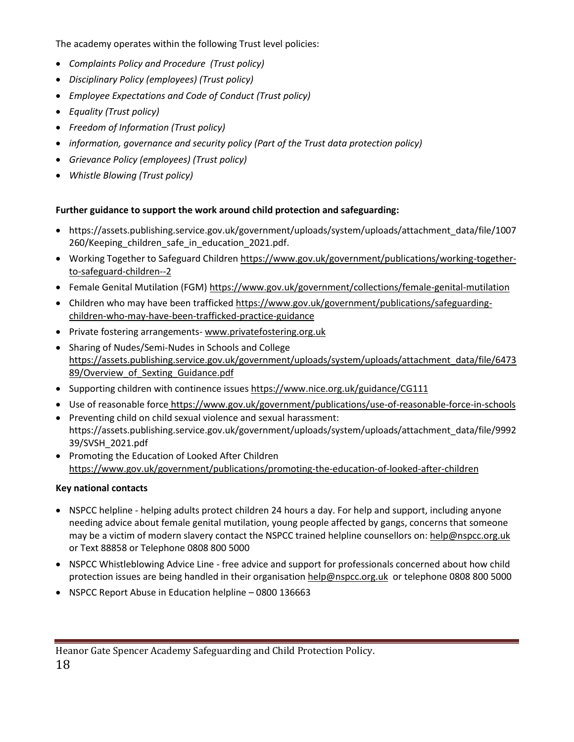The academy operates within the following Trust level policies:

- *Complaints Policy and Procedure (Trust policy)*
- *Disciplinary Policy (employees) (Trust policy)*
- *Employee Expectations and Code of Conduct (Trust policy)*
- *Equality (Trust policy)*
- *Freedom of Information (Trust policy)*
- *information, governance and security policy (Part of the Trust data protection policy)*
- *Grievance Policy (employees) (Trust policy)*
- *Whistle Blowing (Trust policy)*

**Further guidance to support the work around child protection and safeguarding:**

- https://assets.publishing.service.gov.uk/government/uploads/system/uploads/attachment_data/file/1007260/Keeping_children_safe_in_education_2021.pdf.
- Working Together to Safeguard Children https://www.gov.uk/government/publications/working-together-to-safeguard-children--2
- Female Genital Mutilation (FGM) https://www.gov.uk/government/collections/female-genital-mutilation
- Children who may have been trafficked https://www.gov.uk/government/publications/safeguarding-children-who-may-have-been-trafficked-practice-guidance
- Private fostering arrangements- www.privatefostering.org.uk
- Sharing of Nudes/Semi-Nudes in Schools and College https://assets.publishing.service.gov.uk/government/uploads/system/uploads/attachment_data/file/647389/Overview_of_Sexting_Guidance.pdf
- Supporting children with continence issues https://www.nice.org.uk/guidance/CG111
- Use of reasonable force https://www.gov.uk/government/publications/use-of-reasonable-force-in-schools
- Preventing child on child sexual violence and sexual harassment: https://assets.publishing.service.gov.uk/government/uploads/system/uploads/attachment_data/file/999239/SVSH_2021.pdf
- Promoting the Education of Looked After Children https://www.gov.uk/government/publications/promoting-the-education-of-looked-after-children

**Key national contacts**

- NSPCC helpline - helping adults protect children 24 hours a day. For help and support, including anyone needing advice about female genital mutilation, young people affected by gangs, concerns that someone may be a victim of modern slavery contact the NSPCC trained helpline counsellors on: help@nspcc.org.uk or Text 88858 or Telephone 0808 800 5000
- NSPCC Whistleblowing Advice Line - free advice and support for professionals concerned about how child protection issues are being handled in their organisation help@nspcc.org.uk or telephone 0808 800 5000
- NSPCC Report Abuse in Education helpline – 0800 136663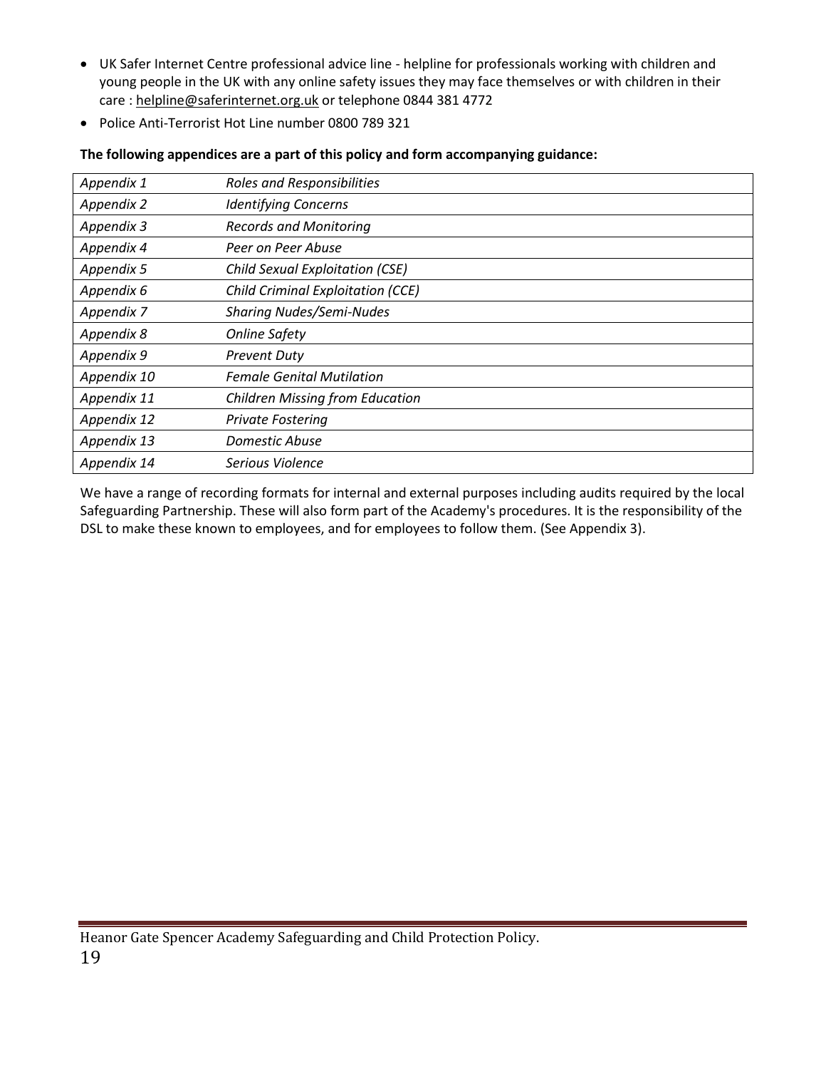- UK Safer Internet Centre professional advice line - helpline for professionals working with children and young people in the UK with any online safety issues they may face themselves or with children in their care : helpline@saferinternet.org.uk or telephone 0844 381 4772
- Police Anti-Terrorist Hot Line number 0800 789 321

**The following appendices are a part of this policy and form accompanying guidance:**

| | |
|---|---|
| *Appendix 1* | *Roles and Responsibilities* |
| *Appendix 2* | *Identifying Concerns* |
| *Appendix 3* | *Records and Monitoring* |
| *Appendix 4* | *Peer on Peer Abuse* |
| *Appendix 5* | *Child Sexual Exploitation (CSE)* |
| *Appendix 6* | *Child Criminal Exploitation (CCE)* |
| *Appendix 7* | *Sharing Nudes/Semi-Nudes* |
| *Appendix 8* | *Online Safety* |
| *Appendix 9* | *Prevent Duty* |
| *Appendix 10* | *Female Genital Mutilation* |
| *Appendix 11* | *Children Missing from Education* |
| *Appendix 12* | *Private Fostering* |
| *Appendix 13* | *Domestic Abuse* |
| *Appendix 14* | *Serious Violence* |

We have a range of recording formats for internal and external purposes including audits required by the local Safeguarding Partnership. These will also form part of the Academy's procedures. It is the responsibility of the DSL to make these known to employees, and for employees to follow them. (See Appendix 3).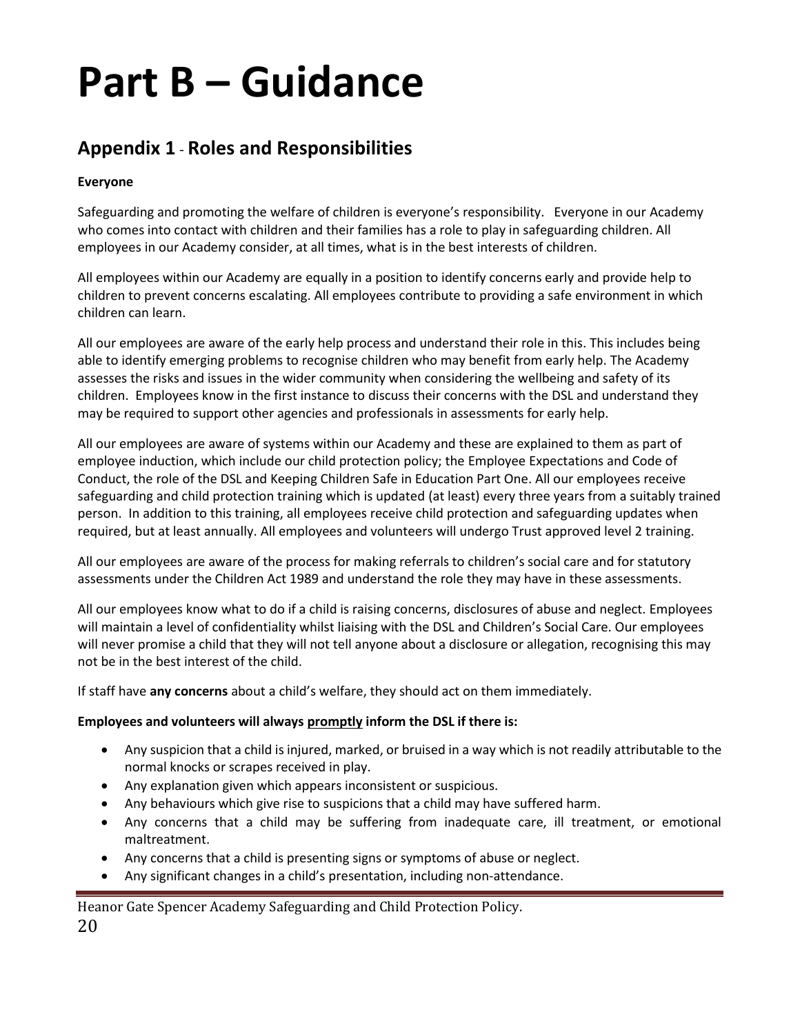# Part B – Guidance

## Appendix 1 - Roles and Responsibilities

**Everyone**

Safeguarding and promoting the welfare of children is everyone's responsibility. Everyone in our Academy who comes into contact with children and their families has a role to play in safeguarding children. All employees in our Academy consider, at all times, what is in the best interests of children.

All employees within our Academy are equally in a position to identify concerns early and provide help to children to prevent concerns escalating. All employees contribute to providing a safe environment in which children can learn.

All our employees are aware of the early help process and understand their role in this. This includes being able to identify emerging problems to recognise children who may benefit from early help. The Academy assesses the risks and issues in the wider community when considering the wellbeing and safety of its children. Employees know in the first instance to discuss their concerns with the DSL and understand they may be required to support other agencies and professionals in assessments for early help.

All our employees are aware of systems within our Academy and these are explained to them as part of employee induction, which include our child protection policy; the Employee Expectations and Code of Conduct, the role of the DSL and Keeping Children Safe in Education Part One. All our employees receive safeguarding and child protection training which is updated (at least) every three years from a suitably trained person. In addition to this training, all employees receive child protection and safeguarding updates when required, but at least annually. All employees and volunteers will undergo Trust approved level 2 training.

All our employees are aware of the process for making referrals to children's social care and for statutory assessments under the Children Act 1989 and understand the role they may have in these assessments.

All our employees know what to do if a child is raising concerns, disclosures of abuse and neglect. Employees will maintain a level of confidentiality whilst liaising with the DSL and Children's Social Care. Our employees will never promise a child that they will not tell anyone about a disclosure or allegation, recognising this may not be in the best interest of the child.

If staff have **any concerns** about a child's welfare, they should act on them immediately.

**Employees and volunteers will always <u>promptly</u> inform the DSL if there is:**

- Any suspicion that a child is injured, marked, or bruised in a way which is not readily attributable to the normal knocks or scrapes received in play.
- Any explanation given which appears inconsistent or suspicious.
- Any behaviours which give rise to suspicions that a child may have suffered harm.
- Any concerns that a child may be suffering from inadequate care, ill treatment, or emotional maltreatment.
- Any concerns that a child is presenting signs or symptoms of abuse or neglect.
- Any significant changes in a child's presentation, including non-attendance.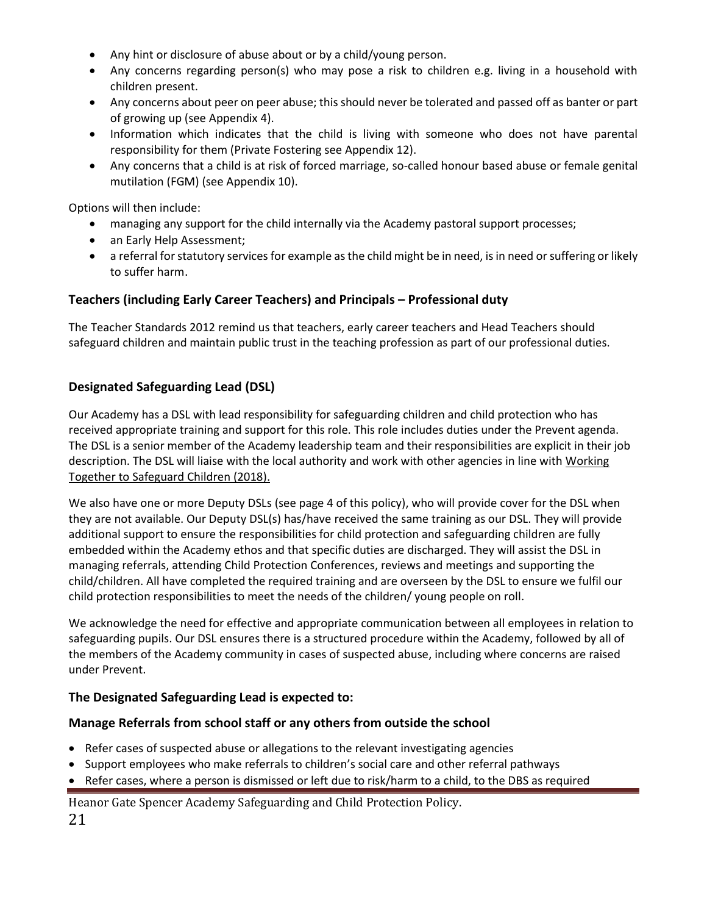- Any hint or disclosure of abuse about or by a child/young person.
- Any concerns regarding person(s) who may pose a risk to children e.g. living in a household with children present.
- Any concerns about peer on peer abuse; this should never be tolerated and passed off as banter or part of growing up (see Appendix 4).
- Information which indicates that the child is living with someone who does not have parental responsibility for them (Private Fostering see Appendix 12).
- Any concerns that a child is at risk of forced marriage, so-called honour based abuse or female genital mutilation (FGM) (see Appendix 10).

Options will then include:

- managing any support for the child internally via the Academy pastoral support processes;
- an Early Help Assessment;
- a referral for statutory services for example as the child might be in need, is in need or suffering or likely to suffer harm.

### Teachers (including Early Career Teachers) and Principals – Professional duty

The Teacher Standards 2012 remind us that teachers, early career teachers and Head Teachers should safeguard children and maintain public trust in the teaching profession as part of our professional duties.

### Designated Safeguarding Lead (DSL)

Our Academy has a DSL with lead responsibility for safeguarding children and child protection who has received appropriate training and support for this role. This role includes duties under the Prevent agenda. The DSL is a senior member of the Academy leadership team and their responsibilities are explicit in their job description. The DSL will liaise with the local authority and work with other agencies in line with Working Together to Safeguard Children (2018).

We also have one or more Deputy DSLs (see page 4 of this policy), who will provide cover for the DSL when they are not available. Our Deputy DSL(s) has/have received the same training as our DSL. They will provide additional support to ensure the responsibilities for child protection and safeguarding children are fully embedded within the Academy ethos and that specific duties are discharged. They will assist the DSL in managing referrals, attending Child Protection Conferences, reviews and meetings and supporting the child/children. All have completed the required training and are overseen by the DSL to ensure we fulfil our child protection responsibilities to meet the needs of the children/ young people on roll.

We acknowledge the need for effective and appropriate communication between all employees in relation to safeguarding pupils. Our DSL ensures there is a structured procedure within the Academy, followed by all of the members of the Academy community in cases of suspected abuse, including where concerns are raised under Prevent.

### The Designated Safeguarding Lead is expected to:

### Manage Referrals from school staff or any others from outside the school

- Refer cases of suspected abuse or allegations to the relevant investigating agencies
- Support employees who make referrals to children's social care and other referral pathways
- Refer cases, where a person is dismissed or left due to risk/harm to a child, to the DBS as required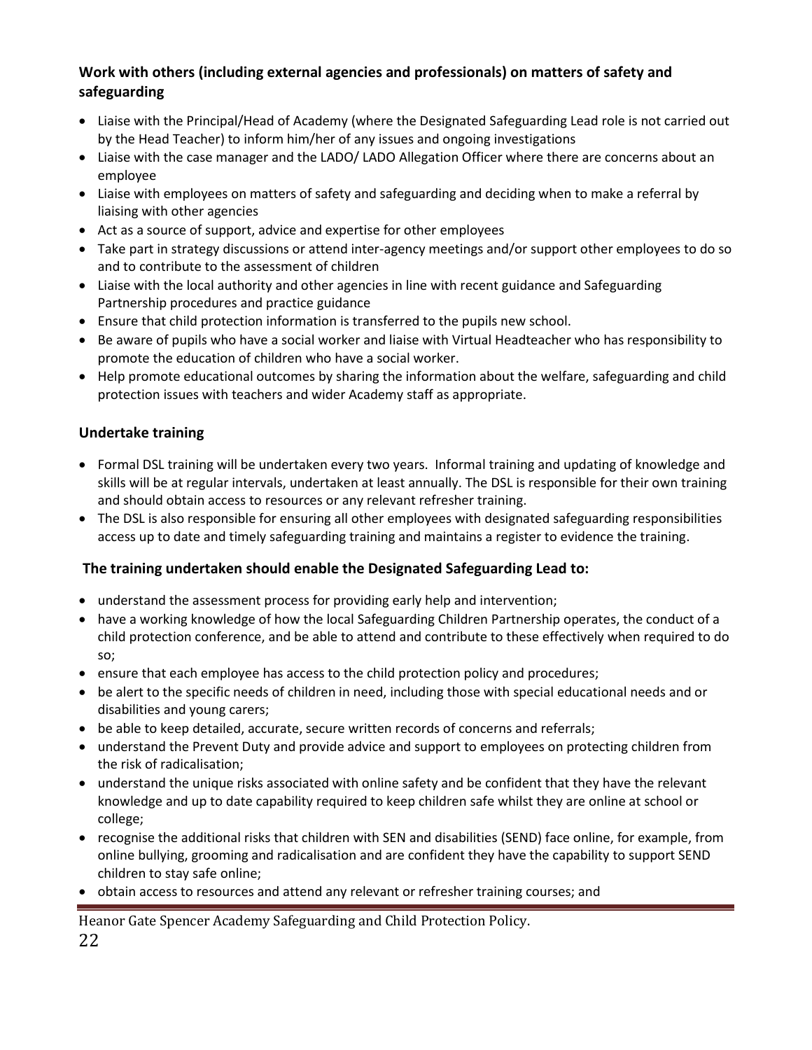### Work with others (including external agencies and professionals) on matters of safety and safeguarding

- Liaise with the Principal/Head of Academy (where the Designated Safeguarding Lead role is not carried out by the Head Teacher) to inform him/her of any issues and ongoing investigations
- Liaise with the case manager and the LADO/ LADO Allegation Officer where there are concerns about an employee
- Liaise with employees on matters of safety and safeguarding and deciding when to make a referral by liaising with other agencies
- Act as a source of support, advice and expertise for other employees
- Take part in strategy discussions or attend inter-agency meetings and/or support other employees to do so and to contribute to the assessment of children
- Liaise with the local authority and other agencies in line with recent guidance and Safeguarding Partnership procedures and practice guidance
- Ensure that child protection information is transferred to the pupils new school.
- Be aware of pupils who have a social worker and liaise with Virtual Headteacher who has responsibility to promote the education of children who have a social worker.
- Help promote educational outcomes by sharing the information about the welfare, safeguarding and child protection issues with teachers and wider Academy staff as appropriate.

### Undertake training

- Formal DSL training will be undertaken every two years. Informal training and updating of knowledge and skills will be at regular intervals, undertaken at least annually. The DSL is responsible for their own training and should obtain access to resources or any relevant refresher training.
- The DSL is also responsible for ensuring all other employees with designated safeguarding responsibilities access up to date and timely safeguarding training and maintains a register to evidence the training.

### The training undertaken should enable the Designated Safeguarding Lead to:

- understand the assessment process for providing early help and intervention;
- have a working knowledge of how the local Safeguarding Children Partnership operates, the conduct of a child protection conference, and be able to attend and contribute to these effectively when required to do so;
- ensure that each employee has access to the child protection policy and procedures;
- be alert to the specific needs of children in need, including those with special educational needs and or disabilities and young carers;
- be able to keep detailed, accurate, secure written records of concerns and referrals;
- understand the Prevent Duty and provide advice and support to employees on protecting children from the risk of radicalisation;
- understand the unique risks associated with online safety and be confident that they have the relevant knowledge and up to date capability required to keep children safe whilst they are online at school or college;
- recognise the additional risks that children with SEN and disabilities (SEND) face online, for example, from online bullying, grooming and radicalisation and are confident they have the capability to support SEND children to stay safe online;
- obtain access to resources and attend any relevant or refresher training courses; and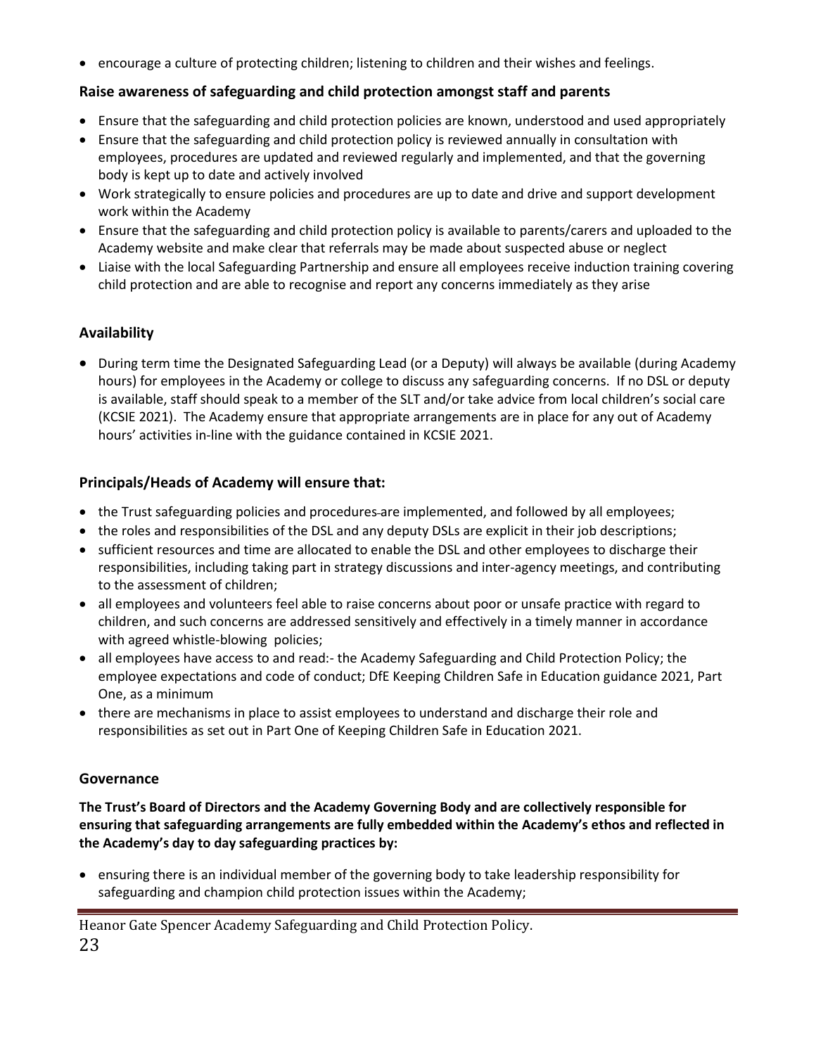- encourage a culture of protecting children; listening to children and their wishes and feelings.

### Raise awareness of safeguarding and child protection amongst staff and parents

- Ensure that the safeguarding and child protection policies are known, understood and used appropriately
- Ensure that the safeguarding and child protection policy is reviewed annually in consultation with employees, procedures are updated and reviewed regularly and implemented, and that the governing body is kept up to date and actively involved
- Work strategically to ensure policies and procedures are up to date and drive and support development work within the Academy
- Ensure that the safeguarding and child protection policy is available to parents/carers and uploaded to the Academy website and make clear that referrals may be made about suspected abuse or neglect
- Liaise with the local Safeguarding Partnership and ensure all employees receive induction training covering child protection and are able to recognise and report any concerns immediately as they arise

### Availability

- During term time the Designated Safeguarding Lead (or a Deputy) will always be available (during Academy hours) for employees in the Academy or college to discuss any safeguarding concerns. If no DSL or deputy is available, staff should speak to a member of the SLT and/or take advice from local children's social care (KCSIE 2021). The Academy ensure that appropriate arrangements are in place for any out of Academy hours' activities in-line with the guidance contained in KCSIE 2021.

### Principals/Heads of Academy will ensure that:

- the Trust safeguarding policies and procedures are implemented, and followed by all employees;
- the roles and responsibilities of the DSL and any deputy DSLs are explicit in their job descriptions;
- sufficient resources and time are allocated to enable the DSL and other employees to discharge their responsibilities, including taking part in strategy discussions and inter-agency meetings, and contributing to the assessment of children;
- all employees and volunteers feel able to raise concerns about poor or unsafe practice with regard to children, and such concerns are addressed sensitively and effectively in a timely manner in accordance with agreed whistle-blowing policies;
- all employees have access to and read:- the Academy Safeguarding and Child Protection Policy; the employee expectations and code of conduct; DfE Keeping Children Safe in Education guidance 2021, Part One, as a minimum
- there are mechanisms in place to assist employees to understand and discharge their role and responsibilities as set out in Part One of Keeping Children Safe in Education 2021.

### Governance

**The Trust's Board of Directors and the Academy Governing Body and are collectively responsible for ensuring that safeguarding arrangements are fully embedded within the Academy's ethos and reflected in the Academy's day to day safeguarding practices by:**

- ensuring there is an individual member of the governing body to take leadership responsibility for safeguarding and champion child protection issues within the Academy;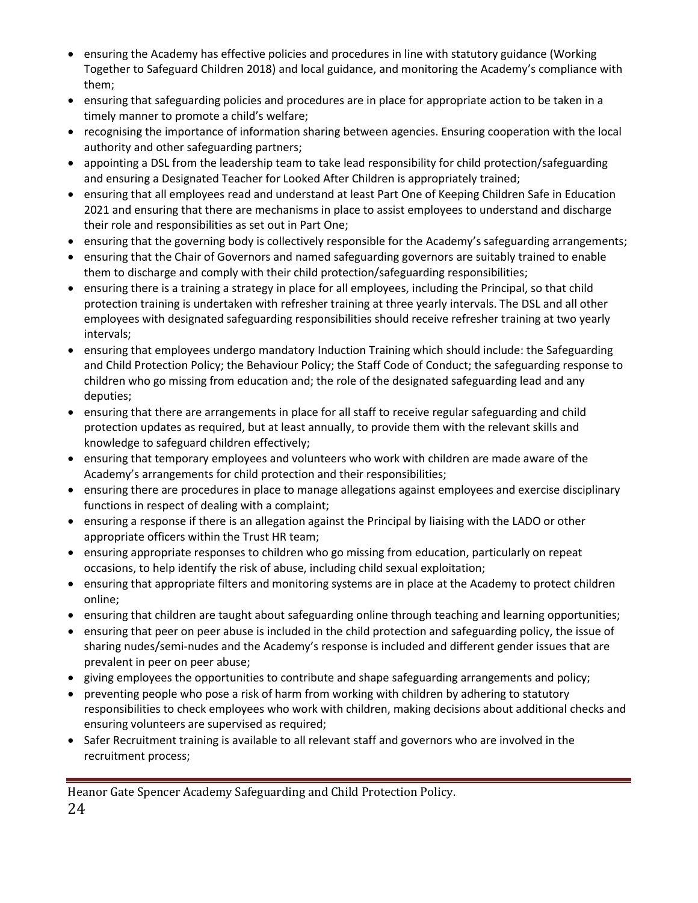- ensuring the Academy has effective policies and procedures in line with statutory guidance (Working Together to Safeguard Children 2018) and local guidance, and monitoring the Academy's compliance with them;
- ensuring that safeguarding policies and procedures are in place for appropriate action to be taken in a timely manner to promote a child's welfare;
- recognising the importance of information sharing between agencies. Ensuring cooperation with the local authority and other safeguarding partners;
- appointing a DSL from the leadership team to take lead responsibility for child protection/safeguarding and ensuring a Designated Teacher for Looked After Children is appropriately trained;
- ensuring that all employees read and understand at least Part One of Keeping Children Safe in Education 2021 and ensuring that there are mechanisms in place to assist employees to understand and discharge their role and responsibilities as set out in Part One;
- ensuring that the governing body is collectively responsible for the Academy's safeguarding arrangements;
- ensuring that the Chair of Governors and named safeguarding governors are suitably trained to enable them to discharge and comply with their child protection/safeguarding responsibilities;
- ensuring there is a training a strategy in place for all employees, including the Principal, so that child protection training is undertaken with refresher training at three yearly intervals. The DSL and all other employees with designated safeguarding responsibilities should receive refresher training at two yearly intervals;
- ensuring that employees undergo mandatory Induction Training which should include: the Safeguarding and Child Protection Policy; the Behaviour Policy; the Staff Code of Conduct; the safeguarding response to children who go missing from education and; the role of the designated safeguarding lead and any deputies;
- ensuring that there are arrangements in place for all staff to receive regular safeguarding and child protection updates as required, but at least annually, to provide them with the relevant skills and knowledge to safeguard children effectively;
- ensuring that temporary employees and volunteers who work with children are made aware of the Academy's arrangements for child protection and their responsibilities;
- ensuring there are procedures in place to manage allegations against employees and exercise disciplinary functions in respect of dealing with a complaint;
- ensuring a response if there is an allegation against the Principal by liaising with the LADO or other appropriate officers within the Trust HR team;
- ensuring appropriate responses to children who go missing from education, particularly on repeat occasions, to help identify the risk of abuse, including child sexual exploitation;
- ensuring that appropriate filters and monitoring systems are in place at the Academy to protect children online;
- ensuring that children are taught about safeguarding online through teaching and learning opportunities;
- ensuring that peer on peer abuse is included in the child protection and safeguarding policy, the issue of sharing nudes/semi-nudes and the Academy's response is included and different gender issues that are prevalent in peer on peer abuse;
- giving employees the opportunities to contribute and shape safeguarding arrangements and policy;
- preventing people who pose a risk of harm from working with children by adhering to statutory responsibilities to check employees who work with children, making decisions about additional checks and ensuring volunteers are supervised as required;
- Safer Recruitment training is available to all relevant staff and governors who are involved in the recruitment process;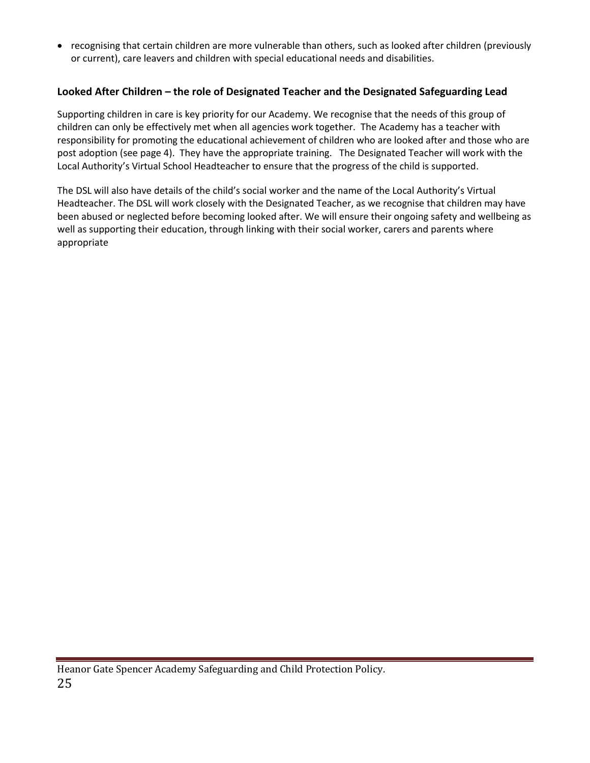- recognising that certain children are more vulnerable than others, such as looked after children (previously or current), care leavers and children with special educational needs and disabilities.

### Looked After Children – the role of Designated Teacher and the Designated Safeguarding Lead

Supporting children in care is key priority for our Academy. We recognise that the needs of this group of children can only be effectively met when all agencies work together. The Academy has a teacher with responsibility for promoting the educational achievement of children who are looked after and those who are post adoption (see page 4). They have the appropriate training. The Designated Teacher will work with the Local Authority's Virtual School Headteacher to ensure that the progress of the child is supported.

The DSL will also have details of the child's social worker and the name of the Local Authority's Virtual Headteacher. The DSL will work closely with the Designated Teacher, as we recognise that children may have been abused or neglected before becoming looked after. We will ensure their ongoing safety and wellbeing as well as supporting their education, through linking with their social worker, carers and parents where appropriate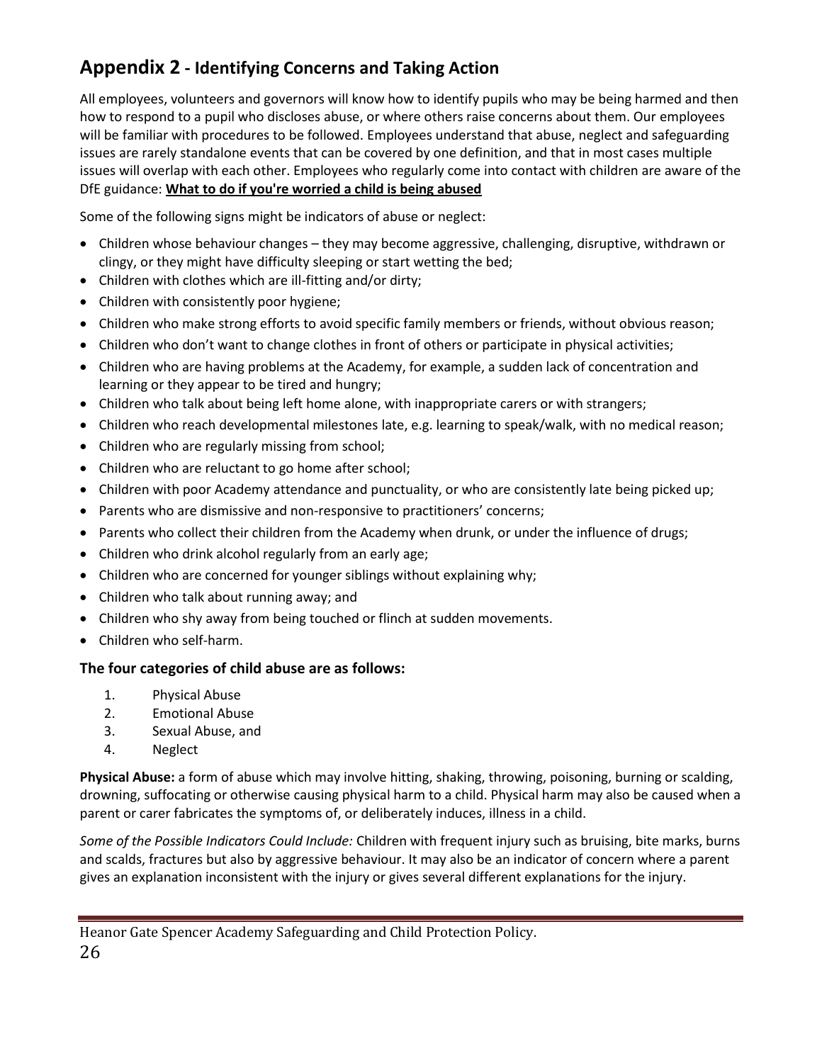## Appendix 2 - Identifying Concerns and Taking Action

All employees, volunteers and governors will know how to identify pupils who may be being harmed and then how to respond to a pupil who discloses abuse, or where others raise concerns about them. Our employees will be familiar with procedures to be followed. Employees understand that abuse, neglect and safeguarding issues are rarely standalone events that can be covered by one definition, and that in most cases multiple issues will overlap with each other. Employees who regularly come into contact with children are aware of the DfE guidance: **What to do if you're worried a child is being abused**

Some of the following signs might be indicators of abuse or neglect:

- Children whose behaviour changes – they may become aggressive, challenging, disruptive, withdrawn or clingy, or they might have difficulty sleeping or start wetting the bed;
- Children with clothes which are ill-fitting and/or dirty;
- Children with consistently poor hygiene;
- Children who make strong efforts to avoid specific family members or friends, without obvious reason;
- Children who don't want to change clothes in front of others or participate in physical activities;
- Children who are having problems at the Academy, for example, a sudden lack of concentration and learning or they appear to be tired and hungry;
- Children who talk about being left home alone, with inappropriate carers or with strangers;
- Children who reach developmental milestones late, e.g. learning to speak/walk, with no medical reason;
- Children who are regularly missing from school;
- Children who are reluctant to go home after school;
- Children with poor Academy attendance and punctuality, or who are consistently late being picked up;
- Parents who are dismissive and non-responsive to practitioners' concerns;
- Parents who collect their children from the Academy when drunk, or under the influence of drugs;
- Children who drink alcohol regularly from an early age;
- Children who are concerned for younger siblings without explaining why;
- Children who talk about running away; and
- Children who shy away from being touched or flinch at sudden movements.
- Children who self-harm.

### The four categories of child abuse are as follows:

1. Physical Abuse
2. Emotional Abuse
3. Sexual Abuse, and
4. Neglect

**Physical Abuse:** a form of abuse which may involve hitting, shaking, throwing, poisoning, burning or scalding, drowning, suffocating or otherwise causing physical harm to a child. Physical harm may also be caused when a parent or carer fabricates the symptoms of, or deliberately induces, illness in a child.

*Some of the Possible Indicators Could Include:* Children with frequent injury such as bruising, bite marks, burns and scalds, fractures but also by aggressive behaviour. It may also be an indicator of concern where a parent gives an explanation inconsistent with the injury or gives several different explanations for the injury.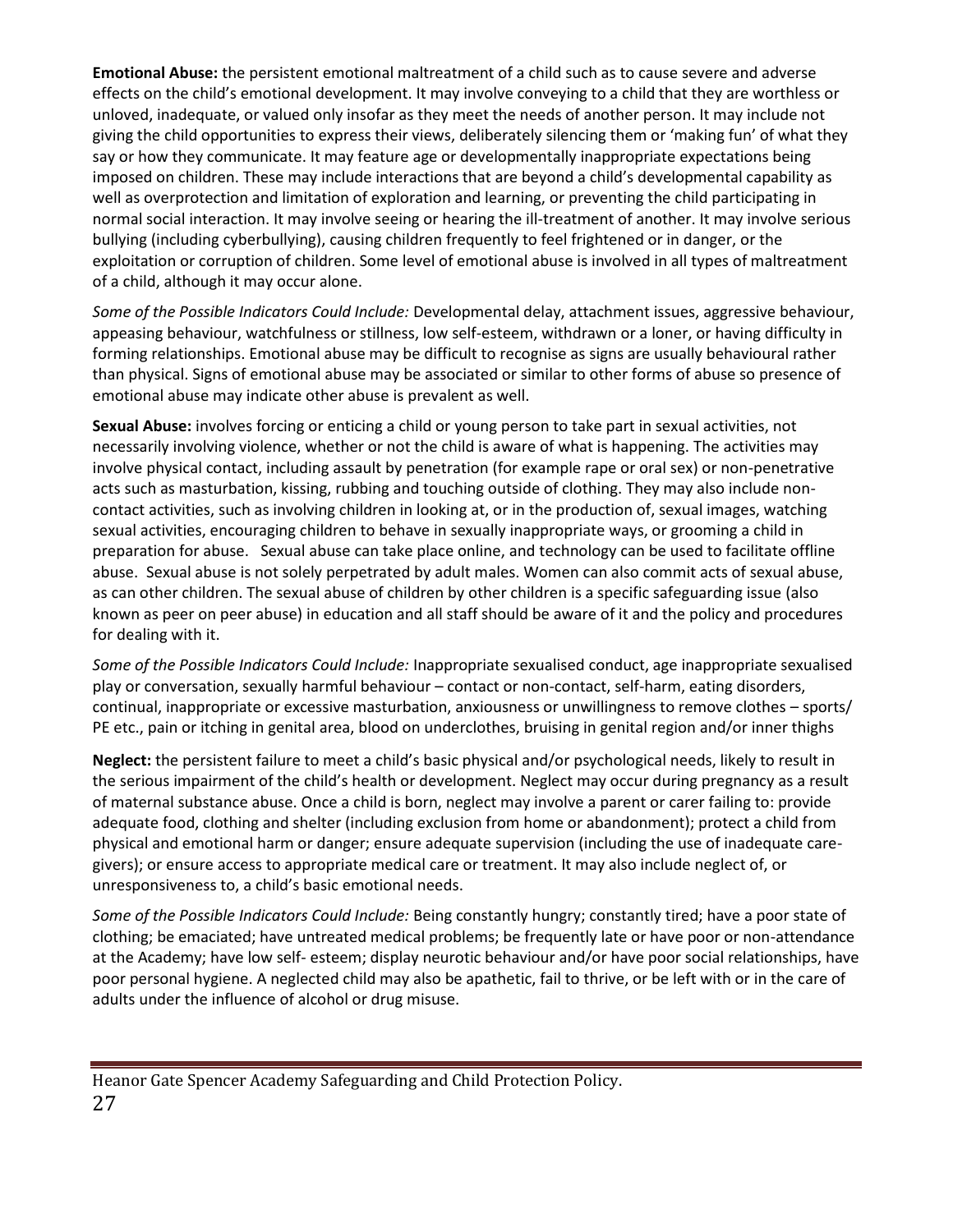**Emotional Abuse:** the persistent emotional maltreatment of a child such as to cause severe and adverse effects on the child's emotional development. It may involve conveying to a child that they are worthless or unloved, inadequate, or valued only insofar as they meet the needs of another person. It may include not giving the child opportunities to express their views, deliberately silencing them or 'making fun' of what they say or how they communicate. It may feature age or developmentally inappropriate expectations being imposed on children. These may include interactions that are beyond a child's developmental capability as well as overprotection and limitation of exploration and learning, or preventing the child participating in normal social interaction. It may involve seeing or hearing the ill-treatment of another. It may involve serious bullying (including cyberbullying), causing children frequently to feel frightened or in danger, or the exploitation or corruption of children. Some level of emotional abuse is involved in all types of maltreatment of a child, although it may occur alone.

*Some of the Possible Indicators Could Include:* Developmental delay, attachment issues, aggressive behaviour, appeasing behaviour, watchfulness or stillness, low self-esteem, withdrawn or a loner, or having difficulty in forming relationships. Emotional abuse may be difficult to recognise as signs are usually behavioural rather than physical. Signs of emotional abuse may be associated or similar to other forms of abuse so presence of emotional abuse may indicate other abuse is prevalent as well.

**Sexual Abuse:** involves forcing or enticing a child or young person to take part in sexual activities, not necessarily involving violence, whether or not the child is aware of what is happening. The activities may involve physical contact, including assault by penetration (for example rape or oral sex) or non-penetrative acts such as masturbation, kissing, rubbing and touching outside of clothing. They may also include non-contact activities, such as involving children in looking at, or in the production of, sexual images, watching sexual activities, encouraging children to behave in sexually inappropriate ways, or grooming a child in preparation for abuse. Sexual abuse can take place online, and technology can be used to facilitate offline abuse. Sexual abuse is not solely perpetrated by adult males. Women can also commit acts of sexual abuse, as can other children. The sexual abuse of children by other children is a specific safeguarding issue (also known as peer on peer abuse) in education and all staff should be aware of it and the policy and procedures for dealing with it.

*Some of the Possible Indicators Could Include:* Inappropriate sexualised conduct, age inappropriate sexualised play or conversation, sexually harmful behaviour – contact or non-contact, self-harm, eating disorders, continual, inappropriate or excessive masturbation, anxiousness or unwillingness to remove clothes – sports/ PE etc., pain or itching in genital area, blood on underclothes, bruising in genital region and/or inner thighs

**Neglect:** the persistent failure to meet a child's basic physical and/or psychological needs, likely to result in the serious impairment of the child's health or development. Neglect may occur during pregnancy as a result of maternal substance abuse. Once a child is born, neglect may involve a parent or carer failing to: provide adequate food, clothing and shelter (including exclusion from home or abandonment); protect a child from physical and emotional harm or danger; ensure adequate supervision (including the use of inadequate care-givers); or ensure access to appropriate medical care or treatment. It may also include neglect of, or unresponsiveness to, a child's basic emotional needs.

*Some of the Possible Indicators Could Include:* Being constantly hungry; constantly tired; have a poor state of clothing; be emaciated; have untreated medical problems; be frequently late or have poor or non-attendance at the Academy; have low self- esteem; display neurotic behaviour and/or have poor social relationships, have poor personal hygiene. A neglected child may also be apathetic, fail to thrive, or be left with or in the care of adults under the influence of alcohol or drug misuse.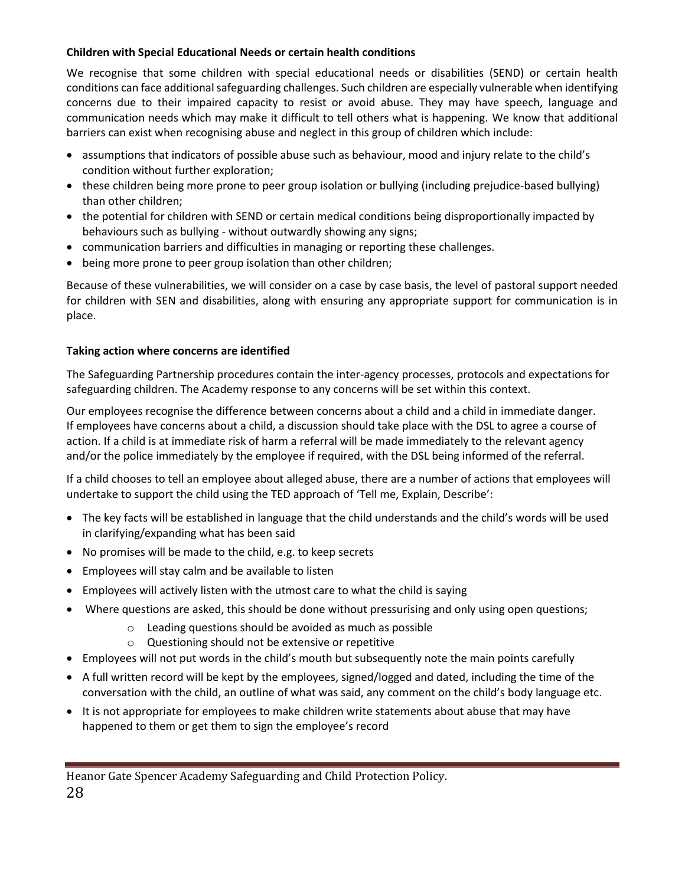**Children with Special Educational Needs or certain health conditions**

We recognise that some children with special educational needs or disabilities (SEND) or certain health conditions can face additional safeguarding challenges. Such children are especially vulnerable when identifying concerns due to their impaired capacity to resist or avoid abuse. They may have speech, language and communication needs which may make it difficult to tell others what is happening. We know that additional barriers can exist when recognising abuse and neglect in this group of children which include:

- assumptions that indicators of possible abuse such as behaviour, mood and injury relate to the child's condition without further exploration;
- these children being more prone to peer group isolation or bullying (including prejudice-based bullying) than other children;
- the potential for children with SEND or certain medical conditions being disproportionally impacted by behaviours such as bullying - without outwardly showing any signs;
- communication barriers and difficulties in managing or reporting these challenges.
- being more prone to peer group isolation than other children;

Because of these vulnerabilities, we will consider on a case by case basis, the level of pastoral support needed for children with SEN and disabilities, along with ensuring any appropriate support for communication is in place.

**Taking action where concerns are identified**

The Safeguarding Partnership procedures contain the inter-agency processes, protocols and expectations for safeguarding children. The Academy response to any concerns will be set within this context.

Our employees recognise the difference between concerns about a child and a child in immediate danger. If employees have concerns about a child, a discussion should take place with the DSL to agree a course of action. If a child is at immediate risk of harm a referral will be made immediately to the relevant agency and/or the police immediately by the employee if required, with the DSL being informed of the referral.

If a child chooses to tell an employee about alleged abuse, there are a number of actions that employees will undertake to support the child using the TED approach of 'Tell me, Explain, Describe':

- The key facts will be established in language that the child understands and the child's words will be used in clarifying/expanding what has been said
- No promises will be made to the child, e.g. to keep secrets
- Employees will stay calm and be available to listen
- Employees will actively listen with the utmost care to what the child is saying
- Where questions are asked, this should be done without pressurising and only using open questions;
    - Leading questions should be avoided as much as possible
    - Questioning should not be extensive or repetitive
- Employees will not put words in the child's mouth but subsequently note the main points carefully
- A full written record will be kept by the employees, signed/logged and dated, including the time of the conversation with the child, an outline of what was said, any comment on the child's body language etc.
- It is not appropriate for employees to make children write statements about abuse that may have happened to them or get them to sign the employee's record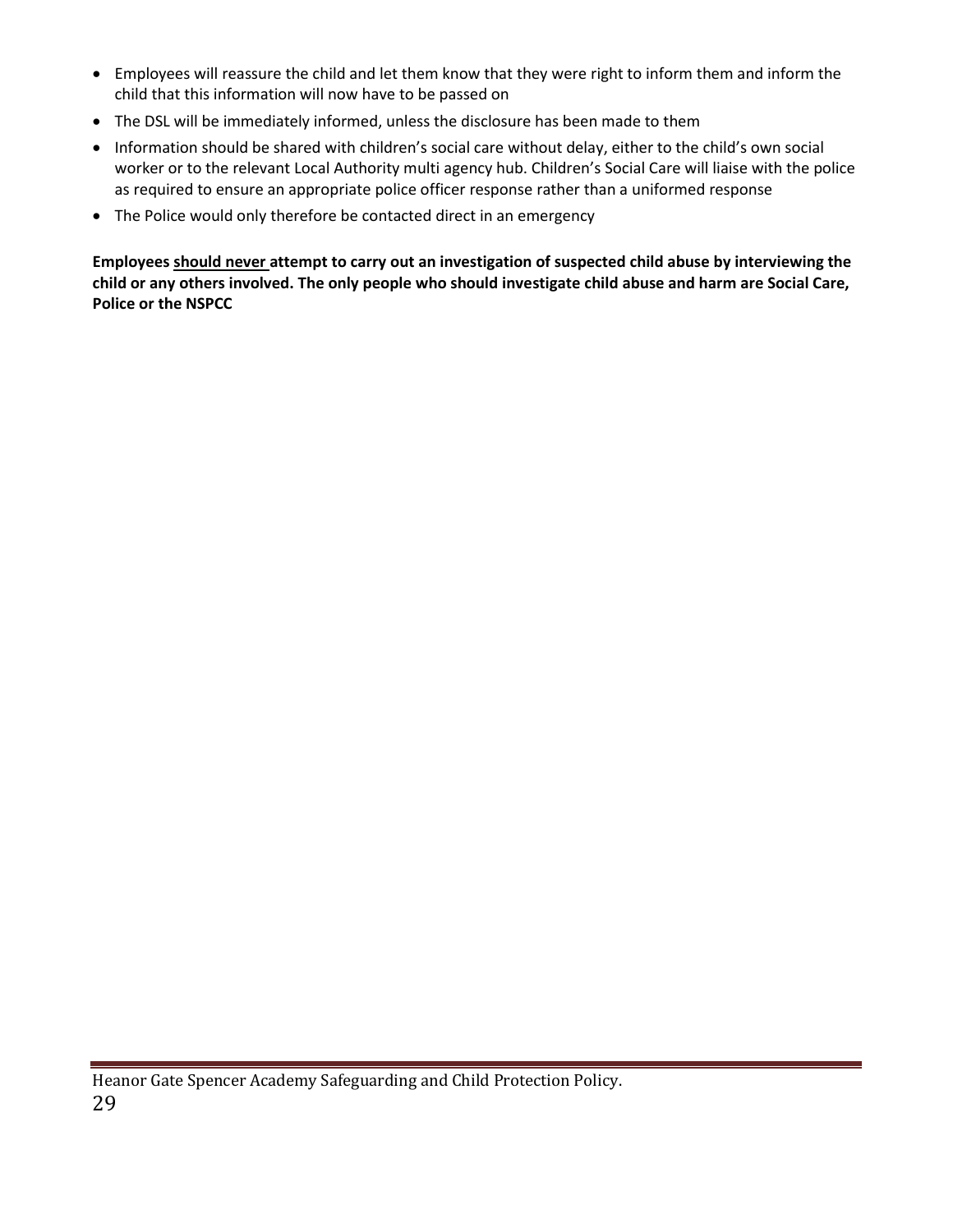- Employees will reassure the child and let them know that they were right to inform them and inform the child that this information will now have to be passed on
- The DSL will be immediately informed, unless the disclosure has been made to them
- Information should be shared with children's social care without delay, either to the child's own social worker or to the relevant Local Authority multi agency hub. Children's Social Care will liaise with the police as required to ensure an appropriate police officer response rather than a uniformed response
- The Police would only therefore be contacted direct in an emergency

**Employees <u>should never</u> attempt to carry out an investigation of suspected child abuse by interviewing the child or any others involved. The only people who should investigate child abuse and harm are Social Care, Police or the NSPCC**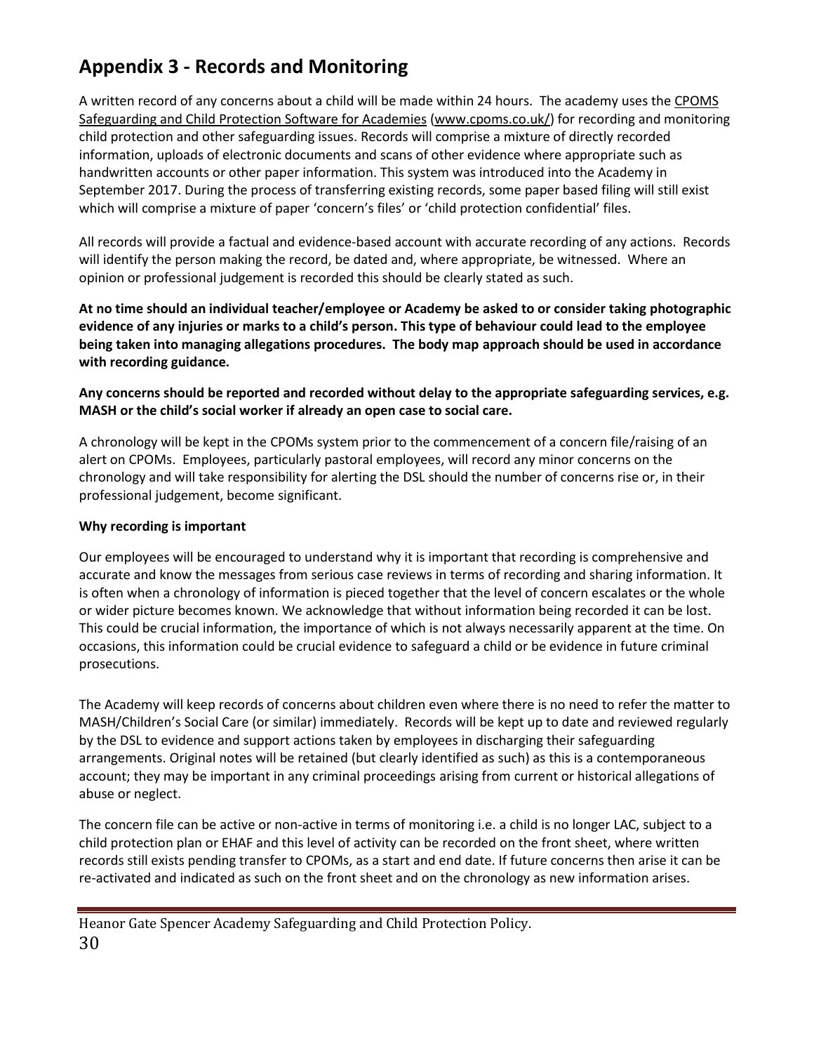## Appendix 3 - Records and Monitoring

A written record of any concerns about a child will be made within 24 hours. The academy uses the [CPOMS Safeguarding and Child Protection Software for Academies](www.cpoms.co.uk/) ([www.cpoms.co.uk/](www.cpoms.co.uk/)) for recording and monitoring child protection and other safeguarding issues. Records will comprise a mixture of directly recorded information, uploads of electronic documents and scans of other evidence where appropriate such as handwritten accounts or other paper information. This system was introduced into the Academy in September 2017. During the process of transferring existing records, some paper based filing will still exist which will comprise a mixture of paper 'concern's files' or 'child protection confidential' files.

All records will provide a factual and evidence-based account with accurate recording of any actions. Records will identify the person making the record, be dated and, where appropriate, be witnessed. Where an opinion or professional judgement is recorded this should be clearly stated as such.

**At no time should an individual teacher/employee or Academy be asked to or consider taking photographic evidence of any injuries or marks to a child's person. This type of behaviour could lead to the employee being taken into managing allegations procedures. The body map approach should be used in accordance with recording guidance.**

**Any concerns should be reported and recorded without delay to the appropriate safeguarding services, e.g. MASH or the child's social worker if already an open case to social care.**

A chronology will be kept in the CPOMs system prior to the commencement of a concern file/raising of an alert on CPOMs. Employees, particularly pastoral employees, will record any minor concerns on the chronology and will take responsibility for alerting the DSL should the number of concerns rise or, in their professional judgement, become significant.

**Why recording is important**

Our employees will be encouraged to understand why it is important that recording is comprehensive and accurate and know the messages from serious case reviews in terms of recording and sharing information. It is often when a chronology of information is pieced together that the level of concern escalates or the whole or wider picture becomes known. We acknowledge that without information being recorded it can be lost. This could be crucial information, the importance of which is not always necessarily apparent at the time. On occasions, this information could be crucial evidence to safeguard a child or be evidence in future criminal prosecutions.

The Academy will keep records of concerns about children even where there is no need to refer the matter to MASH/Children's Social Care (or similar) immediately. Records will be kept up to date and reviewed regularly by the DSL to evidence and support actions taken by employees in discharging their safeguarding arrangements. Original notes will be retained (but clearly identified as such) as this is a contemporaneous account; they may be important in any criminal proceedings arising from current or historical allegations of abuse or neglect.

The concern file can be active or non-active in terms of monitoring i.e. a child is no longer LAC, subject to a child protection plan or EHAF and this level of activity can be recorded on the front sheet, where written records still exists pending transfer to CPOMs, as a start and end date. If future concerns then arise it can be re-activated and indicated as such on the front sheet and on the chronology as new information arises.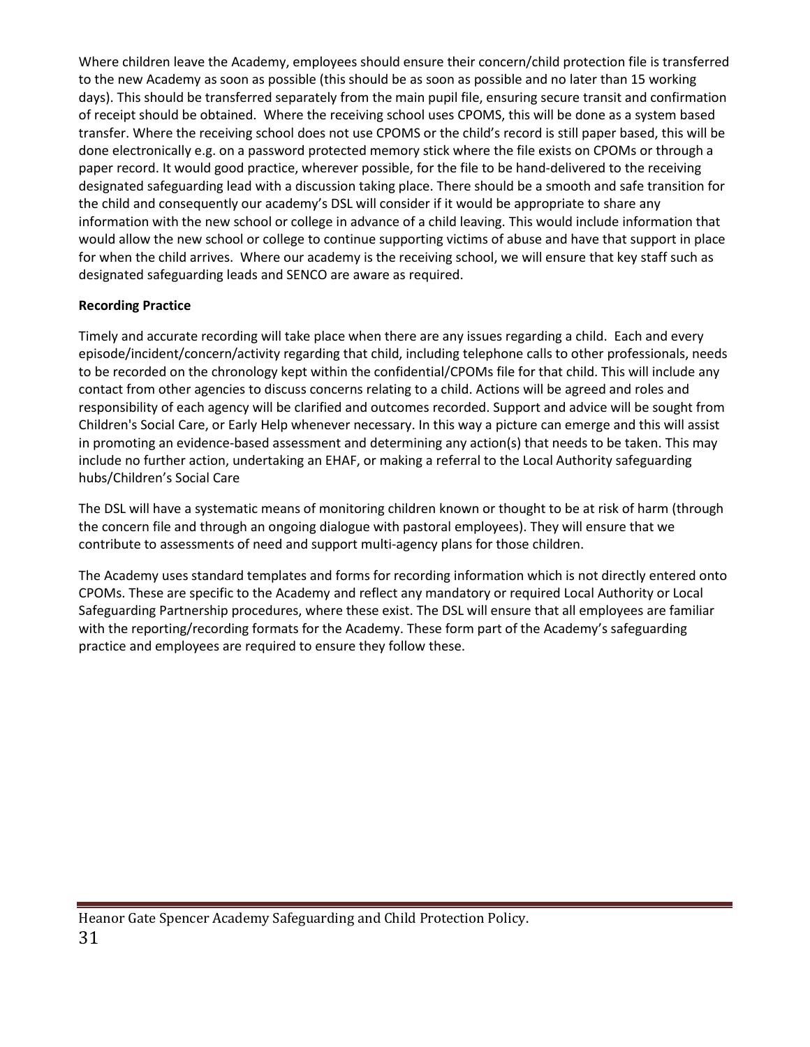Where children leave the Academy, employees should ensure their concern/child protection file is transferred to the new Academy as soon as possible (this should be as soon as possible and no later than 15 working days). This should be transferred separately from the main pupil file, ensuring secure transit and confirmation of receipt should be obtained. Where the receiving school uses CPOMS, this will be done as a system based transfer. Where the receiving school does not use CPOMS or the child's record is still paper based, this will be done electronically e.g. on a password protected memory stick where the file exists on CPOMs or through a paper record. It would good practice, wherever possible, for the file to be hand-delivered to the receiving designated safeguarding lead with a discussion taking place. There should be a smooth and safe transition for the child and consequently our academy's DSL will consider if it would be appropriate to share any information with the new school or college in advance of a child leaving. This would include information that would allow the new school or college to continue supporting victims of abuse and have that support in place for when the child arrives. Where our academy is the receiving school, we will ensure that key staff such as designated safeguarding leads and SENCO are aware as required.

**Recording Practice**

Timely and accurate recording will take place when there are any issues regarding a child. Each and every episode/incident/concern/activity regarding that child, including telephone calls to other professionals, needs to be recorded on the chronology kept within the confidential/CPOMs file for that child. This will include any contact from other agencies to discuss concerns relating to a child. Actions will be agreed and roles and responsibility of each agency will be clarified and outcomes recorded. Support and advice will be sought from Children's Social Care, or Early Help whenever necessary. In this way a picture can emerge and this will assist in promoting an evidence-based assessment and determining any action(s) that needs to be taken. This may include no further action, undertaking an EHAF, or making a referral to the Local Authority safeguarding hubs/Children's Social Care

The DSL will have a systematic means of monitoring children known or thought to be at risk of harm (through the concern file and through an ongoing dialogue with pastoral employees). They will ensure that we contribute to assessments of need and support multi-agency plans for those children.

The Academy uses standard templates and forms for recording information which is not directly entered onto CPOMs. These are specific to the Academy and reflect any mandatory or required Local Authority or Local Safeguarding Partnership procedures, where these exist. The DSL will ensure that all employees are familiar with the reporting/recording formats for the Academy. These form part of the Academy's safeguarding practice and employees are required to ensure they follow these.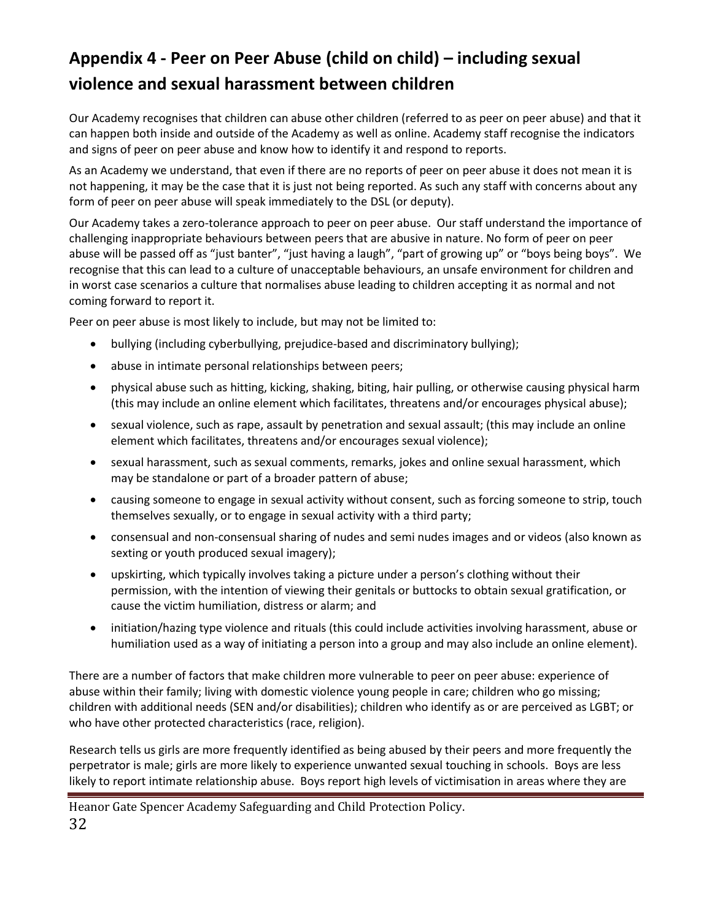## Appendix 4 - Peer on Peer Abuse (child on child) – including sexual violence and sexual harassment between children

Our Academy recognises that children can abuse other children (referred to as peer on peer abuse) and that it can happen both inside and outside of the Academy as well as online. Academy staff recognise the indicators and signs of peer on peer abuse and know how to identify it and respond to reports.

As an Academy we understand, that even if there are no reports of peer on peer abuse it does not mean it is not happening, it may be the case that it is just not being reported. As such any staff with concerns about any form of peer on peer abuse will speak immediately to the DSL (or deputy).

Our Academy takes a zero-tolerance approach to peer on peer abuse. Our staff understand the importance of challenging inappropriate behaviours between peers that are abusive in nature. No form of peer on peer abuse will be passed off as "just banter", "just having a laugh", "part of growing up" or "boys being boys". We recognise that this can lead to a culture of unacceptable behaviours, an unsafe environment for children and in worst case scenarios a culture that normalises abuse leading to children accepting it as normal and not coming forward to report it.

Peer on peer abuse is most likely to include, but may not be limited to:

- bullying (including cyberbullying, prejudice-based and discriminatory bullying);
- abuse in intimate personal relationships between peers;
- physical abuse such as hitting, kicking, shaking, biting, hair pulling, or otherwise causing physical harm (this may include an online element which facilitates, threatens and/or encourages physical abuse);
- sexual violence, such as rape, assault by penetration and sexual assault; (this may include an online element which facilitates, threatens and/or encourages sexual violence);
- sexual harassment, such as sexual comments, remarks, jokes and online sexual harassment, which may be standalone or part of a broader pattern of abuse;
- causing someone to engage in sexual activity without consent, such as forcing someone to strip, touch themselves sexually, or to engage in sexual activity with a third party;
- consensual and non-consensual sharing of nudes and semi nudes images and or videos (also known as sexting or youth produced sexual imagery);
- upskirting, which typically involves taking a picture under a person's clothing without their permission, with the intention of viewing their genitals or buttocks to obtain sexual gratification, or cause the victim humiliation, distress or alarm; and
- initiation/hazing type violence and rituals (this could include activities involving harassment, abuse or humiliation used as a way of initiating a person into a group and may also include an online element).

There are a number of factors that make children more vulnerable to peer on peer abuse: experience of abuse within their family; living with domestic violence young people in care; children who go missing; children with additional needs (SEN and/or disabilities); children who identify as or are perceived as LGBT; or who have other protected characteristics (race, religion).

Research tells us girls are more frequently identified as being abused by their peers and more frequently the perpetrator is male; girls are more likely to experience unwanted sexual touching in schools. Boys are less likely to report intimate relationship abuse. Boys report high levels of victimisation in areas where they are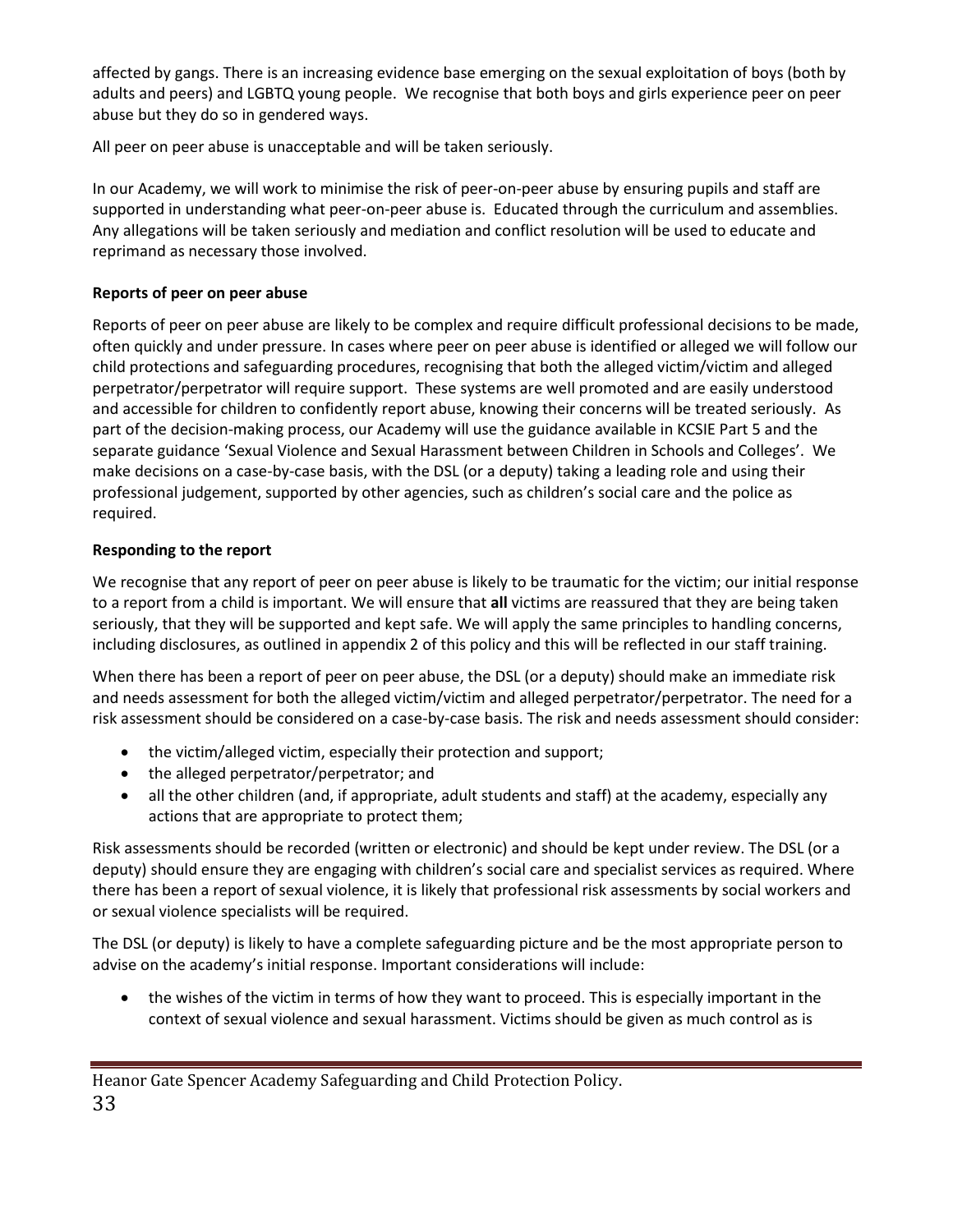affected by gangs. There is an increasing evidence base emerging on the sexual exploitation of boys (both by adults and peers) and LGBTQ young people. We recognise that both boys and girls experience peer on peer abuse but they do so in gendered ways.

All peer on peer abuse is unacceptable and will be taken seriously.

In our Academy, we will work to minimise the risk of peer-on-peer abuse by ensuring pupils and staff are supported in understanding what peer-on-peer abuse is. Educated through the curriculum and assemblies. Any allegations will be taken seriously and mediation and conflict resolution will be used to educate and reprimand as necessary those involved.

**Reports of peer on peer abuse**

Reports of peer on peer abuse are likely to be complex and require difficult professional decisions to be made, often quickly and under pressure. In cases where peer on peer abuse is identified or alleged we will follow our child protections and safeguarding procedures, recognising that both the alleged victim/victim and alleged perpetrator/perpetrator will require support. These systems are well promoted and are easily understood and accessible for children to confidently report abuse, knowing their concerns will be treated seriously. As part of the decision-making process, our Academy will use the guidance available in KCSIE Part 5 and the separate guidance 'Sexual Violence and Sexual Harassment between Children in Schools and Colleges'. We make decisions on a case-by-case basis, with the DSL (or a deputy) taking a leading role and using their professional judgement, supported by other agencies, such as children's social care and the police as required.

**Responding to the report**

We recognise that any report of peer on peer abuse is likely to be traumatic for the victim; our initial response to a report from a child is important. We will ensure that **all** victims are reassured that they are being taken seriously, that they will be supported and kept safe. We will apply the same principles to handling concerns, including disclosures, as outlined in appendix 2 of this policy and this will be reflected in our staff training.

When there has been a report of peer on peer abuse, the DSL (or a deputy) should make an immediate risk and needs assessment for both the alleged victim/victim and alleged perpetrator/perpetrator. The need for a risk assessment should be considered on a case-by-case basis. The risk and needs assessment should consider:

- the victim/alleged victim, especially their protection and support;
- the alleged perpetrator/perpetrator; and
- all the other children (and, if appropriate, adult students and staff) at the academy, especially any actions that are appropriate to protect them;

Risk assessments should be recorded (written or electronic) and should be kept under review. The DSL (or a deputy) should ensure they are engaging with children's social care and specialist services as required. Where there has been a report of sexual violence, it is likely that professional risk assessments by social workers and or sexual violence specialists will be required.

The DSL (or deputy) is likely to have a complete safeguarding picture and be the most appropriate person to advise on the academy's initial response. Important considerations will include:

- the wishes of the victim in terms of how they want to proceed. This is especially important in the context of sexual violence and sexual harassment. Victims should be given as much control as is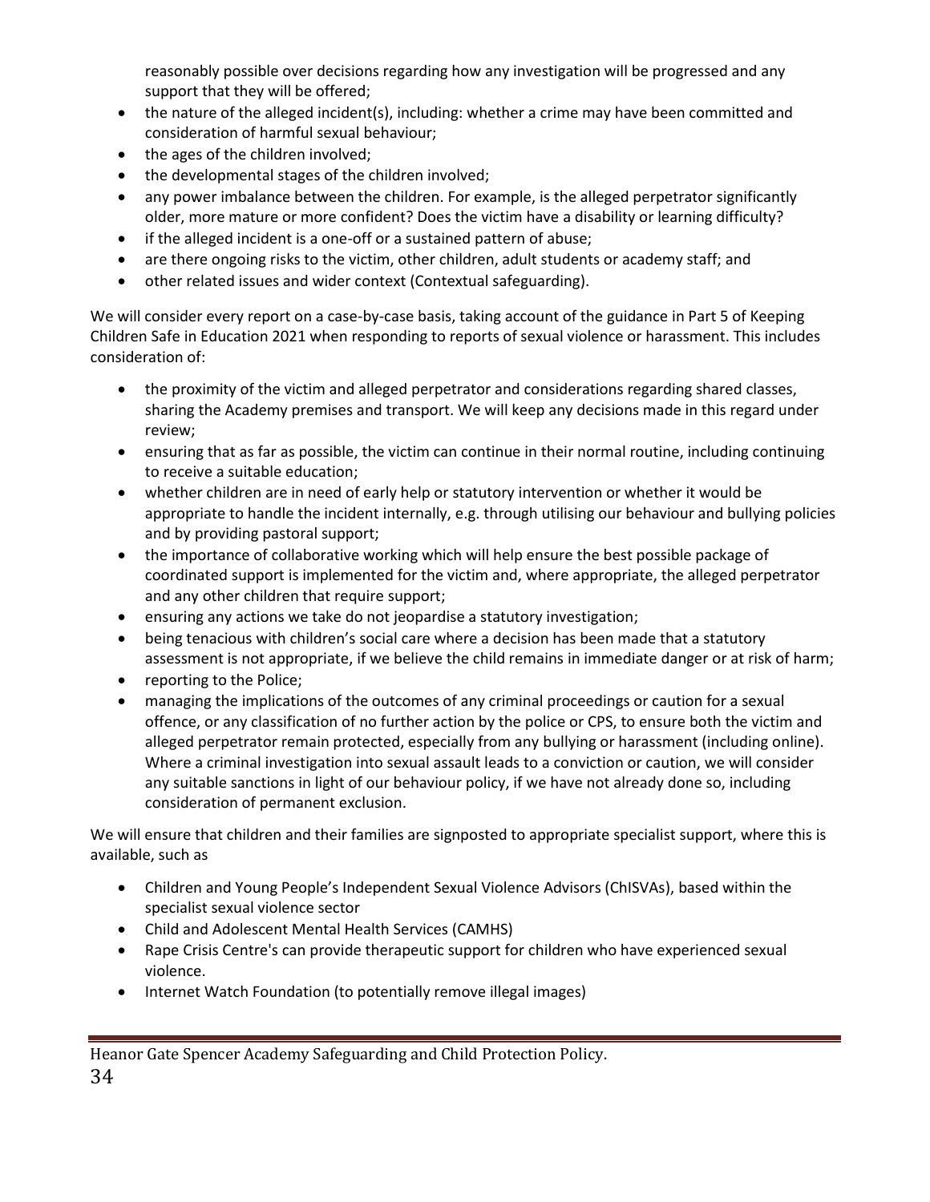reasonably possible over decisions regarding how any investigation will be progressed and any support that they will be offered;

- the nature of the alleged incident(s), including: whether a crime may have been committed and consideration of harmful sexual behaviour;
- the ages of the children involved;
- the developmental stages of the children involved;
- any power imbalance between the children. For example, is the alleged perpetrator significantly older, more mature or more confident? Does the victim have a disability or learning difficulty?
- if the alleged incident is a one-off or a sustained pattern of abuse;
- are there ongoing risks to the victim, other children, adult students or academy staff; and
- other related issues and wider context (Contextual safeguarding).

We will consider every report on a case-by-case basis, taking account of the guidance in Part 5 of Keeping Children Safe in Education 2021 when responding to reports of sexual violence or harassment. This includes consideration of:

- the proximity of the victim and alleged perpetrator and considerations regarding shared classes, sharing the Academy premises and transport. We will keep any decisions made in this regard under review;
- ensuring that as far as possible, the victim can continue in their normal routine, including continuing to receive a suitable education;
- whether children are in need of early help or statutory intervention or whether it would be appropriate to handle the incident internally, e.g. through utilising our behaviour and bullying policies and by providing pastoral support;
- the importance of collaborative working which will help ensure the best possible package of coordinated support is implemented for the victim and, where appropriate, the alleged perpetrator and any other children that require support;
- ensuring any actions we take do not jeopardise a statutory investigation;
- being tenacious with children's social care where a decision has been made that a statutory assessment is not appropriate, if we believe the child remains in immediate danger or at risk of harm;
- reporting to the Police;
- managing the implications of the outcomes of any criminal proceedings or caution for a sexual offence, or any classification of no further action by the police or CPS, to ensure both the victim and alleged perpetrator remain protected, especially from any bullying or harassment (including online). Where a criminal investigation into sexual assault leads to a conviction or caution, we will consider any suitable sanctions in light of our behaviour policy, if we have not already done so, including consideration of permanent exclusion.

We will ensure that children and their families are signposted to appropriate specialist support, where this is available, such as

- Children and Young People's Independent Sexual Violence Advisors (ChISVAs), based within the specialist sexual violence sector
- Child and Adolescent Mental Health Services (CAMHS)
- Rape Crisis Centre's can provide therapeutic support for children who have experienced sexual violence.
- Internet Watch Foundation (to potentially remove illegal images)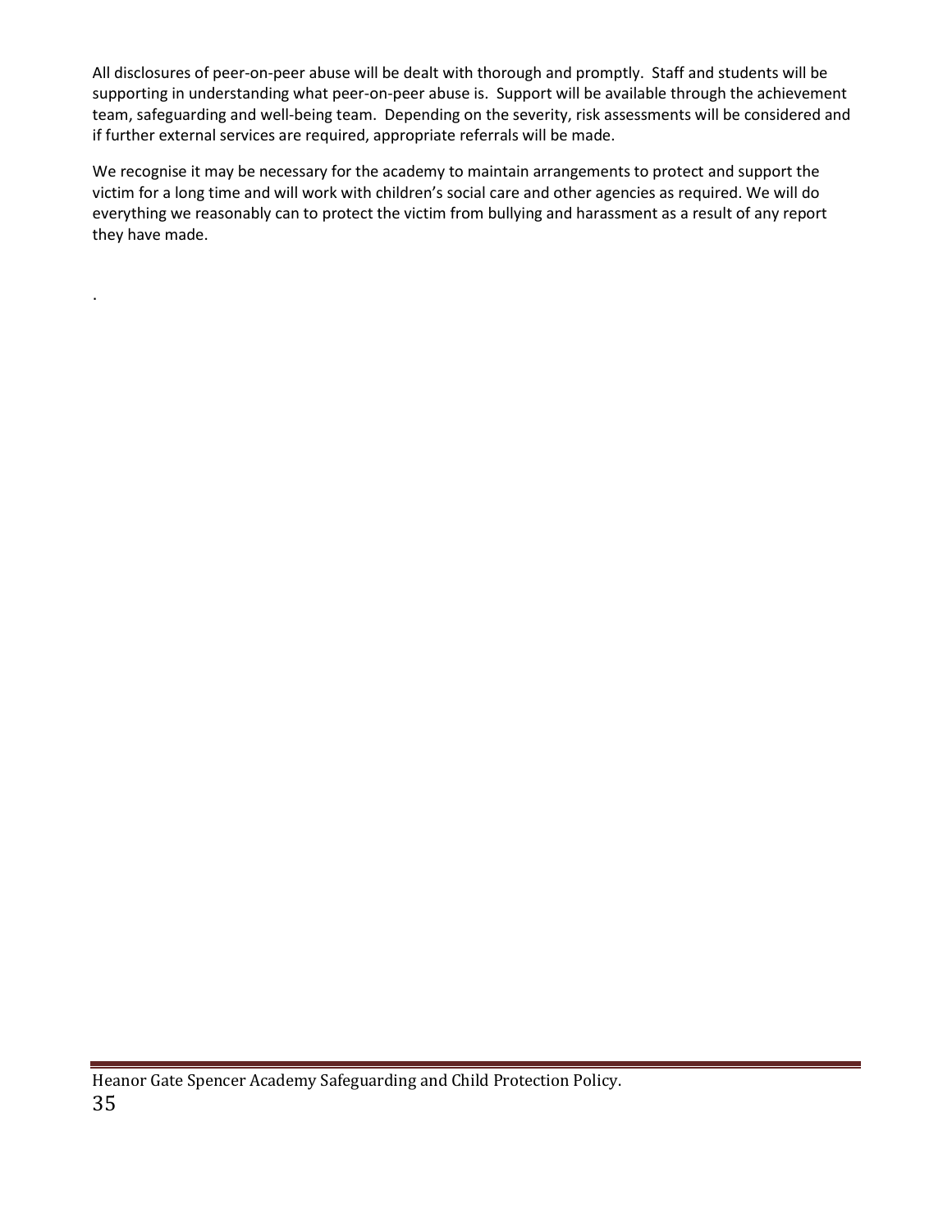All disclosures of peer-on-peer abuse will be dealt with thorough and promptly. Staff and students will be supporting in understanding what peer-on-peer abuse is. Support will be available through the achievement team, safeguarding and well-being team. Depending on the severity, risk assessments will be considered and if further external services are required, appropriate referrals will be made.

We recognise it may be necessary for the academy to maintain arrangements to protect and support the victim for a long time and will work with children's social care and other agencies as required. We will do everything we reasonably can to protect the victim from bullying and harassment as a result of any report they have made.

.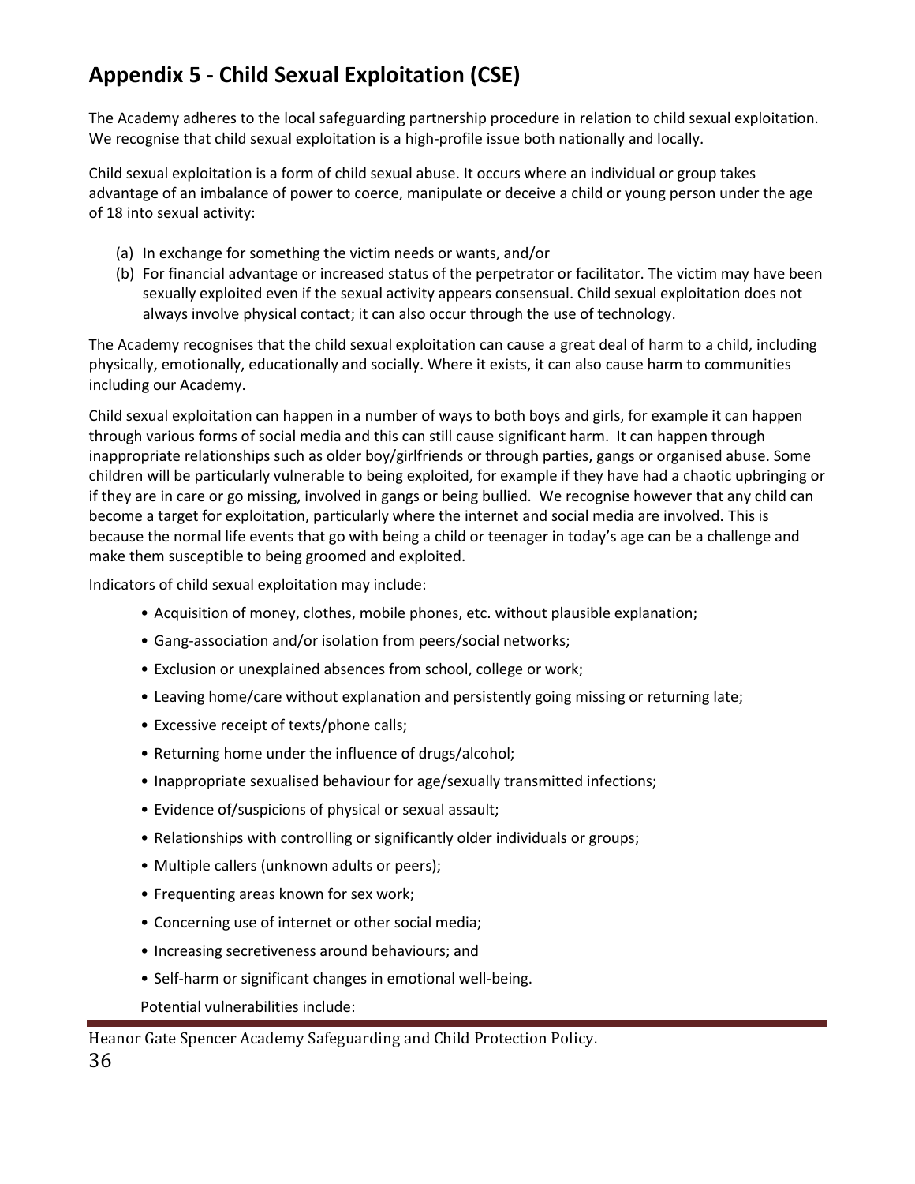## Appendix 5 - Child Sexual Exploitation (CSE)

The Academy adheres to the local safeguarding partnership procedure in relation to child sexual exploitation. We recognise that child sexual exploitation is a high-profile issue both nationally and locally.

Child sexual exploitation is a form of child sexual abuse. It occurs where an individual or group takes advantage of an imbalance of power to coerce, manipulate or deceive a child or young person under the age of 18 into sexual activity:

(a) In exchange for something the victim needs or wants, and/or
(b) For financial advantage or increased status of the perpetrator or facilitator. The victim may have been sexually exploited even if the sexual activity appears consensual. Child sexual exploitation does not always involve physical contact; it can also occur through the use of technology.

The Academy recognises that the child sexual exploitation can cause a great deal of harm to a child, including physically, emotionally, educationally and socially. Where it exists, it can also cause harm to communities including our Academy.

Child sexual exploitation can happen in a number of ways to both boys and girls, for example it can happen through various forms of social media and this can still cause significant harm. It can happen through inappropriate relationships such as older boy/girlfriends or through parties, gangs or organised abuse. Some children will be particularly vulnerable to being exploited, for example if they have had a chaotic upbringing or if they are in care or go missing, involved in gangs or being bullied. We recognise however that any child can become a target for exploitation, particularly where the internet and social media are involved. This is because the normal life events that go with being a child or teenager in today's age can be a challenge and make them susceptible to being groomed and exploited.

Indicators of child sexual exploitation may include:

- Acquisition of money, clothes, mobile phones, etc. without plausible explanation;
- Gang-association and/or isolation from peers/social networks;
- Exclusion or unexplained absences from school, college or work;
- Leaving home/care without explanation and persistently going missing or returning late;
- Excessive receipt of texts/phone calls;
- Returning home under the influence of drugs/alcohol;
- Inappropriate sexualised behaviour for age/sexually transmitted infections;
- Evidence of/suspicions of physical or sexual assault;
- Relationships with controlling or significantly older individuals or groups;
- Multiple callers (unknown adults or peers);
- Frequenting areas known for sex work;
- Concerning use of internet or other social media;
- Increasing secretiveness around behaviours; and
- Self-harm or significant changes in emotional well-being.

Potential vulnerabilities include: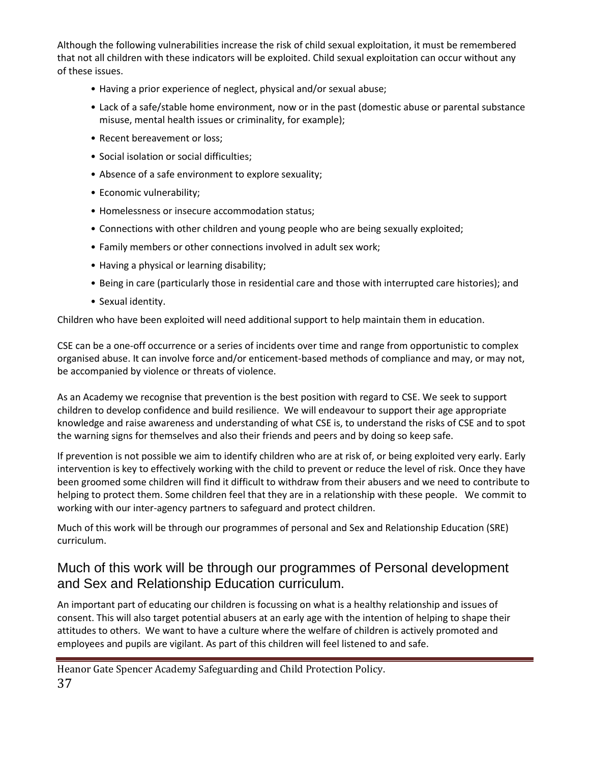Although the following vulnerabilities increase the risk of child sexual exploitation, it must be remembered that not all children with these indicators will be exploited. Child sexual exploitation can occur without any of these issues.

- Having a prior experience of neglect, physical and/or sexual abuse;
- Lack of a safe/stable home environment, now or in the past (domestic abuse or parental substance misuse, mental health issues or criminality, for example);
- Recent bereavement or loss;
- Social isolation or social difficulties;
- Absence of a safe environment to explore sexuality;
- Economic vulnerability;
- Homelessness or insecure accommodation status;
- Connections with other children and young people who are being sexually exploited;
- Family members or other connections involved in adult sex work;
- Having a physical or learning disability;
- Being in care (particularly those in residential care and those with interrupted care histories); and
- Sexual identity.

Children who have been exploited will need additional support to help maintain them in education.

CSE can be a one-off occurrence or a series of incidents over time and range from opportunistic to complex organised abuse. It can involve force and/or enticement-based methods of compliance and may, or may not, be accompanied by violence or threats of violence.

As an Academy we recognise that prevention is the best position with regard to CSE. We seek to support children to develop confidence and build resilience. We will endeavour to support their age appropriate knowledge and raise awareness and understanding of what CSE is, to understand the risks of CSE and to spot the warning signs for themselves and also their friends and peers and by doing so keep safe.

If prevention is not possible we aim to identify children who are at risk of, or being exploited very early. Early intervention is key to effectively working with the child to prevent or reduce the level of risk. Once they have been groomed some children will find it difficult to withdraw from their abusers and we need to contribute to helping to protect them. Some children feel that they are in a relationship with these people. We commit to working with our inter-agency partners to safeguard and protect children.

Much of this work will be through our programmes of personal and Sex and Relationship Education (SRE) curriculum.

## Much of this work will be through our programmes of Personal development and Sex and Relationship Education curriculum.

An important part of educating our children is focussing on what is a healthy relationship and issues of consent. This will also target potential abusers at an early age with the intention of helping to shape their attitudes to others. We want to have a culture where the welfare of children is actively promoted and employees and pupils are vigilant. As part of this children will feel listened to and safe.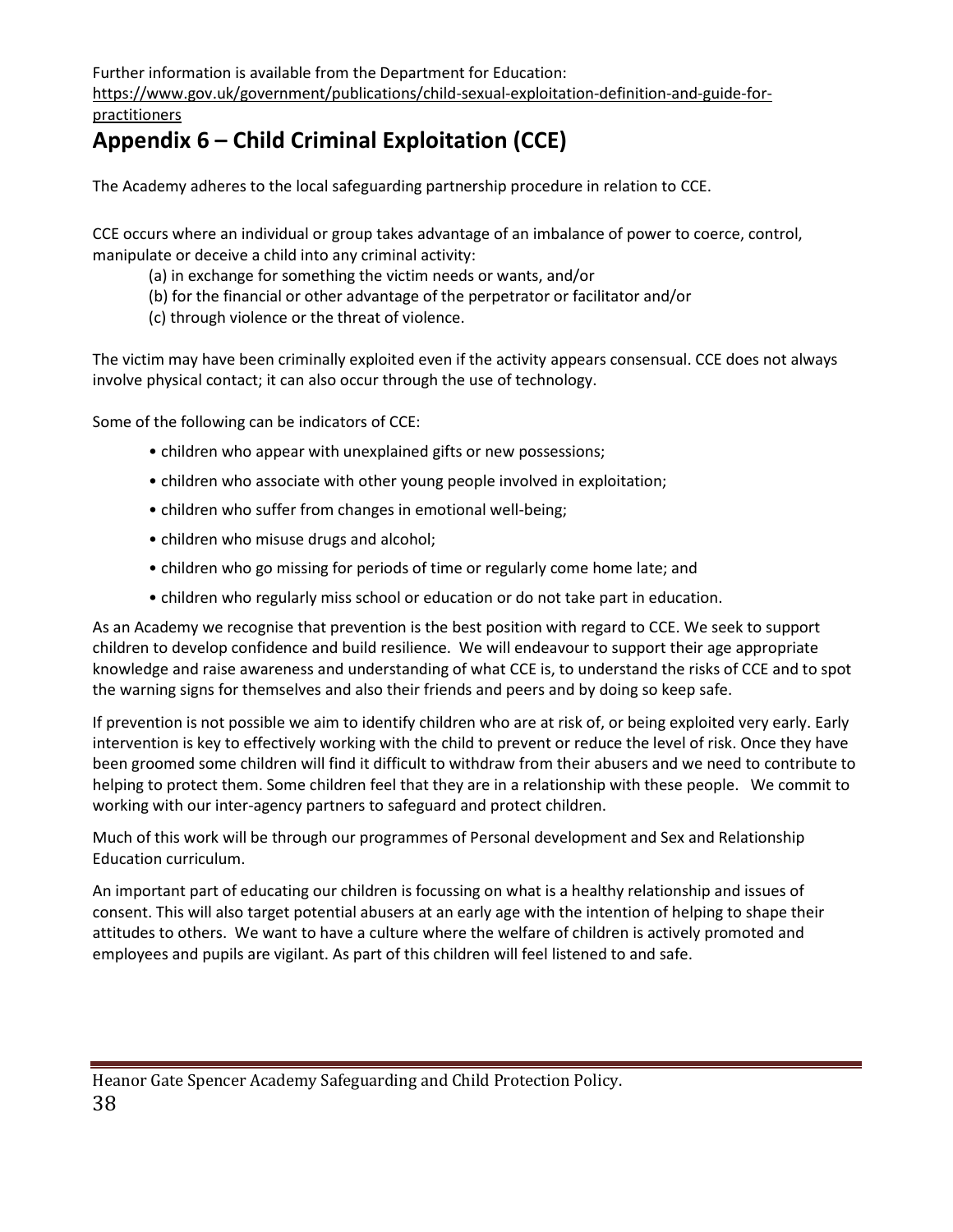Further information is available from the Department for Education:
https://www.gov.uk/government/publications/child-sexual-exploitation-definition-and-guide-for-practitioners

# Appendix 6 – Child Criminal Exploitation (CCE)

The Academy adheres to the local safeguarding partnership procedure in relation to CCE.

CCE occurs where an individual or group takes advantage of an imbalance of power to coerce, control, manipulate or deceive a child into any criminal activity:

(a) in exchange for something the victim needs or wants, and/or
(b) for the financial or other advantage of the perpetrator or facilitator and/or
(c) through violence or the threat of violence.

The victim may have been criminally exploited even if the activity appears consensual. CCE does not always involve physical contact; it can also occur through the use of technology.

Some of the following can be indicators of CCE:

- children who appear with unexplained gifts or new possessions;
- children who associate with other young people involved in exploitation;
- children who suffer from changes in emotional well-being;
- children who misuse drugs and alcohol;
- children who go missing for periods of time or regularly come home late; and
- children who regularly miss school or education or do not take part in education.

As an Academy we recognise that prevention is the best position with regard to CCE. We seek to support children to develop confidence and build resilience. We will endeavour to support their age appropriate knowledge and raise awareness and understanding of what CCE is, to understand the risks of CCE and to spot the warning signs for themselves and also their friends and peers and by doing so keep safe.

If prevention is not possible we aim to identify children who are at risk of, or being exploited very early. Early intervention is key to effectively working with the child to prevent or reduce the level of risk. Once they have been groomed some children will find it difficult to withdraw from their abusers and we need to contribute to helping to protect them. Some children feel that they are in a relationship with these people. We commit to working with our inter-agency partners to safeguard and protect children.

Much of this work will be through our programmes of Personal development and Sex and Relationship Education curriculum.

An important part of educating our children is focussing on what is a healthy relationship and issues of consent. This will also target potential abusers at an early age with the intention of helping to shape their attitudes to others. We want to have a culture where the welfare of children is actively promoted and employees and pupils are vigilant. As part of this children will feel listened to and safe.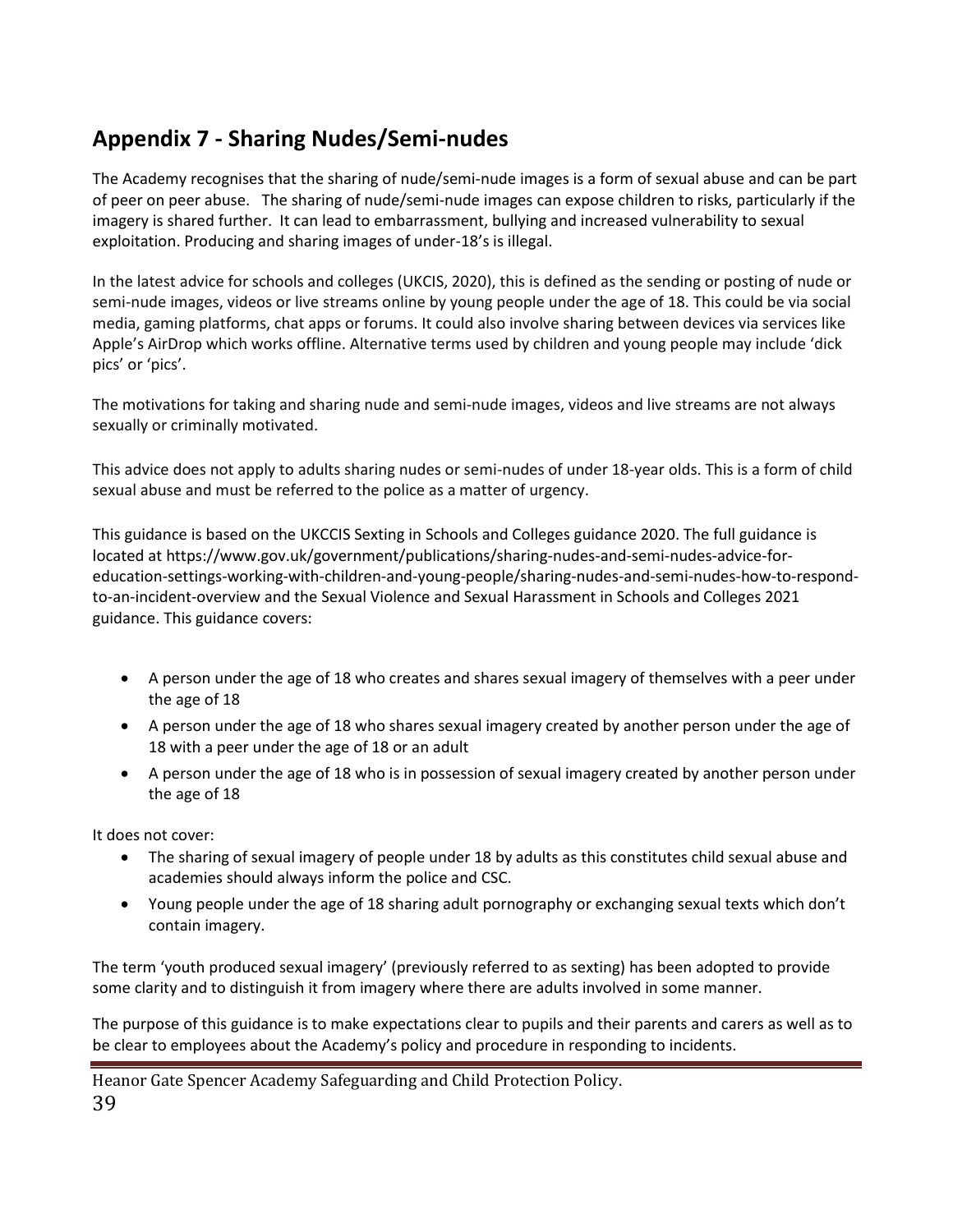## Appendix 7 - Sharing Nudes/Semi-nudes

The Academy recognises that the sharing of nude/semi-nude images is a form of sexual abuse and can be part of peer on peer abuse. The sharing of nude/semi-nude images can expose children to risks, particularly if the imagery is shared further. It can lead to embarrassment, bullying and increased vulnerability to sexual exploitation. Producing and sharing images of under-18's is illegal.

In the latest advice for schools and colleges (UKCIS, 2020), this is defined as the sending or posting of nude or semi-nude images, videos or live streams online by young people under the age of 18. This could be via social media, gaming platforms, chat apps or forums. It could also involve sharing between devices via services like Apple's AirDrop which works offline. Alternative terms used by children and young people may include 'dick pics' or 'pics'.

The motivations for taking and sharing nude and semi-nude images, videos and live streams are not always sexually or criminally motivated.

This advice does not apply to adults sharing nudes or semi-nudes of under 18-year olds. This is a form of child sexual abuse and must be referred to the police as a matter of urgency.

This guidance is based on the UKCCIS Sexting in Schools and Colleges guidance 2020. The full guidance is located at https://www.gov.uk/government/publications/sharing-nudes-and-semi-nudes-advice-for-education-settings-working-with-children-and-young-people/sharing-nudes-and-semi-nudes-how-to-respond-to-an-incident-overview and the Sexual Violence and Sexual Harassment in Schools and Colleges 2021 guidance. This guidance covers:

- A person under the age of 18 who creates and shares sexual imagery of themselves with a peer under the age of 18
- A person under the age of 18 who shares sexual imagery created by another person under the age of 18 with a peer under the age of 18 or an adult
- A person under the age of 18 who is in possession of sexual imagery created by another person under the age of 18

It does not cover:

- The sharing of sexual imagery of people under 18 by adults as this constitutes child sexual abuse and academies should always inform the police and CSC.
- Young people under the age of 18 sharing adult pornography or exchanging sexual texts which don't contain imagery.

The term 'youth produced sexual imagery' (previously referred to as sexting) has been adopted to provide some clarity and to distinguish it from imagery where there are adults involved in some manner.

The purpose of this guidance is to make expectations clear to pupils and their parents and carers as well as to be clear to employees about the Academy's policy and procedure in responding to incidents.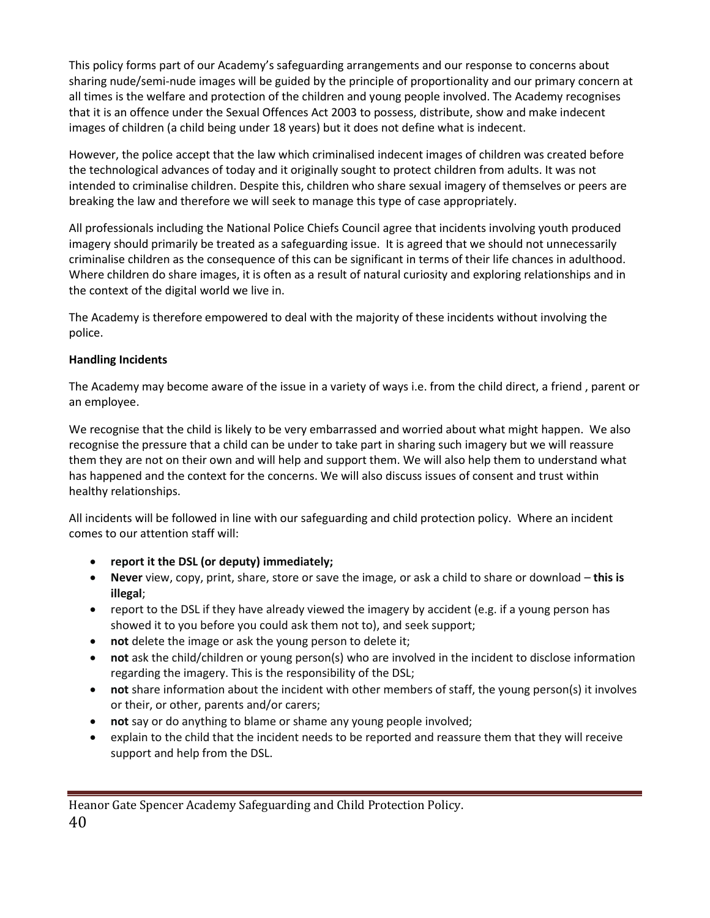This policy forms part of our Academy's safeguarding arrangements and our response to concerns about sharing nude/semi-nude images will be guided by the principle of proportionality and our primary concern at all times is the welfare and protection of the children and young people involved. The Academy recognises that it is an offence under the Sexual Offences Act 2003 to possess, distribute, show and make indecent images of children (a child being under 18 years) but it does not define what is indecent.

However, the police accept that the law which criminalised indecent images of children was created before the technological advances of today and it originally sought to protect children from adults. It was not intended to criminalise children. Despite this, children who share sexual imagery of themselves or peers are breaking the law and therefore we will seek to manage this type of case appropriately.

All professionals including the National Police Chiefs Council agree that incidents involving youth produced imagery should primarily be treated as a safeguarding issue. It is agreed that we should not unnecessarily criminalise children as the consequence of this can be significant in terms of their life chances in adulthood. Where children do share images, it is often as a result of natural curiosity and exploring relationships and in the context of the digital world we live in.

The Academy is therefore empowered to deal with the majority of these incidents without involving the police.

**Handling Incidents**

The Academy may become aware of the issue in a variety of ways i.e. from the child direct, a friend , parent or an employee.

We recognise that the child is likely to be very embarrassed and worried about what might happen. We also recognise the pressure that a child can be under to take part in sharing such imagery but we will reassure them they are not on their own and will help and support them. We will also help them to understand what has happened and the context for the concerns. We will also discuss issues of consent and trust within healthy relationships.

All incidents will be followed in line with our safeguarding and child protection policy. Where an incident comes to our attention staff will:

- **report it the DSL (or deputy) immediately;**
- **Never** view, copy, print, share, store or save the image, or ask a child to share or download – **this is illegal**;
- report to the DSL if they have already viewed the imagery by accident (e.g. if a young person has showed it to you before you could ask them not to), and seek support;
- **not** delete the image or ask the young person to delete it;
- **not** ask the child/children or young person(s) who are involved in the incident to disclose information regarding the imagery. This is the responsibility of the DSL;
- **not** share information about the incident with other members of staff, the young person(s) it involves or their, or other, parents and/or carers;
- **not** say or do anything to blame or shame any young people involved;
- explain to the child that the incident needs to be reported and reassure them that they will receive support and help from the DSL.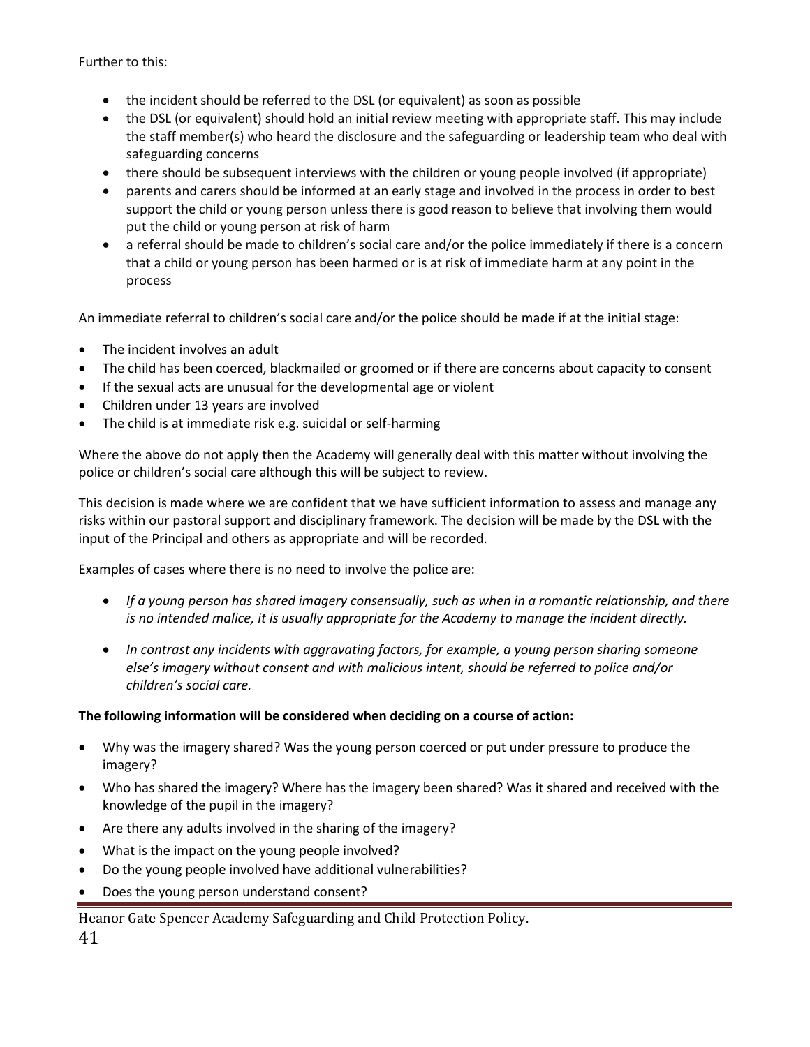Further to this:

- the incident should be referred to the DSL (or equivalent) as soon as possible
- the DSL (or equivalent) should hold an initial review meeting with appropriate staff. This may include the staff member(s) who heard the disclosure and the safeguarding or leadership team who deal with safeguarding concerns
- there should be subsequent interviews with the children or young people involved (if appropriate)
- parents and carers should be informed at an early stage and involved in the process in order to best support the child or young person unless there is good reason to believe that involving them would put the child or young person at risk of harm
- a referral should be made to children's social care and/or the police immediately if there is a concern that a child or young person has been harmed or is at risk of immediate harm at any point in the process

An immediate referral to children's social care and/or the police should be made if at the initial stage:

- The incident involves an adult
- The child has been coerced, blackmailed or groomed or if there are concerns about capacity to consent
- If the sexual acts are unusual for the developmental age or violent
- Children under 13 years are involved
- The child is at immediate risk e.g. suicidal or self-harming

Where the above do not apply then the Academy will generally deal with this matter without involving the police or children's social care although this will be subject to review.

This decision is made where we are confident that we have sufficient information to assess and manage any risks within our pastoral support and disciplinary framework. The decision will be made by the DSL with the input of the Principal and others as appropriate and will be recorded.

Examples of cases where there is no need to involve the police are:

- *If a young person has shared imagery consensually, such as when in a romantic relationship, and there is no intended malice, it is usually appropriate for the Academy to manage the incident directly.*
- *In contrast any incidents with aggravating factors, for example, a young person sharing someone else's imagery without consent and with malicious intent, should be referred to police and/or children's social care.*

**The following information will be considered when deciding on a course of action:**

- Why was the imagery shared? Was the young person coerced or put under pressure to produce the imagery?
- Who has shared the imagery? Where has the imagery been shared? Was it shared and received with the knowledge of the pupil in the imagery?
- Are there any adults involved in the sharing of the imagery?
- What is the impact on the young people involved?
- Do the young people involved have additional vulnerabilities?
- Does the young person understand consent?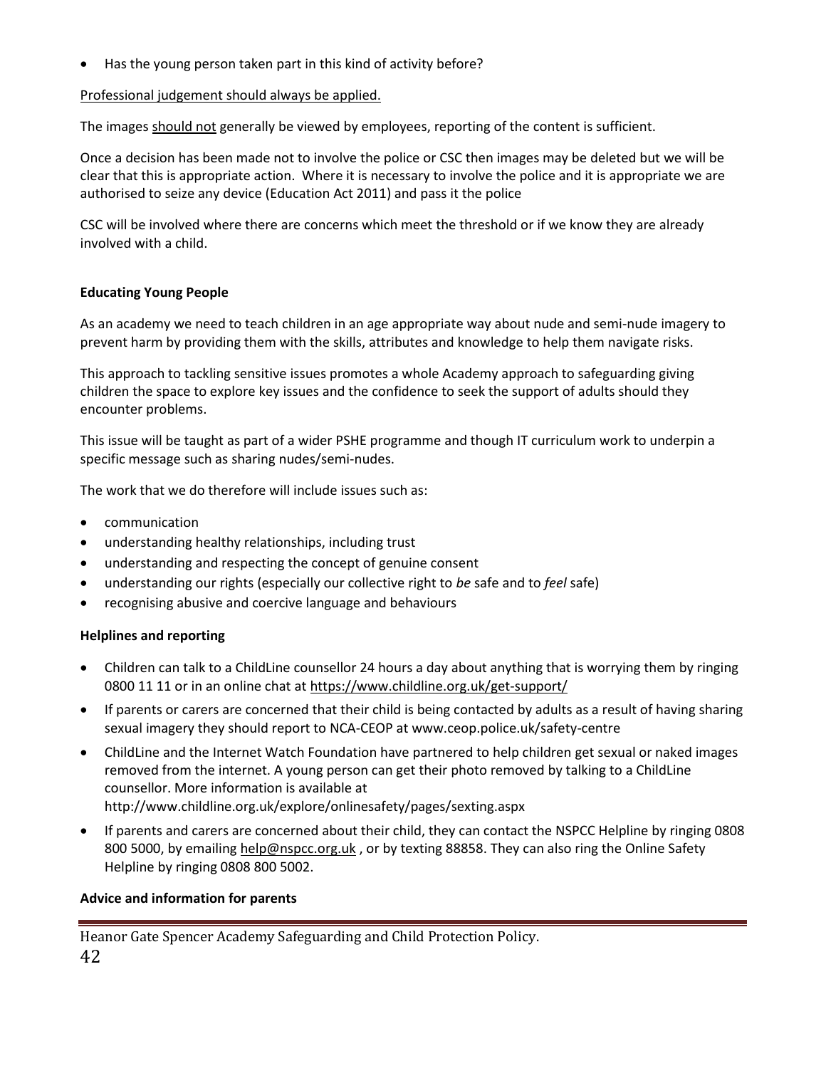- Has the young person taken part in this kind of activity before?

Professional judgement should always be applied.

The images should not generally be viewed by employees, reporting of the content is sufficient.

Once a decision has been made not to involve the police or CSC then images may be deleted but we will be clear that this is appropriate action. Where it is necessary to involve the police and it is appropriate we are authorised to seize any device (Education Act 2011) and pass it the police

CSC will be involved where there are concerns which meet the threshold or if we know they are already involved with a child.

**Educating Young People**

As an academy we need to teach children in an age appropriate way about nude and semi-nude imagery to prevent harm by providing them with the skills, attributes and knowledge to help them navigate risks.

This approach to tackling sensitive issues promotes a whole Academy approach to safeguarding giving children the space to explore key issues and the confidence to seek the support of adults should they encounter problems.

This issue will be taught as part of a wider PSHE programme and though IT curriculum work to underpin a specific message such as sharing nudes/semi-nudes.

The work that we do therefore will include issues such as:

- communication
- understanding healthy relationships, including trust
- understanding and respecting the concept of genuine consent
- understanding our rights (especially our collective right to *be* safe and to *feel* safe)
- recognising abusive and coercive language and behaviours

**Helplines and reporting**

- Children can talk to a ChildLine counsellor 24 hours a day about anything that is worrying them by ringing 0800 11 11 or in an online chat at https://www.childline.org.uk/get-support/
- If parents or carers are concerned that their child is being contacted by adults as a result of having sharing sexual imagery they should report to NCA-CEOP at www.ceop.police.uk/safety-centre
- ChildLine and the Internet Watch Foundation have partnered to help children get sexual or naked images removed from the internet. A young person can get their photo removed by talking to a ChildLine counsellor. More information is available at http://www.childline.org.uk/explore/onlinesafety/pages/sexting.aspx
- If parents and carers are concerned about their child, they can contact the NSPCC Helpline by ringing 0808 800 5000, by emailing help@nspcc.org.uk , or by texting 88858. They can also ring the Online Safety Helpline by ringing 0808 800 5002.

**Advice and information for parents**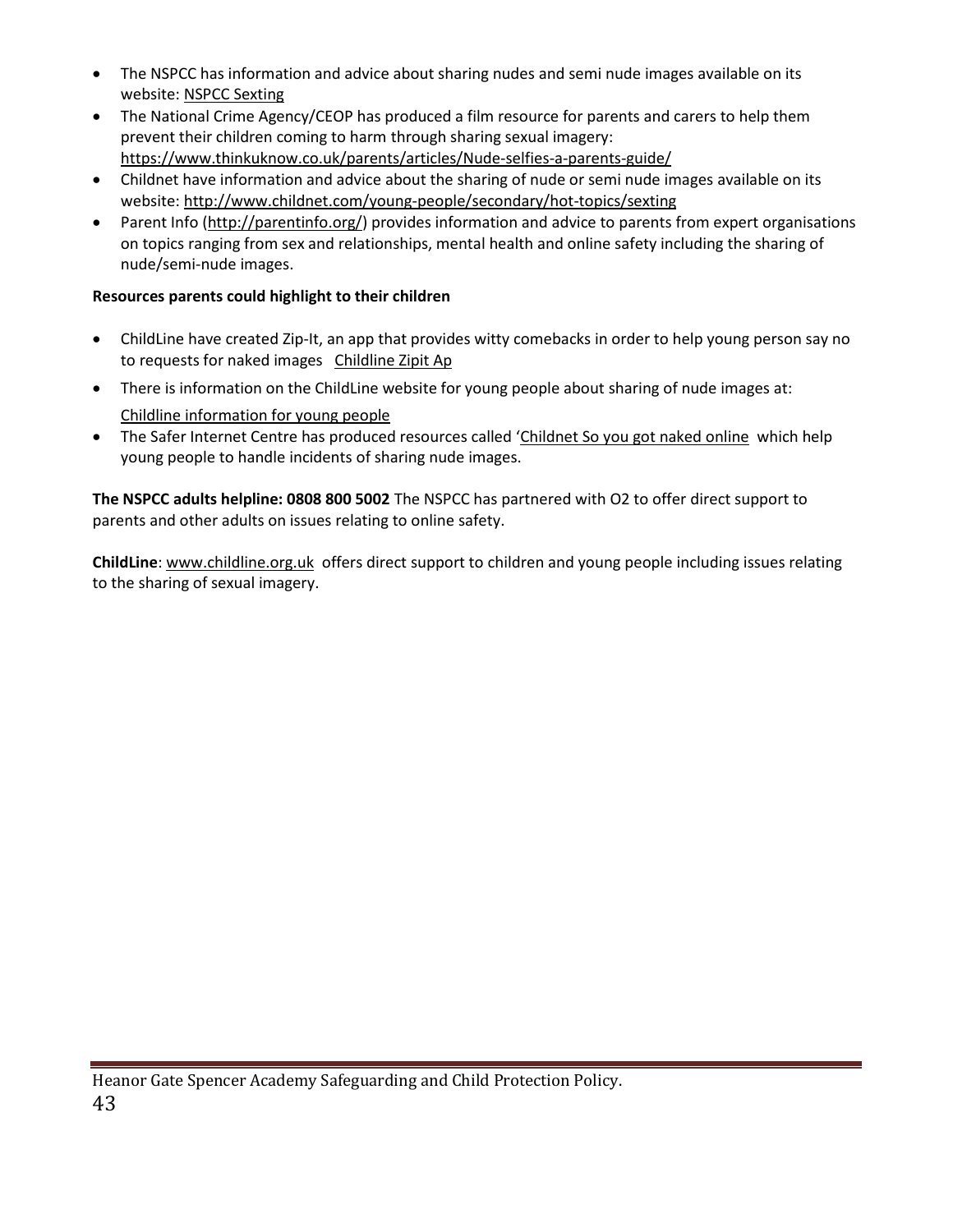- The NSPCC has information and advice about sharing nudes and semi nude images available on its website: NSPCC Sexting
- The National Crime Agency/CEOP has produced a film resource for parents and carers to help them prevent their children coming to harm through sharing sexual imagery: https://www.thinkuknow.co.uk/parents/articles/Nude-selfies-a-parents-guide/
- Childnet have information and advice about the sharing of nude or semi nude images available on its website: http://www.childnet.com/young-people/secondary/hot-topics/sexting
- Parent Info (http://parentinfo.org/) provides information and advice to parents from expert organisations on topics ranging from sex and relationships, mental health and online safety including the sharing of nude/semi-nude images.

**Resources parents could highlight to their children**

- ChildLine have created Zip-It, an app that provides witty comebacks in order to help young person say no to requests for naked images Childline Zipit Ap
- There is information on the ChildLine website for young people about sharing of nude images at: Childline information for young people
- The Safer Internet Centre has produced resources called 'Childnet So you got naked online which help young people to handle incidents of sharing nude images.

**The NSPCC adults helpline: 0808 800 5002** The NSPCC has partnered with O2 to offer direct support to parents and other adults on issues relating to online safety.

**ChildLine**: www.childline.org.uk offers direct support to children and young people including issues relating to the sharing of sexual imagery.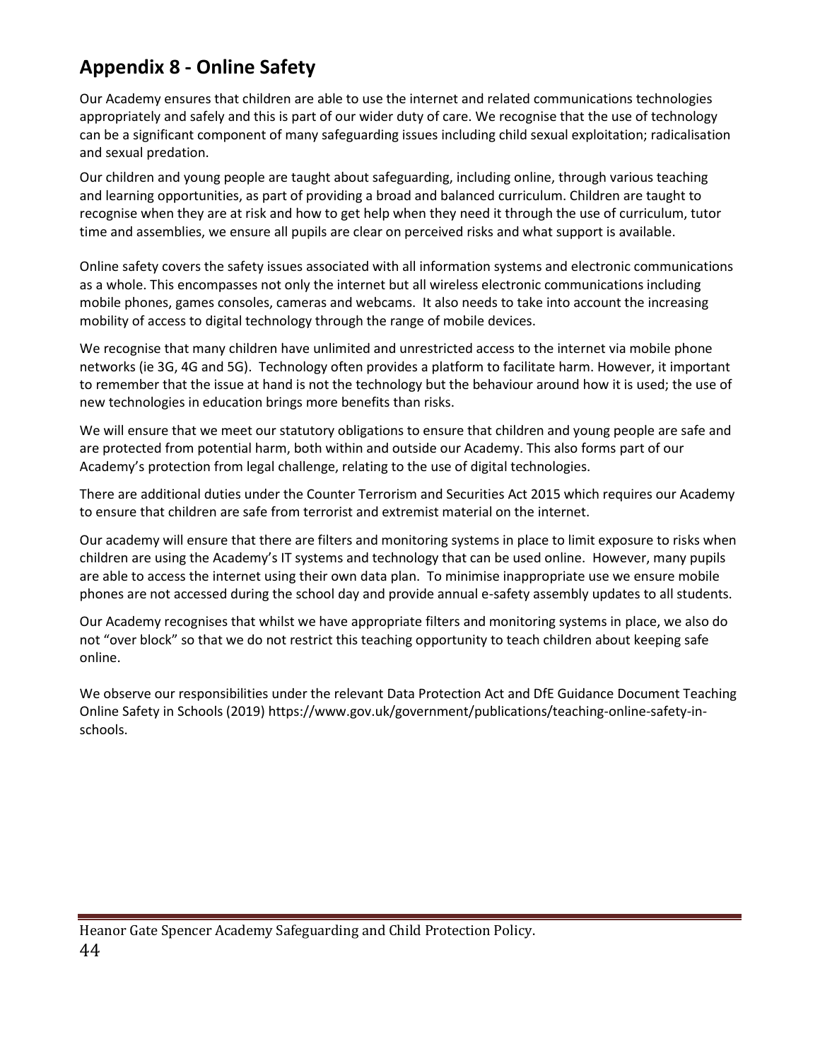## Appendix 8 - Online Safety

Our Academy ensures that children are able to use the internet and related communications technologies appropriately and safely and this is part of our wider duty of care. We recognise that the use of technology can be a significant component of many safeguarding issues including child sexual exploitation; radicalisation and sexual predation.

Our children and young people are taught about safeguarding, including online, through various teaching and learning opportunities, as part of providing a broad and balanced curriculum. Children are taught to recognise when they are at risk and how to get help when they need it through the use of curriculum, tutor time and assemblies, we ensure all pupils are clear on perceived risks and what support is available.

Online safety covers the safety issues associated with all information systems and electronic communications as a whole. This encompasses not only the internet but all wireless electronic communications including mobile phones, games consoles, cameras and webcams. It also needs to take into account the increasing mobility of access to digital technology through the range of mobile devices.

We recognise that many children have unlimited and unrestricted access to the internet via mobile phone networks (ie 3G, 4G and 5G). Technology often provides a platform to facilitate harm. However, it important to remember that the issue at hand is not the technology but the behaviour around how it is used; the use of new technologies in education brings more benefits than risks.

We will ensure that we meet our statutory obligations to ensure that children and young people are safe and are protected from potential harm, both within and outside our Academy. This also forms part of our Academy's protection from legal challenge, relating to the use of digital technologies.

There are additional duties under the Counter Terrorism and Securities Act 2015 which requires our Academy to ensure that children are safe from terrorist and extremist material on the internet.

Our academy will ensure that there are filters and monitoring systems in place to limit exposure to risks when children are using the Academy's IT systems and technology that can be used online. However, many pupils are able to access the internet using their own data plan. To minimise inappropriate use we ensure mobile phones are not accessed during the school day and provide annual e-safety assembly updates to all students.

Our Academy recognises that whilst we have appropriate filters and monitoring systems in place, we also do not "over block" so that we do not restrict this teaching opportunity to teach children about keeping safe online.

We observe our responsibilities under the relevant Data Protection Act and DfE Guidance Document Teaching Online Safety in Schools (2019) https://www.gov.uk/government/publications/teaching-online-safety-in-schools.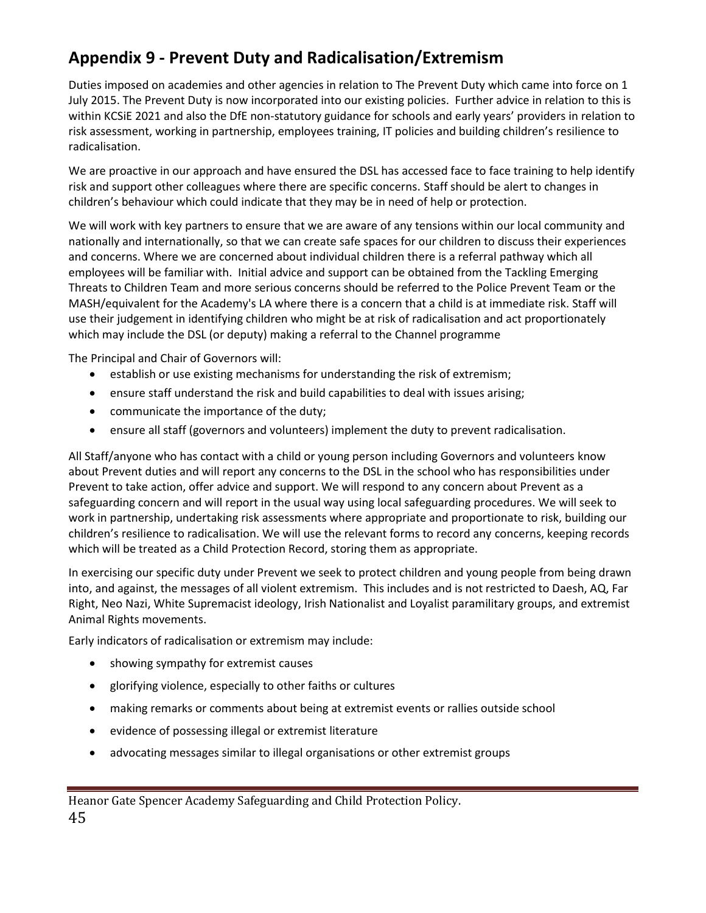# Appendix 9 - Prevent Duty and Radicalisation/Extremism

Duties imposed on academies and other agencies in relation to The Prevent Duty which came into force on 1 July 2015. The Prevent Duty is now incorporated into our existing policies. Further advice in relation to this is within KCSiE 2021 and also the DfE non-statutory guidance for schools and early years' providers in relation to risk assessment, working in partnership, employees training, IT policies and building children's resilience to radicalisation.

We are proactive in our approach and have ensured the DSL has accessed face to face training to help identify risk and support other colleagues where there are specific concerns. Staff should be alert to changes in children's behaviour which could indicate that they may be in need of help or protection.

We will work with key partners to ensure that we are aware of any tensions within our local community and nationally and internationally, so that we can create safe spaces for our children to discuss their experiences and concerns. Where we are concerned about individual children there is a referral pathway which all employees will be familiar with. Initial advice and support can be obtained from the Tackling Emerging Threats to Children Team and more serious concerns should be referred to the Police Prevent Team or the MASH/equivalent for the Academy's LA where there is a concern that a child is at immediate risk. Staff will use their judgement in identifying children who might be at risk of radicalisation and act proportionately which may include the DSL (or deputy) making a referral to the Channel programme

The Principal and Chair of Governors will:

- establish or use existing mechanisms for understanding the risk of extremism;
- ensure staff understand the risk and build capabilities to deal with issues arising;
- communicate the importance of the duty;
- ensure all staff (governors and volunteers) implement the duty to prevent radicalisation.

All Staff/anyone who has contact with a child or young person including Governors and volunteers know about Prevent duties and will report any concerns to the DSL in the school who has responsibilities under Prevent to take action, offer advice and support. We will respond to any concern about Prevent as a safeguarding concern and will report in the usual way using local safeguarding procedures. We will seek to work in partnership, undertaking risk assessments where appropriate and proportionate to risk, building our children's resilience to radicalisation. We will use the relevant forms to record any concerns, keeping records which will be treated as a Child Protection Record, storing them as appropriate.

In exercising our specific duty under Prevent we seek to protect children and young people from being drawn into, and against, the messages of all violent extremism. This includes and is not restricted to Daesh, AQ, Far Right, Neo Nazi, White Supremacist ideology, Irish Nationalist and Loyalist paramilitary groups, and extremist Animal Rights movements.

Early indicators of radicalisation or extremism may include:

- showing sympathy for extremist causes
- glorifying violence, especially to other faiths or cultures
- making remarks or comments about being at extremist events or rallies outside school
- evidence of possessing illegal or extremist literature
- advocating messages similar to illegal organisations or other extremist groups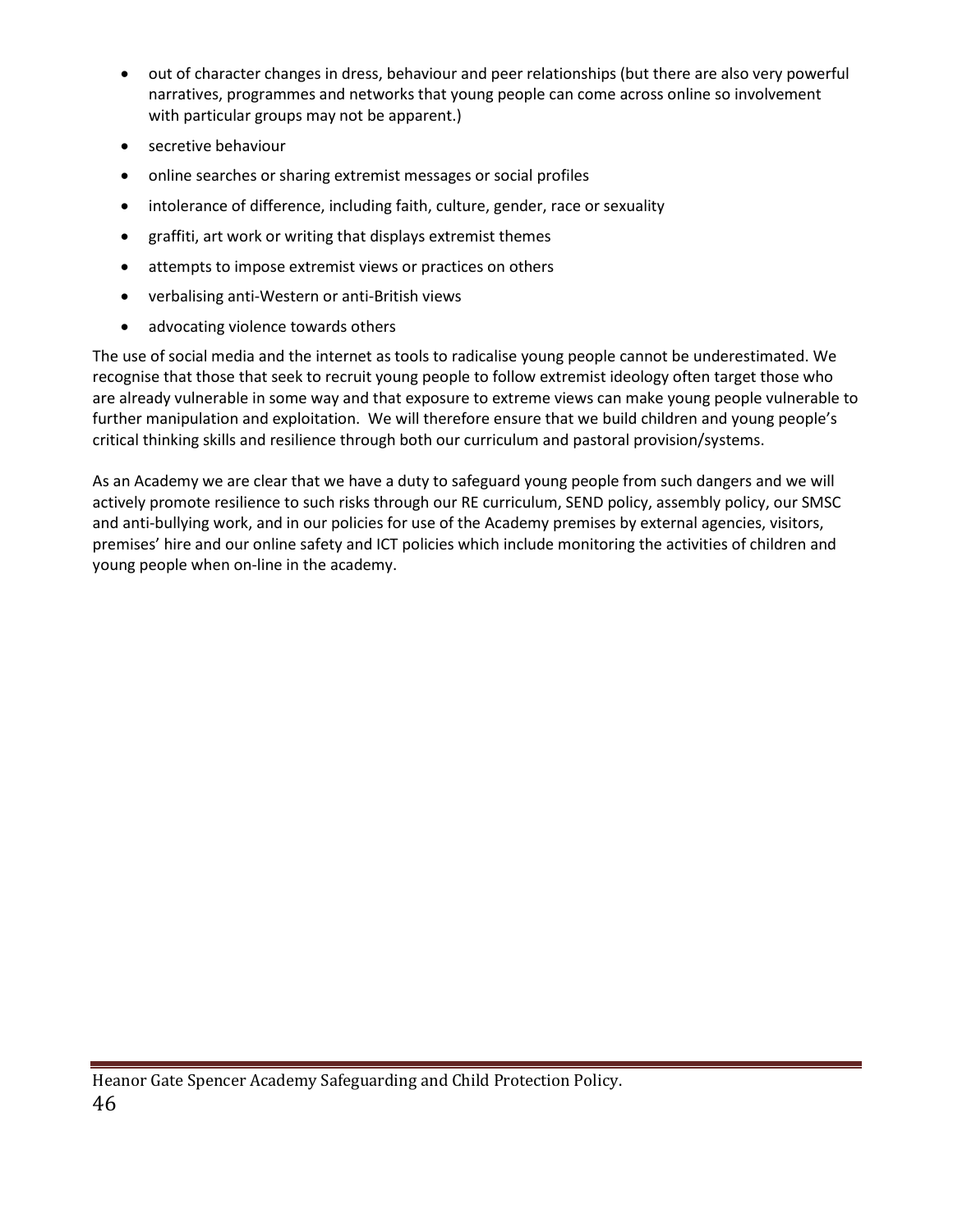- out of character changes in dress, behaviour and peer relationships (but there are also very powerful narratives, programmes and networks that young people can come across online so involvement with particular groups may not be apparent.)
- secretive behaviour
- online searches or sharing extremist messages or social profiles
- intolerance of difference, including faith, culture, gender, race or sexuality
- graffiti, art work or writing that displays extremist themes
- attempts to impose extremist views or practices on others
- verbalising anti-Western or anti-British views
- advocating violence towards others

The use of social media and the internet as tools to radicalise young people cannot be underestimated. We recognise that those that seek to recruit young people to follow extremist ideology often target those who are already vulnerable in some way and that exposure to extreme views can make young people vulnerable to further manipulation and exploitation. We will therefore ensure that we build children and young people's critical thinking skills and resilience through both our curriculum and pastoral provision/systems.

As an Academy we are clear that we have a duty to safeguard young people from such dangers and we will actively promote resilience to such risks through our RE curriculum, SEND policy, assembly policy, our SMSC and anti-bullying work, and in our policies for use of the Academy premises by external agencies, visitors, premises' hire and our online safety and ICT policies which include monitoring the activities of children and young people when on-line in the academy.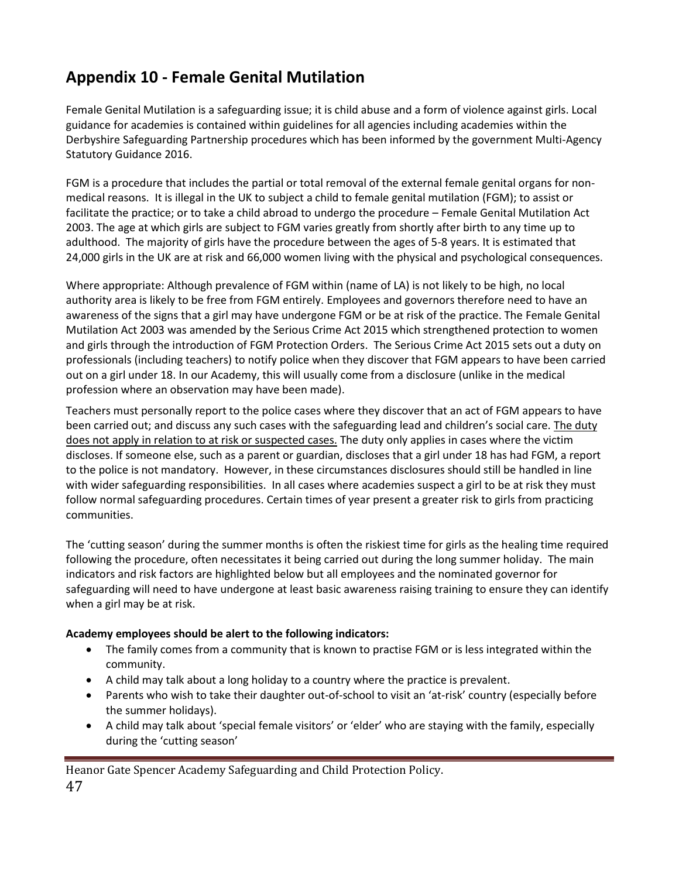## Appendix 10 - Female Genital Mutilation

Female Genital Mutilation is a safeguarding issue; it is child abuse and a form of violence against girls. Local guidance for academies is contained within guidelines for all agencies including academies within the Derbyshire Safeguarding Partnership procedures which has been informed by the government Multi-Agency Statutory Guidance 2016.

FGM is a procedure that includes the partial or total removal of the external female genital organs for non-medical reasons. It is illegal in the UK to subject a child to female genital mutilation (FGM); to assist or facilitate the practice; or to take a child abroad to undergo the procedure – Female Genital Mutilation Act 2003. The age at which girls are subject to FGM varies greatly from shortly after birth to any time up to adulthood. The majority of girls have the procedure between the ages of 5-8 years. It is estimated that 24,000 girls in the UK are at risk and 66,000 women living with the physical and psychological consequences.

Where appropriate: Although prevalence of FGM within (name of LA) is not likely to be high, no local authority area is likely to be free from FGM entirely. Employees and governors therefore need to have an awareness of the signs that a girl may have undergone FGM or be at risk of the practice. The Female Genital Mutilation Act 2003 was amended by the Serious Crime Act 2015 which strengthened protection to women and girls through the introduction of FGM Protection Orders. The Serious Crime Act 2015 sets out a duty on professionals (including teachers) to notify police when they discover that FGM appears to have been carried out on a girl under 18. In our Academy, this will usually come from a disclosure (unlike in the medical profession where an observation may have been made).

Teachers must personally report to the police cases where they discover that an act of FGM appears to have been carried out; and discuss any such cases with the safeguarding lead and children's social care. <u>The duty does not apply in relation to at risk or suspected cases.</u> The duty only applies in cases where the victim discloses. If someone else, such as a parent or guardian, discloses that a girl under 18 has had FGM, a report to the police is not mandatory. However, in these circumstances disclosures should still be handled in line with wider safeguarding responsibilities. In all cases where academies suspect a girl to be at risk they must follow normal safeguarding procedures. Certain times of year present a greater risk to girls from practicing communities.

The 'cutting season' during the summer months is often the riskiest time for girls as the healing time required following the procedure, often necessitates it being carried out during the long summer holiday. The main indicators and risk factors are highlighted below but all employees and the nominated governor for safeguarding will need to have undergone at least basic awareness raising training to ensure they can identify when a girl may be at risk.

**Academy employees should be alert to the following indicators:**

- The family comes from a community that is known to practise FGM or is less integrated within the community.
- A child may talk about a long holiday to a country where the practice is prevalent.
- Parents who wish to take their daughter out-of-school to visit an 'at-risk' country (especially before the summer holidays).
- A child may talk about 'special female visitors' or 'elder' who are staying with the family, especially during the 'cutting season'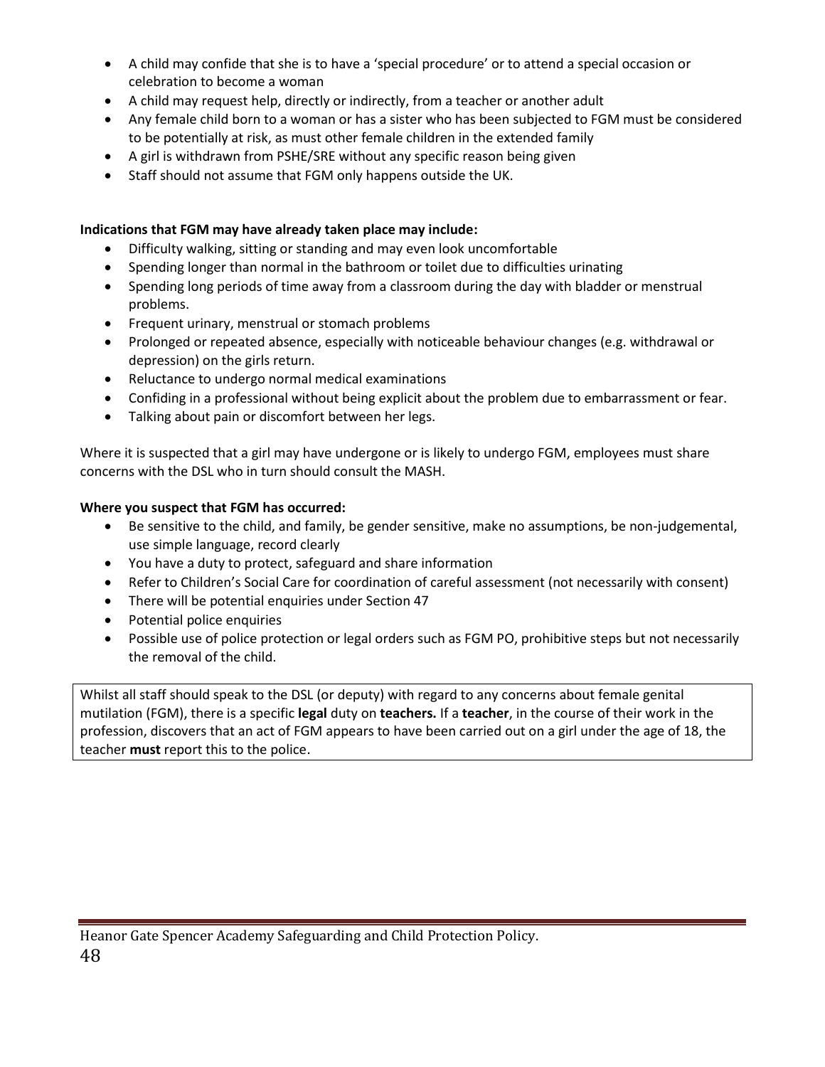- A child may confide that she is to have a 'special procedure' or to attend a special occasion or celebration to become a woman
- A child may request help, directly or indirectly, from a teacher or another adult
- Any female child born to a woman or has a sister who has been subjected to FGM must be considered to be potentially at risk, as must other female children in the extended family
- A girl is withdrawn from PSHE/SRE without any specific reason being given
- Staff should not assume that FGM only happens outside the UK.

**Indications that FGM may have already taken place may include:**

- Difficulty walking, sitting or standing and may even look uncomfortable
- Spending longer than normal in the bathroom or toilet due to difficulties urinating
- Spending long periods of time away from a classroom during the day with bladder or menstrual problems.
- Frequent urinary, menstrual or stomach problems
- Prolonged or repeated absence, especially with noticeable behaviour changes (e.g. withdrawal or depression) on the girls return.
- Reluctance to undergo normal medical examinations
- Confiding in a professional without being explicit about the problem due to embarrassment or fear.
- Talking about pain or discomfort between her legs.

Where it is suspected that a girl may have undergone or is likely to undergo FGM, employees must share concerns with the DSL who in turn should consult the MASH.

**Where you suspect that FGM has occurred:**

- Be sensitive to the child, and family, be gender sensitive, make no assumptions, be non-judgemental, use simple language, record clearly
- You have a duty to protect, safeguard and share information
- Refer to Children's Social Care for coordination of careful assessment (not necessarily with consent)
- There will be potential enquiries under Section 47
- Potential police enquiries
- Possible use of police protection or legal orders such as FGM PO, prohibitive steps but not necessarily the removal of the child.

Whilst all staff should speak to the DSL (or deputy) with regard to any concerns about female genital mutilation (FGM), there is a specific **legal** duty on **teachers.** If a **teacher**, in the course of their work in the profession, discovers that an act of FGM appears to have been carried out on a girl under the age of 18, the teacher **must** report this to the police.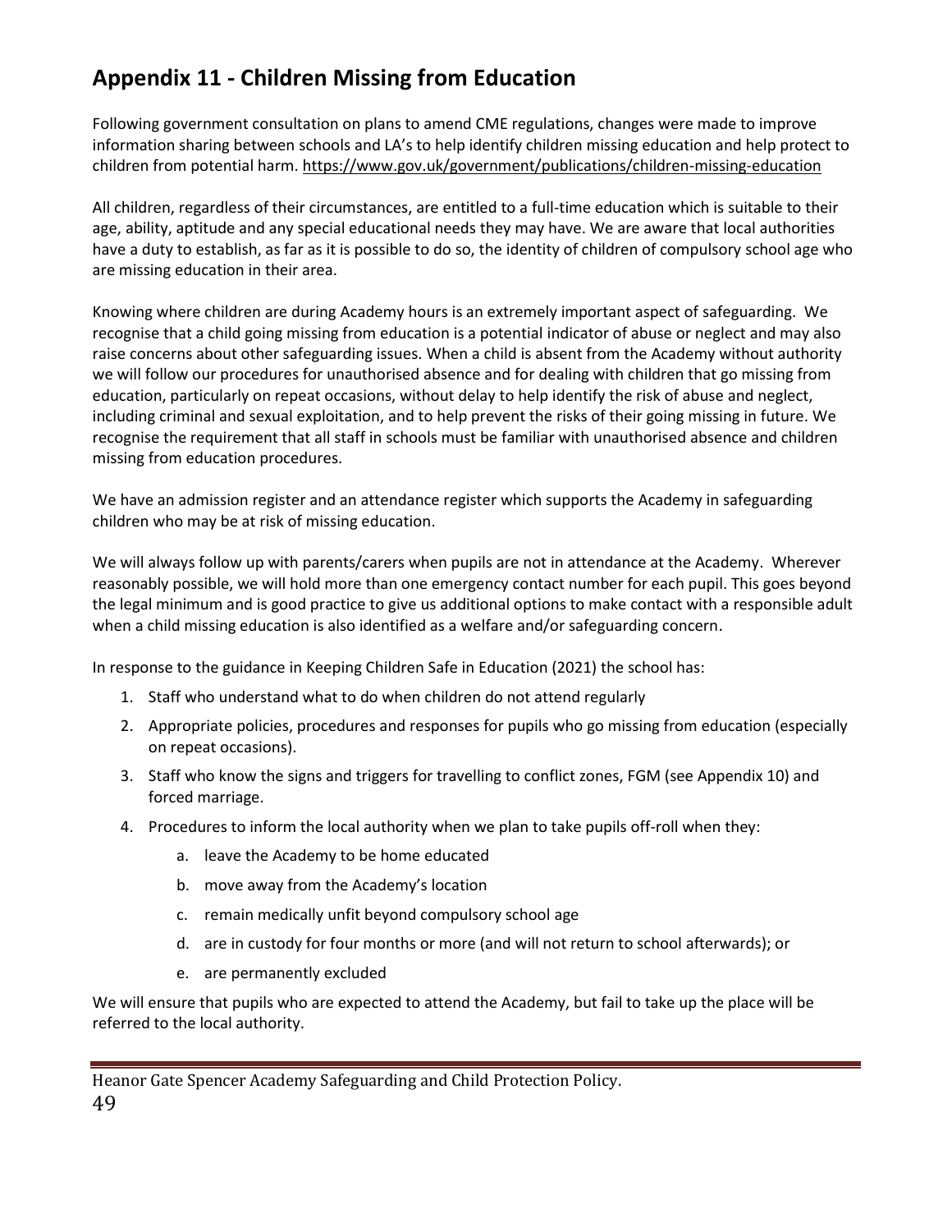## Appendix 11 - Children Missing from Education

Following government consultation on plans to amend CME regulations, changes were made to improve information sharing between schools and LA's to help identify children missing education and help protect to children from potential harm. https://www.gov.uk/government/publications/children-missing-education

All children, regardless of their circumstances, are entitled to a full-time education which is suitable to their age, ability, aptitude and any special educational needs they may have. We are aware that local authorities have a duty to establish, as far as it is possible to do so, the identity of children of compulsory school age who are missing education in their area.

Knowing where children are during Academy hours is an extremely important aspect of safeguarding. We recognise that a child going missing from education is a potential indicator of abuse or neglect and may also raise concerns about other safeguarding issues. When a child is absent from the Academy without authority we will follow our procedures for unauthorised absence and for dealing with children that go missing from education, particularly on repeat occasions, without delay to help identify the risk of abuse and neglect, including criminal and sexual exploitation, and to help prevent the risks of their going missing in future. We recognise the requirement that all staff in schools must be familiar with unauthorised absence and children missing from education procedures.

We have an admission register and an attendance register which supports the Academy in safeguarding children who may be at risk of missing education.

We will always follow up with parents/carers when pupils are not in attendance at the Academy. Wherever reasonably possible, we will hold more than one emergency contact number for each pupil. This goes beyond the legal minimum and is good practice to give us additional options to make contact with a responsible adult when a child missing education is also identified as a welfare and/or safeguarding concern.

In response to the guidance in Keeping Children Safe in Education (2021) the school has:

1. Staff who understand what to do when children do not attend regularly
2. Appropriate policies, procedures and responses for pupils who go missing from education (especially on repeat occasions).
3. Staff who know the signs and triggers for travelling to conflict zones, FGM (see Appendix 10) and forced marriage.
4. Procedures to inform the local authority when we plan to take pupils off-roll when they:
    a. leave the Academy to be home educated
    b. move away from the Academy's location
    c. remain medically unfit beyond compulsory school age
    d. are in custody for four months or more (and will not return to school afterwards); or
    e. are permanently excluded

We will ensure that pupils who are expected to attend the Academy, but fail to take up the place will be referred to the local authority.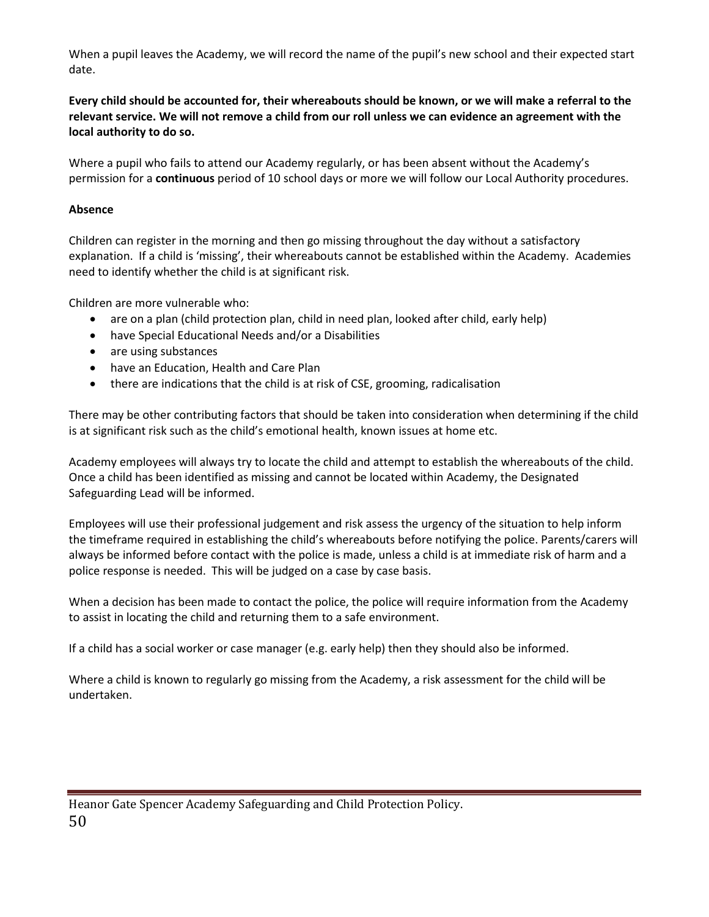When a pupil leaves the Academy, we will record the name of the pupil's new school and their expected start date.

**Every child should be accounted for, their whereabouts should be known, or we will make a referral to the relevant service. We will not remove a child from our roll unless we can evidence an agreement with the local authority to do so.**

Where a pupil who fails to attend our Academy regularly, or has been absent without the Academy's permission for a **continuous** period of 10 school days or more we will follow our Local Authority procedures.

**Absence**

Children can register in the morning and then go missing throughout the day without a satisfactory explanation. If a child is 'missing', their whereabouts cannot be established within the Academy. Academies need to identify whether the child is at significant risk.

Children are more vulnerable who:

- are on a plan (child protection plan, child in need plan, looked after child, early help)
- have Special Educational Needs and/or a Disabilities
- are using substances
- have an Education, Health and Care Plan
- there are indications that the child is at risk of CSE, grooming, radicalisation

There may be other contributing factors that should be taken into consideration when determining if the child is at significant risk such as the child's emotional health, known issues at home etc.

Academy employees will always try to locate the child and attempt to establish the whereabouts of the child. Once a child has been identified as missing and cannot be located within Academy, the Designated Safeguarding Lead will be informed.

Employees will use their professional judgement and risk assess the urgency of the situation to help inform the timeframe required in establishing the child's whereabouts before notifying the police. Parents/carers will always be informed before contact with the police is made, unless a child is at immediate risk of harm and a police response is needed. This will be judged on a case by case basis.

When a decision has been made to contact the police, the police will require information from the Academy to assist in locating the child and returning them to a safe environment.

If a child has a social worker or case manager (e.g. early help) then they should also be informed.

Where a child is known to regularly go missing from the Academy, a risk assessment for the child will be undertaken.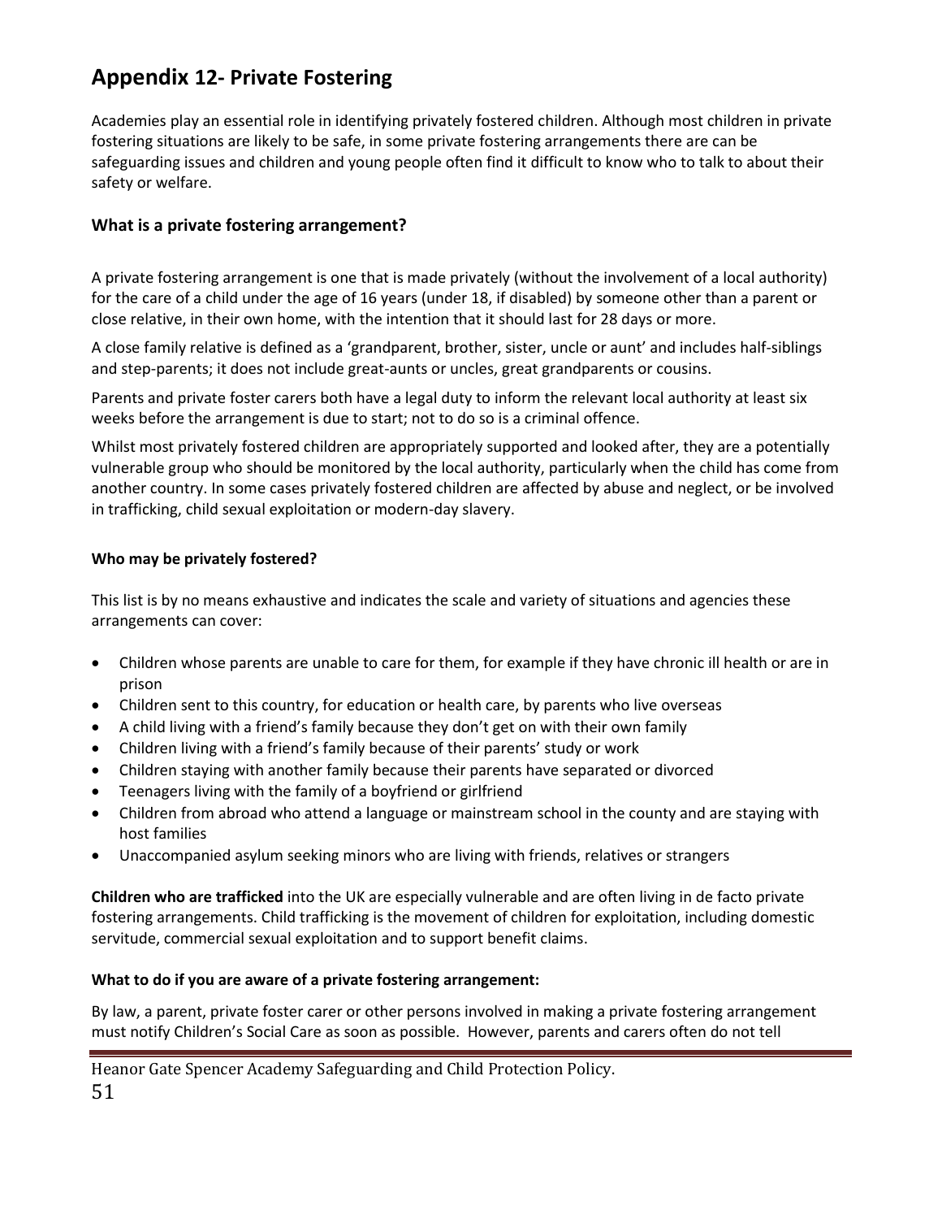# Appendix 12- Private Fostering

Academies play an essential role in identifying privately fostered children. Although most children in private fostering situations are likely to be safe, in some private fostering arrangements there are can be safeguarding issues and children and young people often find it difficult to know who to talk to about their safety or welfare.

## What is a private fostering arrangement?

A private fostering arrangement is one that is made privately (without the involvement of a local authority) for the care of a child under the age of 16 years (under 18, if disabled) by someone other than a parent or close relative, in their own home, with the intention that it should last for 28 days or more.

A close family relative is defined as a 'grandparent, brother, sister, uncle or aunt' and includes half-siblings and step-parents; it does not include great-aunts or uncles, great grandparents or cousins.

Parents and private foster carers both have a legal duty to inform the relevant local authority at least six weeks before the arrangement is due to start; not to do so is a criminal offence.

Whilst most privately fostered children are appropriately supported and looked after, they are a potentially vulnerable group who should be monitored by the local authority, particularly when the child has come from another country. In some cases privately fostered children are affected by abuse and neglect, or be involved in trafficking, child sexual exploitation or modern-day slavery.

### Who may be privately fostered?

This list is by no means exhaustive and indicates the scale and variety of situations and agencies these arrangements can cover:

- Children whose parents are unable to care for them, for example if they have chronic ill health or are in prison
- Children sent to this country, for education or health care, by parents who live overseas
- A child living with a friend's family because they don't get on with their own family
- Children living with a friend's family because of their parents' study or work
- Children staying with another family because their parents have separated or divorced
- Teenagers living with the family of a boyfriend or girlfriend
- Children from abroad who attend a language or mainstream school in the county and are staying with host families
- Unaccompanied asylum seeking minors who are living with friends, relatives or strangers

**Children who are trafficked** into the UK are especially vulnerable and are often living in de facto private fostering arrangements. Child trafficking is the movement of children for exploitation, including domestic servitude, commercial sexual exploitation and to support benefit claims.

### What to do if you are aware of a private fostering arrangement:

By law, a parent, private foster carer or other persons involved in making a private fostering arrangement must notify Children's Social Care as soon as possible. However, parents and carers often do not tell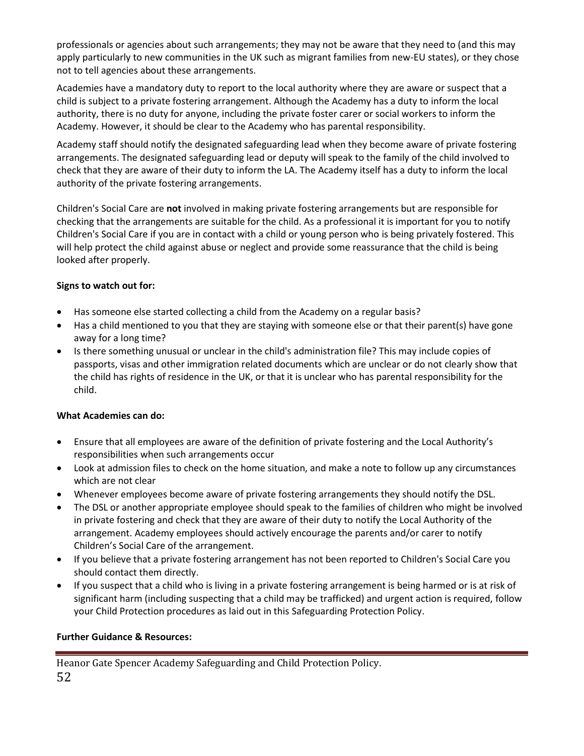professionals or agencies about such arrangements; they may not be aware that they need to (and this may apply particularly to new communities in the UK such as migrant families from new-EU states), or they chose not to tell agencies about these arrangements.

Academies have a mandatory duty to report to the local authority where they are aware or suspect that a child is subject to a private fostering arrangement. Although the Academy has a duty to inform the local authority, there is no duty for anyone, including the private foster carer or social workers to inform the Academy. However, it should be clear to the Academy who has parental responsibility.

Academy staff should notify the designated safeguarding lead when they become aware of private fostering arrangements. The designated safeguarding lead or deputy will speak to the family of the child involved to check that they are aware of their duty to inform the LA. The Academy itself has a duty to inform the local authority of the private fostering arrangements.

Children's Social Care are **not** involved in making private fostering arrangements but are responsible for checking that the arrangements are suitable for the child. As a professional it is important for you to notify Children's Social Care if you are in contact with a child or young person who is being privately fostered. This will help protect the child against abuse or neglect and provide some reassurance that the child is being looked after properly.

**Signs to watch out for:**

- Has someone else started collecting a child from the Academy on a regular basis?
- Has a child mentioned to you that they are staying with someone else or that their parent(s) have gone away for a long time?
- Is there something unusual or unclear in the child's administration file? This may include copies of passports, visas and other immigration related documents which are unclear or do not clearly show that the child has rights of residence in the UK, or that it is unclear who has parental responsibility for the child.

**What Academies can do:**

- Ensure that all employees are aware of the definition of private fostering and the Local Authority's responsibilities when such arrangements occur
- Look at admission files to check on the home situation, and make a note to follow up any circumstances which are not clear
- Whenever employees become aware of private fostering arrangements they should notify the DSL.
- The DSL or another appropriate employee should speak to the families of children who might be involved in private fostering and check that they are aware of their duty to notify the Local Authority of the arrangement. Academy employees should actively encourage the parents and/or carer to notify Children's Social Care of the arrangement.
- If you believe that a private fostering arrangement has not been reported to Children's Social Care you should contact them directly.
- If you suspect that a child who is living in a private fostering arrangement is being harmed or is at risk of significant harm (including suspecting that a child may be trafficked) and urgent action is required, follow your Child Protection procedures as laid out in this Safeguarding Protection Policy.

**Further Guidance & Resources:**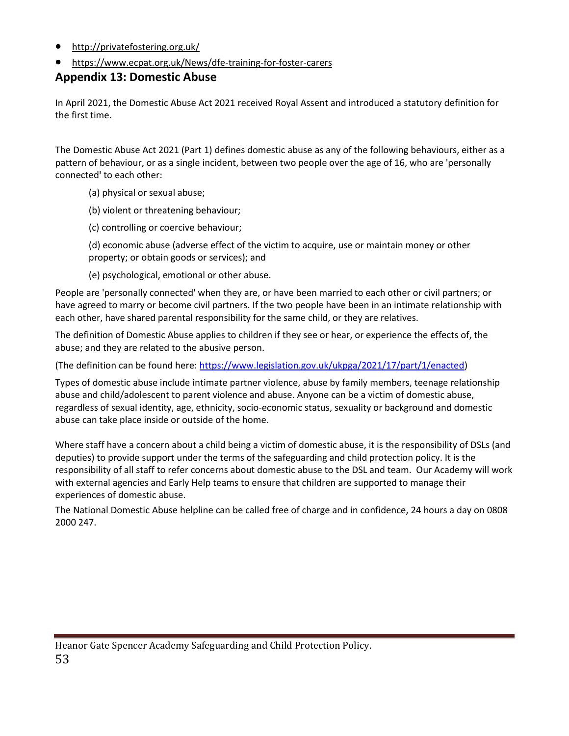- http://privatefostering.org.uk/
- https://www.ecpat.org.uk/News/dfe-training-for-foster-carers

## Appendix 13: Domestic Abuse

In April 2021, the Domestic Abuse Act 2021 received Royal Assent and introduced a statutory definition for the first time.

The Domestic Abuse Act 2021 (Part 1) defines domestic abuse as any of the following behaviours, either as a pattern of behaviour, or as a single incident, between two people over the age of 16, who are 'personally connected' to each other:

(a) physical or sexual abuse;

(b) violent or threatening behaviour;

(c) controlling or coercive behaviour;

(d) economic abuse (adverse effect of the victim to acquire, use or maintain money or other property; or obtain goods or services); and

(e) psychological, emotional or other abuse.

People are 'personally connected' when they are, or have been married to each other or civil partners; or have agreed to marry or become civil partners. If the two people have been in an intimate relationship with each other, have shared parental responsibility for the same child, or they are relatives.

The definition of Domestic Abuse applies to children if they see or hear, or experience the effects of, the abuse; and they are related to the abusive person.

(The definition can be found here: https://www.legislation.gov.uk/ukpga/2021/17/part/1/enacted)

Types of domestic abuse include intimate partner violence, abuse by family members, teenage relationship abuse and child/adolescent to parent violence and abuse. Anyone can be a victim of domestic abuse, regardless of sexual identity, age, ethnicity, socio-economic status, sexuality or background and domestic abuse can take place inside or outside of the home.

Where staff have a concern about a child being a victim of domestic abuse, it is the responsibility of DSLs (and deputies) to provide support under the terms of the safeguarding and child protection policy. It is the responsibility of all staff to refer concerns about domestic abuse to the DSL and team. Our Academy will work with external agencies and Early Help teams to ensure that children are supported to manage their experiences of domestic abuse.

The National Domestic Abuse helpline can be called free of charge and in confidence, 24 hours a day on 0808 2000 247.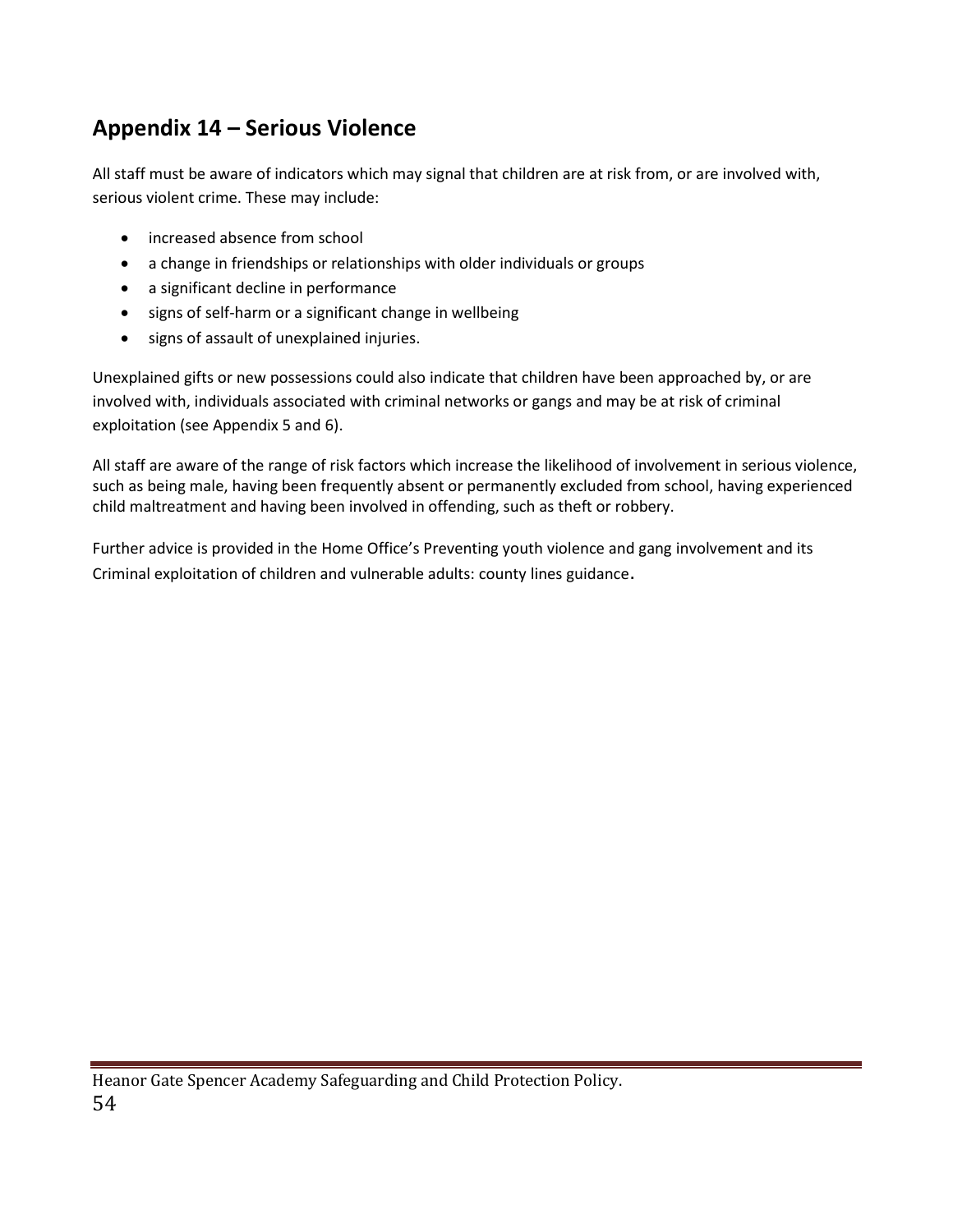## Appendix 14 – Serious Violence

All staff must be aware of indicators which may signal that children are at risk from, or are involved with, serious violent crime. These may include:

- increased absence from school
- a change in friendships or relationships with older individuals or groups
- a significant decline in performance
- signs of self-harm or a significant change in wellbeing
- signs of assault of unexplained injuries.

Unexplained gifts or new possessions could also indicate that children have been approached by, or are involved with, individuals associated with criminal networks or gangs and may be at risk of criminal exploitation (see Appendix 5 and 6).

All staff are aware of the range of risk factors which increase the likelihood of involvement in serious violence, such as being male, having been frequently absent or permanently excluded from school, having experienced child maltreatment and having been involved in offending, such as theft or robbery.

Further advice is provided in the Home Office's Preventing youth violence and gang involvement and its Criminal exploitation of children and vulnerable adults: county lines guidance.